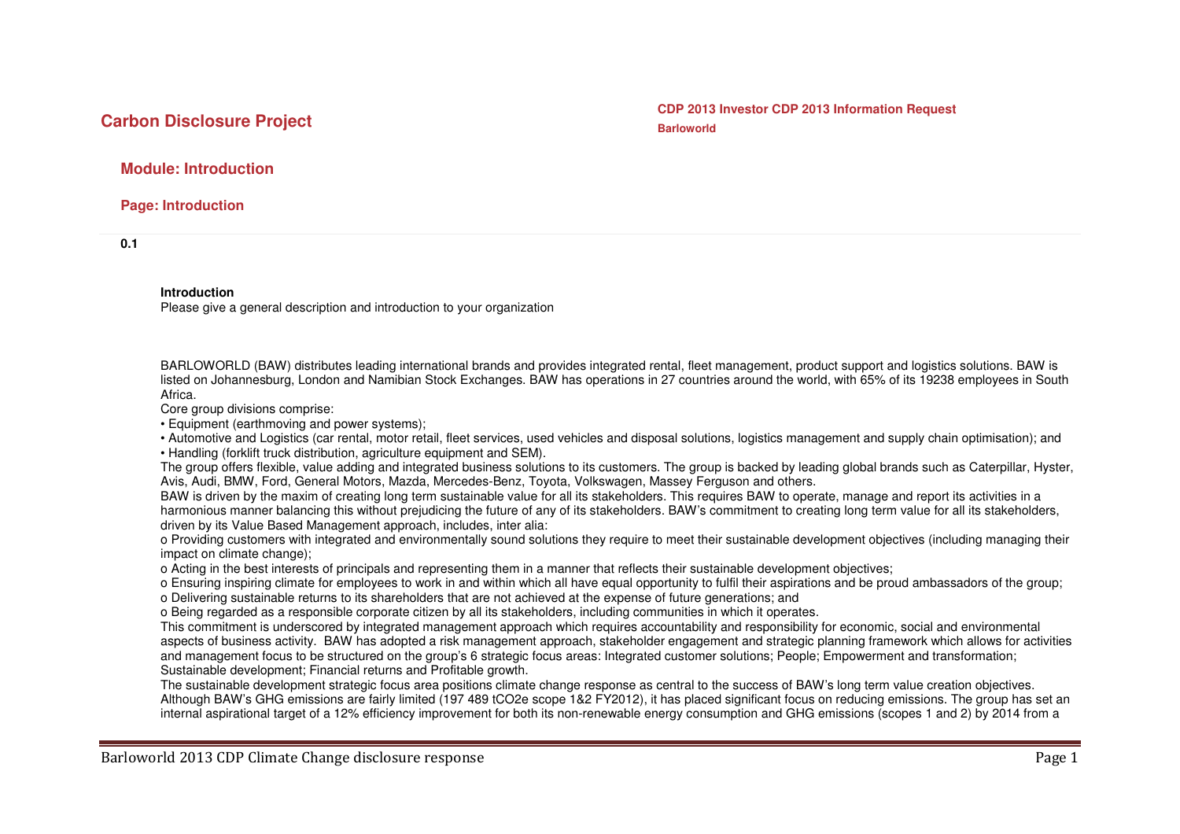# Carbon Disclosure Project

**CDP 2013 Investor CDP 2013 Information Request**
**Barloworld**

## Module: Introduction

### Page: Introduction

**0.1**

**Introduction**
Please give a general description and introduction to your organization

BARLOWORLD (BAW) distributes leading international brands and provides integrated rental, fleet management, product support and logistics solutions. BAW is listed on Johannesburg, London and Namibian Stock Exchanges. BAW has operations in 27 countries around the world, with 65% of its 19238 employees in South Africa.

Core group divisions comprise:

- Equipment (earthmoving and power systems);
- Automotive and Logistics (car rental, motor retail, fleet services, used vehicles and disposal solutions, logistics management and supply chain optimisation); and
- Handling (forklift truck distribution, agriculture equipment and SEM).

The group offers flexible, value adding and integrated business solutions to its customers. The group is backed by leading global brands such as Caterpillar, Hyster, Avis, Audi, BMW, Ford, General Motors, Mazda, Mercedes-Benz, Toyota, Volkswagen, Massey Ferguson and others.

BAW is driven by the maxim of creating long term sustainable value for all its stakeholders. This requires BAW to operate, manage and report its activities in a harmonious manner balancing this without prejudicing the future of any of its stakeholders. BAW's commitment to creating long term value for all its stakeholders, driven by its Value Based Management approach, includes, inter alia:

- Providing customers with integrated and environmentally sound solutions they require to meet their sustainable development objectives (including managing their impact on climate change);
- Acting in the best interests of principals and representing them in a manner that reflects their sustainable development objectives;
- Ensuring inspiring climate for employees to work in and within which all have equal opportunity to fulfil their aspirations and be proud ambassadors of the group;
- Delivering sustainable returns to its shareholders that are not achieved at the expense of future generations; and
- Being regarded as a responsible corporate citizen by all its stakeholders, including communities in which it operates.

This commitment is underscored by integrated management approach which requires accountability and responsibility for economic, social and environmental aspects of business activity. BAW has adopted a risk management approach, stakeholder engagement and strategic planning framework which allows for activities and management focus to be structured on the group's 6 strategic focus areas: Integrated customer solutions; People; Empowerment and transformation; Sustainable development; Financial returns and Profitable growth.

The sustainable development strategic focus area positions climate change response as central to the success of BAW's long term value creation objectives. Although BAW's GHG emissions are fairly limited (197 489 $tCO_2e$ scope 1&2 FY2012), it has placed significant focus on reducing emissions. The group has set an internal aspirational target of a 12% efficiency improvement for both its non-renewable energy consumption and GHG emissions (scopes 1 and 2) by 2014 from a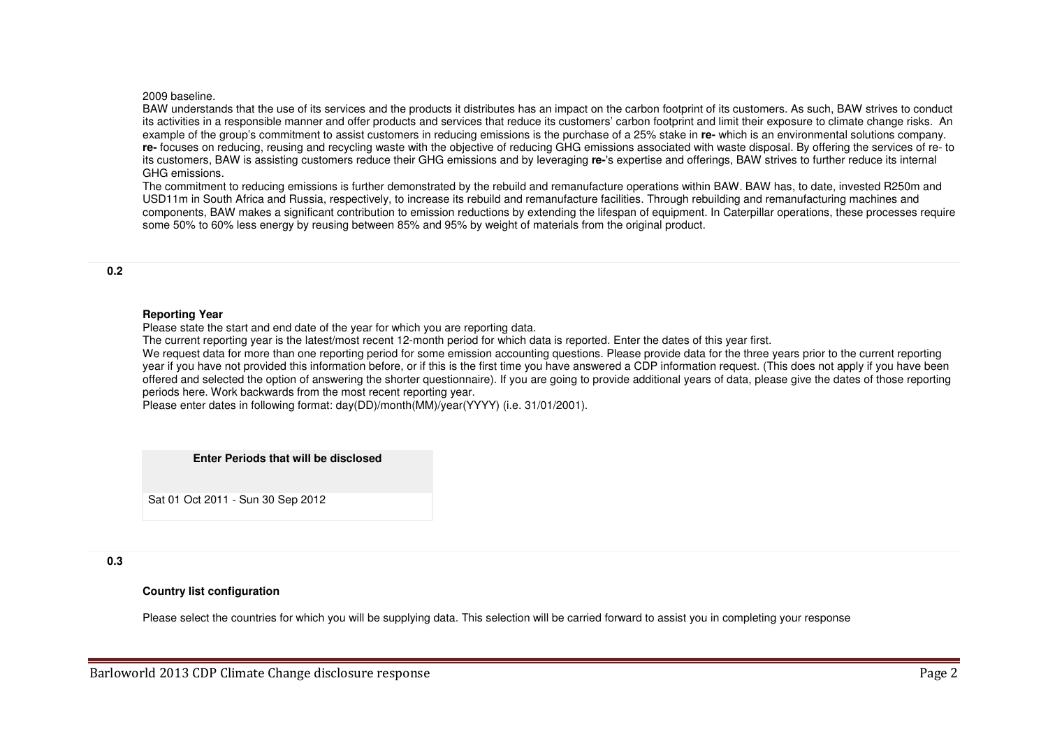2009 baseline.

BAW understands that the use of its services and the products it distributes has an impact on the carbon footprint of its customers. As such, BAW strives to conduct its activities in a responsible manner and offer products and services that reduce its customers' carbon footprint and limit their exposure to climate change risks. An example of the group's commitment to assist customers in reducing emissions is the purchase of a 25% stake in **re-** which is an environmental solutions company. **re-** focuses on reducing, reusing and recycling waste with the objective of reducing GHG emissions associated with waste disposal. By offering the services of re- to its customers, BAW is assisting customers reduce their GHG emissions and by leveraging **re-**'s expertise and offerings, BAW strives to further reduce its internal GHG emissions.

The commitment to reducing emissions is further demonstrated by the rebuild and remanufacture operations within BAW. BAW has, to date, invested R250m and USD11m in South Africa and Russia, respectively, to increase its rebuild and remanufacture facilities. Through rebuilding and remanufacturing machines and components, BAW makes a significant contribution to emission reductions by extending the lifespan of equipment. In Caterpillar operations, these processes require some 50% to 60% less energy by reusing between 85% and 95% by weight of materials from the original product.

**0.2**

**Reporting Year**

Please state the start and end date of the year for which you are reporting data.

The current reporting year is the latest/most recent 12-month period for which data is reported. Enter the dates of this year first.

We request data for more than one reporting period for some emission accounting questions. Please provide data for the three years prior to the current reporting year if you have not provided this information before, or if this is the first time you have answered a CDP information request. (This does not apply if you have been offered and selected the option of answering the shorter questionnaire). If you are going to provide additional years of data, please give the dates of those reporting periods here. Work backwards from the most recent reporting year.

Please enter dates in following format: day(DD)/month(MM)/year(YYYY) (i.e. 31/01/2001).

| Enter Periods that will be disclosed |
|---|
| Sat 01 Oct 2011 - Sun 30 Sep 2012 |

**0.3**

**Country list configuration**

Please select the countries for which you will be supplying data. This selection will be carried forward to assist you in completing your response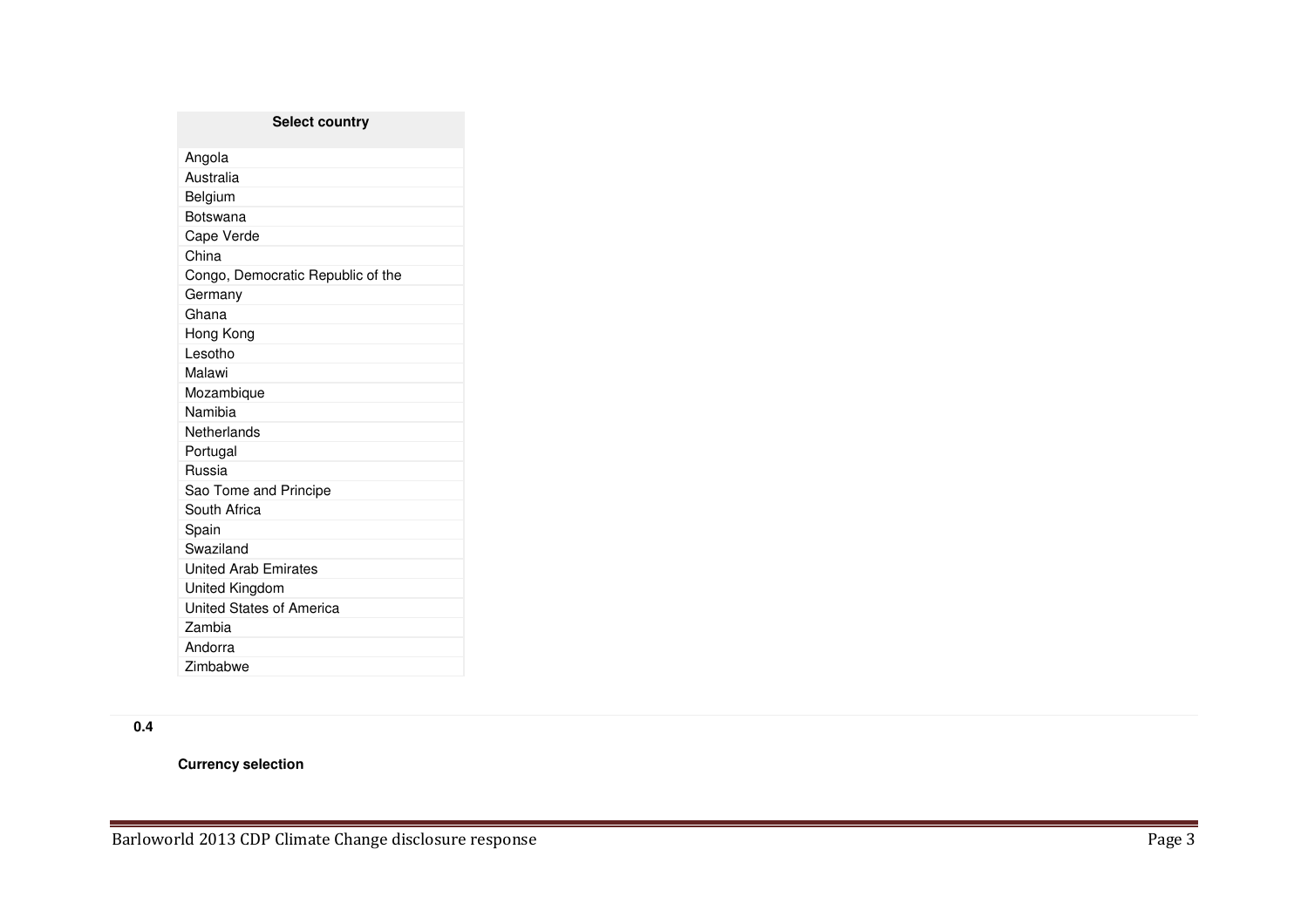| Select country |
| --- |
| Angola |
| Australia |
| Belgium |
| Botswana |
| Cape Verde |
| China |
| Congo, Democratic Republic of the |
| Germany |
| Ghana |
| Hong Kong |
| Lesotho |
| Malawi |
| Mozambique |
| Namibia |
| Netherlands |
| Portugal |
| Russia |
| Sao Tome and Principe |
| South Africa |
| Spain |
| Swaziland |
| United Arab Emirates |
| United Kingdom |
| United States of America |
| Zambia |
| Andorra |
| Zimbabwe |

**0.4**

**Currency selection**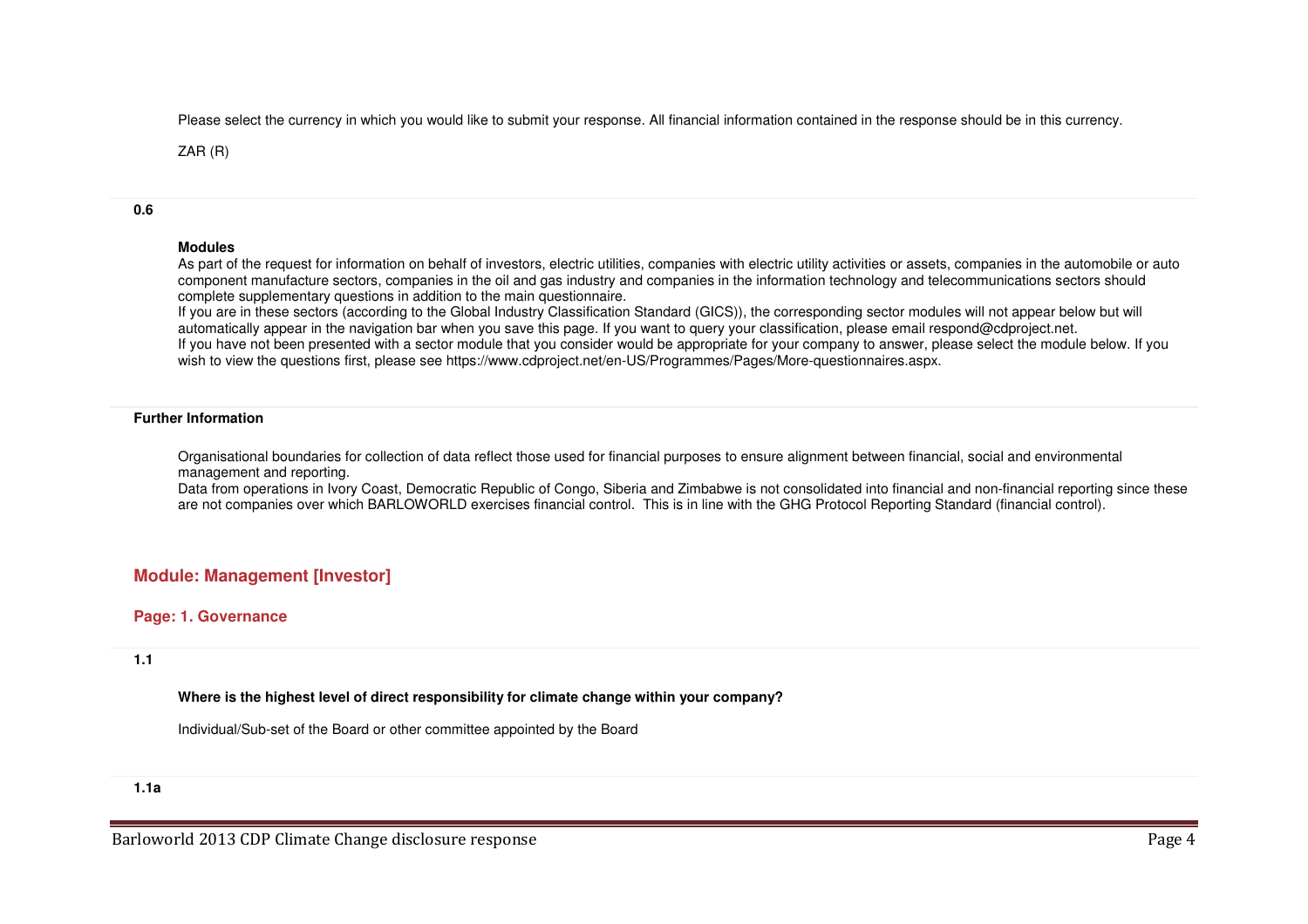Please select the currency in which you would like to submit your response. All financial information contained in the response should be in this currency.

ZAR (R)

**0.6**

**Modules**

As part of the request for information on behalf of investors, electric utilities, companies with electric utility activities or assets, companies in the automobile or auto component manufacture sectors, companies in the oil and gas industry and companies in the information technology and telecommunications sectors should complete supplementary questions in addition to the main questionnaire.

If you are in these sectors (according to the Global Industry Classification Standard (GICS)), the corresponding sector modules will not appear below but will automatically appear in the navigation bar when you save this page. If you want to query your classification, please email respond@cdproject.net.

If you have not been presented with a sector module that you consider would be appropriate for your company to answer, please select the module below. If you wish to view the questions first, please see https://www.cdproject.net/en-US/Programmes/Pages/More-questionnaires.aspx.

**Further Information**

Organisational boundaries for collection of data reflect those used for financial purposes to ensure alignment between financial, social and environmental management and reporting.

Data from operations in Ivory Coast, Democratic Republic of Congo, Siberia and Zimbabwe is not consolidated into financial and non-financial reporting since these are not companies over which BARLOWORLD exercises financial control. This is in line with the GHG Protocol Reporting Standard (financial control).

## Module: Management [Investor]

### Page: 1. Governance

**1.1**

**Where is the highest level of direct responsibility for climate change within your company?**

Individual/Sub-set of the Board or other committee appointed by the Board

**1.1a**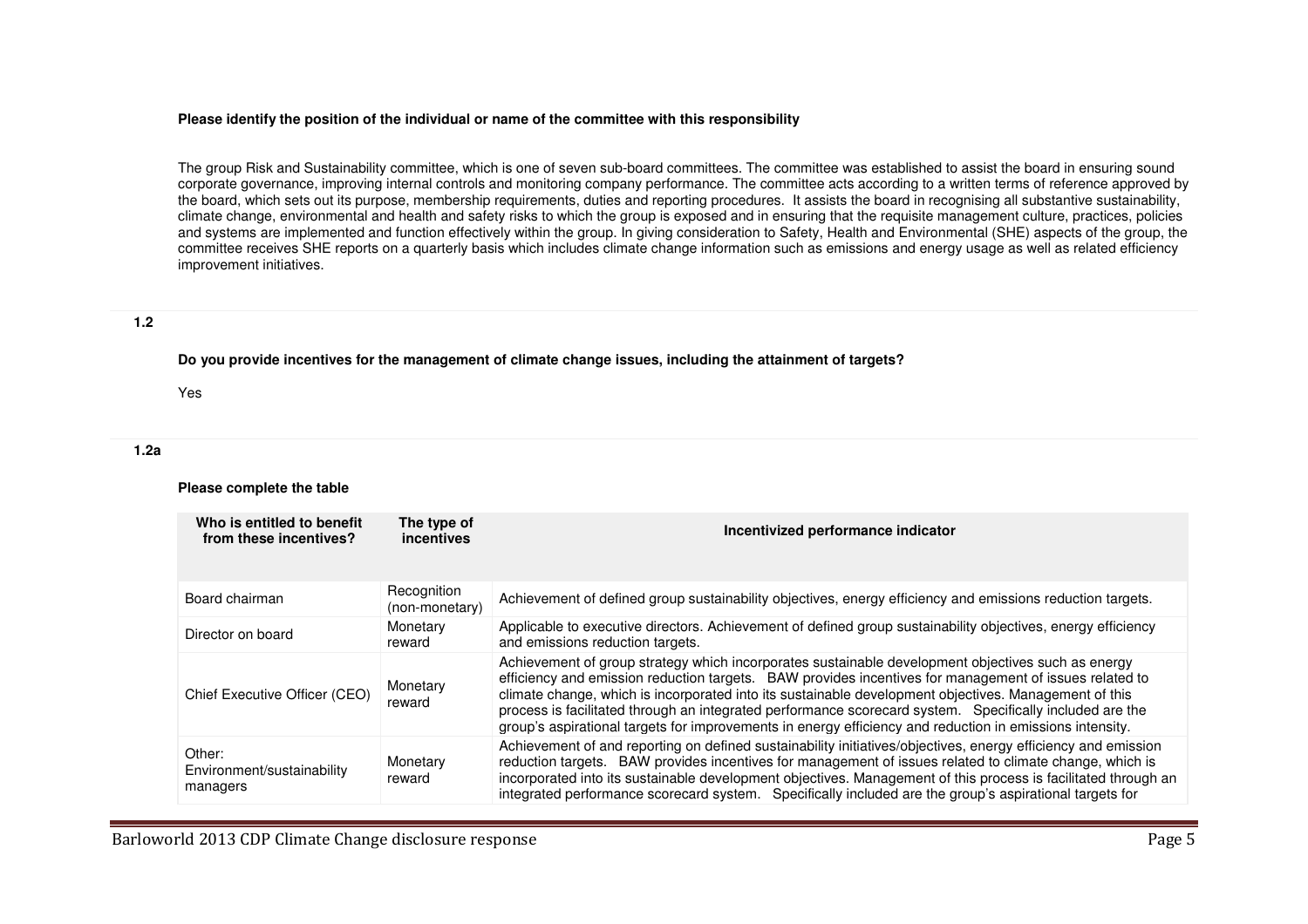**Please identify the position of the individual or name of the committee with this responsibility**

The group Risk and Sustainability committee, which is one of seven sub-board committees. The committee was established to assist the board in ensuring sound corporate governance, improving internal controls and monitoring company performance. The committee acts according to a written terms of reference approved by the board, which sets out its purpose, membership requirements, duties and reporting procedures. It assists the board in recognising all substantive sustainability, climate change, environmental and health and safety risks to which the group is exposed and in ensuring that the requisite management culture, practices, policies and systems are implemented and function effectively within the group. In giving consideration to Safety, Health and Environmental (SHE) aspects of the group, the committee receives SHE reports on a quarterly basis which includes climate change information such as emissions and energy usage as well as related efficiency improvement initiatives.

**1.2**

**Do you provide incentives for the management of climate change issues, including the attainment of targets?**

Yes

**1.2a**

**Please complete the table**

| Who is entitled to benefit from these incentives? | The type of incentives | Incentivized performance indicator |
|---|---|---|
| Board chairman | Recognition (non-monetary) | Achievement of defined group sustainability objectives, energy efficiency and emissions reduction targets. |
| Director on board | Monetary reward | Applicable to executive directors. Achievement of defined group sustainability objectives, energy efficiency and emissions reduction targets. |
| Chief Executive Officer (CEO) | Monetary reward | Achievement of group strategy which incorporates sustainable development objectives such as energy efficiency and emission reduction targets. BAW provides incentives for management of issues related to climate change, which is incorporated into its sustainable development objectives. Management of this process is facilitated through an integrated performance scorecard system. Specifically included are the group's aspirational targets for improvements in energy efficiency and reduction in emissions intensity. |
| Other: Environment/sustainability managers | Monetary reward | Achievement of and reporting on defined sustainability initiatives/objectives, energy efficiency and emission reduction targets. BAW provides incentives for management of issues related to climate change, which is incorporated into its sustainable development objectives. Management of this process is facilitated through an integrated performance scorecard system. Specifically included are the group's aspirational targets for |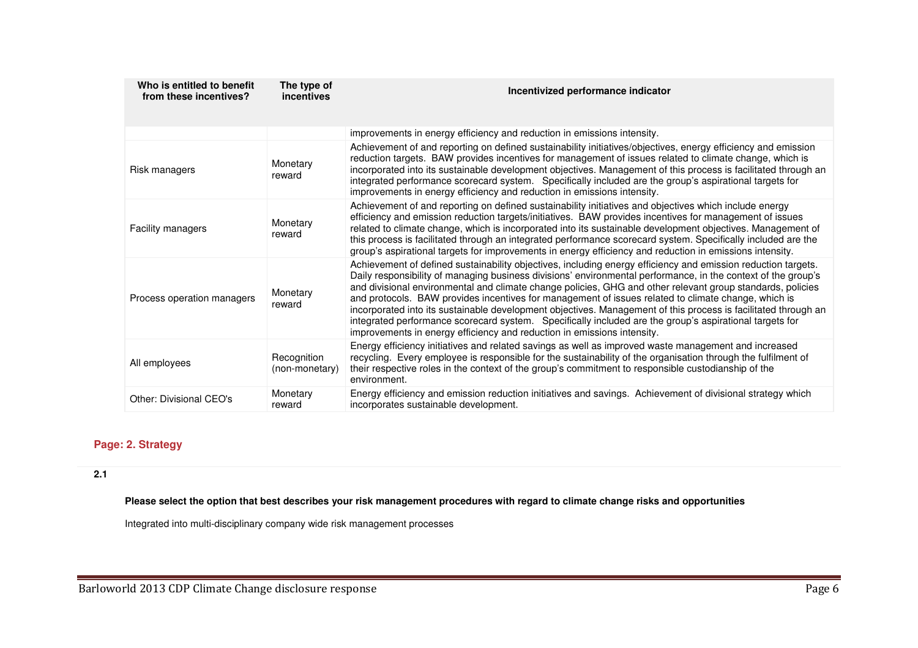| Who is entitled to benefit from these incentives? | The type of incentives | Incentivized performance indicator |
|---|---|---|
| | | improvements in energy efficiency and reduction in emissions intensity. |
| Risk managers | Monetary reward | Achievement of and reporting on defined sustainability initiatives/objectives, energy efficiency and emission reduction targets. BAW provides incentives for management of issues related to climate change, which is incorporated into its sustainable development objectives. Management of this process is facilitated through an integrated performance scorecard system. Specifically included are the group's aspirational targets for improvements in energy efficiency and reduction in emissions intensity. |
| Facility managers | Monetary reward | Achievement of and reporting on defined sustainability initiatives and objectives which include energy efficiency and emission reduction targets/initiatives. BAW provides incentives for management of issues related to climate change, which is incorporated into its sustainable development objectives. Management of this process is facilitated through an integrated performance scorecard system. Specifically included are the group's aspirational targets for improvements in energy efficiency and reduction in emissions intensity. |
| Process operation managers | Monetary reward | Achievement of defined sustainability objectives, including energy efficiency and emission reduction targets. Daily responsibility of managing business divisions' environmental performance, in the context of the group's and divisional environmental and climate change policies, GHG and other relevant group standards, policies and protocols. BAW provides incentives for management of issues related to climate change, which is incorporated into its sustainable development objectives. Management of this process is facilitated through an integrated performance scorecard system. Specifically included are the group's aspirational targets for improvements in energy efficiency and reduction in emissions intensity. |
| All employees | Recognition (non-monetary) | Energy efficiency initiatives and related savings as well as improved waste management and increased recycling. Every employee is responsible for the sustainability of the organisation through the fulfilment of their respective roles in the context of the group's commitment to responsible custodianship of the environment. |
| Other: Divisional CEO's | Monetary reward | Energy efficiency and emission reduction initiatives and savings. Achievement of divisional strategy which incorporates sustainable development. |

## Page: 2. Strategy

**2.1**

**Please select the option that best describes your risk management procedures with regard to climate change risks and opportunities**

Integrated into multi-disciplinary company wide risk management processes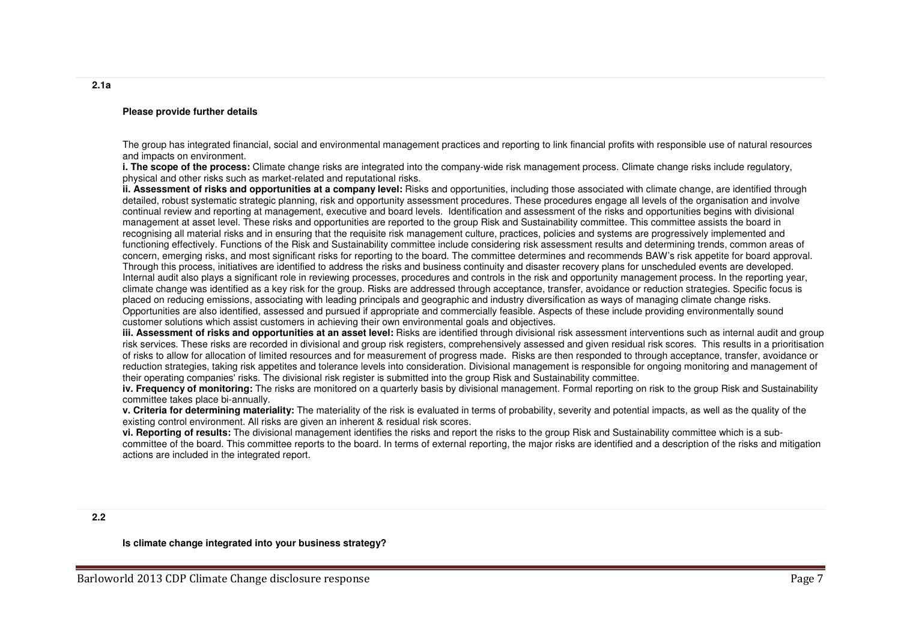**2.1a**

**Please provide further details**

The group has integrated financial, social and environmental management practices and reporting to link financial profits with responsible use of natural resources and impacts on environment.

**i. The scope of the process:** Climate change risks are integrated into the company-wide risk management process. Climate change risks include regulatory, physical and other risks such as market-related and reputational risks.

**ii. Assessment of risks and opportunities at a company level:** Risks and opportunities, including those associated with climate change, are identified through detailed, robust systematic strategic planning, risk and opportunity assessment procedures. These procedures engage all levels of the organisation and involve continual review and reporting at management, executive and board levels. Identification and assessment of the risks and opportunities begins with divisional management at asset level. These risks and opportunities are reported to the group Risk and Sustainability committee. This committee assists the board in recognising all material risks and in ensuring that the requisite risk management culture, practices, policies and systems are progressively implemented and functioning effectively. Functions of the Risk and Sustainability committee include considering risk assessment results and determining trends, common areas of concern, emerging risks, and most significant risks for reporting to the board. The committee determines and recommends BAW's risk appetite for board approval. Through this process, initiatives are identified to address the risks and business continuity and disaster recovery plans for unscheduled events are developed. Internal audit also plays a significant role in reviewing processes, procedures and controls in the risk and opportunity management process. In the reporting year, climate change was identified as a key risk for the group. Risks are addressed through acceptance, transfer, avoidance or reduction strategies. Specific focus is placed on reducing emissions, associating with leading principals and geographic and industry diversification as ways of managing climate change risks. Opportunities are also identified, assessed and pursued if appropriate and commercially feasible. Aspects of these include providing environmentally sound customer solutions which assist customers in achieving their own environmental goals and objectives.

**iii. Assessment of risks and opportunities at an asset level:** Risks are identified through divisional risk assessment interventions such as internal audit and group risk services. These risks are recorded in divisional and group risk registers, comprehensively assessed and given residual risk scores. This results in a prioritisation of risks to allow for allocation of limited resources and for measurement of progress made. Risks are then responded to through acceptance, transfer, avoidance or reduction strategies, taking risk appetites and tolerance levels into consideration. Divisional management is responsible for ongoing monitoring and management of their operating companies' risks. The divisional risk register is submitted into the group Risk and Sustainability committee.

**iv. Frequency of monitoring:** The risks are monitored on a quarterly basis by divisional management. Formal reporting on risk to the group Risk and Sustainability committee takes place bi-annually.

**v. Criteria for determining materiality:** The materiality of the risk is evaluated in terms of probability, severity and potential impacts, as well as the quality of the existing control environment. All risks are given an inherent & residual risk scores.

**vi. Reporting of results:** The divisional management identifies the risks and report the risks to the group Risk and Sustainability committee which is a sub-committee of the board. This committee reports to the board. In terms of external reporting, the major risks are identified and a description of the risks and mitigation actions are included in the integrated report.

**2.2**

**Is climate change integrated into your business strategy?**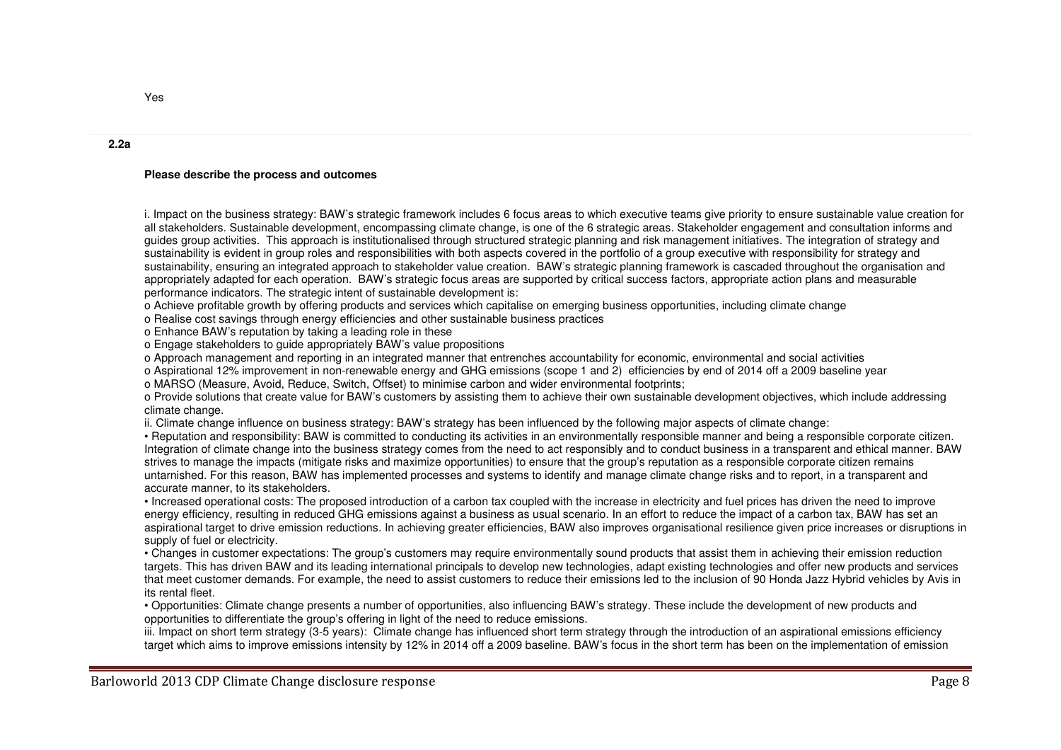Yes

**2.2a**

**Please describe the process and outcomes**

i. Impact on the business strategy: BAW's strategic framework includes 6 focus areas to which executive teams give priority to ensure sustainable value creation for all stakeholders. Sustainable development, encompassing climate change, is one of the 6 strategic areas. Stakeholder engagement and consultation informs and guides group activities. This approach is institutionalised through structured strategic planning and risk management initiatives. The integration of strategy and sustainability is evident in group roles and responsibilities with both aspects covered in the portfolio of a group executive with responsibility for strategy and sustainability, ensuring an integrated approach to stakeholder value creation. BAW's strategic planning framework is cascaded throughout the organisation and appropriately adapted for each operation. BAW's strategic focus areas are supported by critical success factors, appropriate action plans and measurable performance indicators. The strategic intent of sustainable development is:

o Achieve profitable growth by offering products and services which capitalise on emerging business opportunities, including climate change
o Realise cost savings through energy efficiencies and other sustainable business practices
o Enhance BAW's reputation by taking a leading role in these
o Engage stakeholders to guide appropriately BAW's value propositions
o Approach management and reporting in an integrated manner that entrenches accountability for economic, environmental and social activities
o Aspirational 12% improvement in non-renewable energy and GHG emissions (scope 1 and 2) efficiencies by end of 2014 off a 2009 baseline year
o MARSO (Measure, Avoid, Reduce, Switch, Offset) to minimise carbon and wider environmental footprints;
o Provide solutions that create value for BAW's customers by assisting them to achieve their own sustainable development objectives, which include addressing climate change.

ii. Climate change influence on business strategy: BAW's strategy has been influenced by the following major aspects of climate change:

• Reputation and responsibility: BAW is committed to conducting its activities in an environmentally responsible manner and being a responsible corporate citizen. Integration of climate change into the business strategy comes from the need to act responsibly and to conduct business in a transparent and ethical manner. BAW strives to manage the impacts (mitigate risks and maximize opportunities) to ensure that the group's reputation as a responsible corporate citizen remains untarnished. For this reason, BAW has implemented processes and systems to identify and manage climate change risks and to report, in a transparent and accurate manner, to its stakeholders.

• Increased operational costs: The proposed introduction of a carbon tax coupled with the increase in electricity and fuel prices has driven the need to improve energy efficiency, resulting in reduced GHG emissions against a business as usual scenario. In an effort to reduce the impact of a carbon tax, BAW has set an aspirational target to drive emission reductions. In achieving greater efficiencies, BAW also improves organisational resilience given price increases or disruptions in supply of fuel or electricity.

• Changes in customer expectations: The group's customers may require environmentally sound products that assist them in achieving their emission reduction targets. This has driven BAW and its leading international principals to develop new technologies, adapt existing technologies and offer new products and services that meet customer demands. For example, the need to assist customers to reduce their emissions led to the inclusion of 90 Honda Jazz Hybrid vehicles by Avis in its rental fleet.

• Opportunities: Climate change presents a number of opportunities, also influencing BAW's strategy. These include the development of new products and opportunities to differentiate the group's offering in light of the need to reduce emissions.

iii. Impact on short term strategy (3-5 years): Climate change has influenced short term strategy through the introduction of an aspirational emissions efficiency target which aims to improve emissions intensity by 12% in 2014 off a 2009 baseline. BAW's focus in the short term has been on the implementation of emission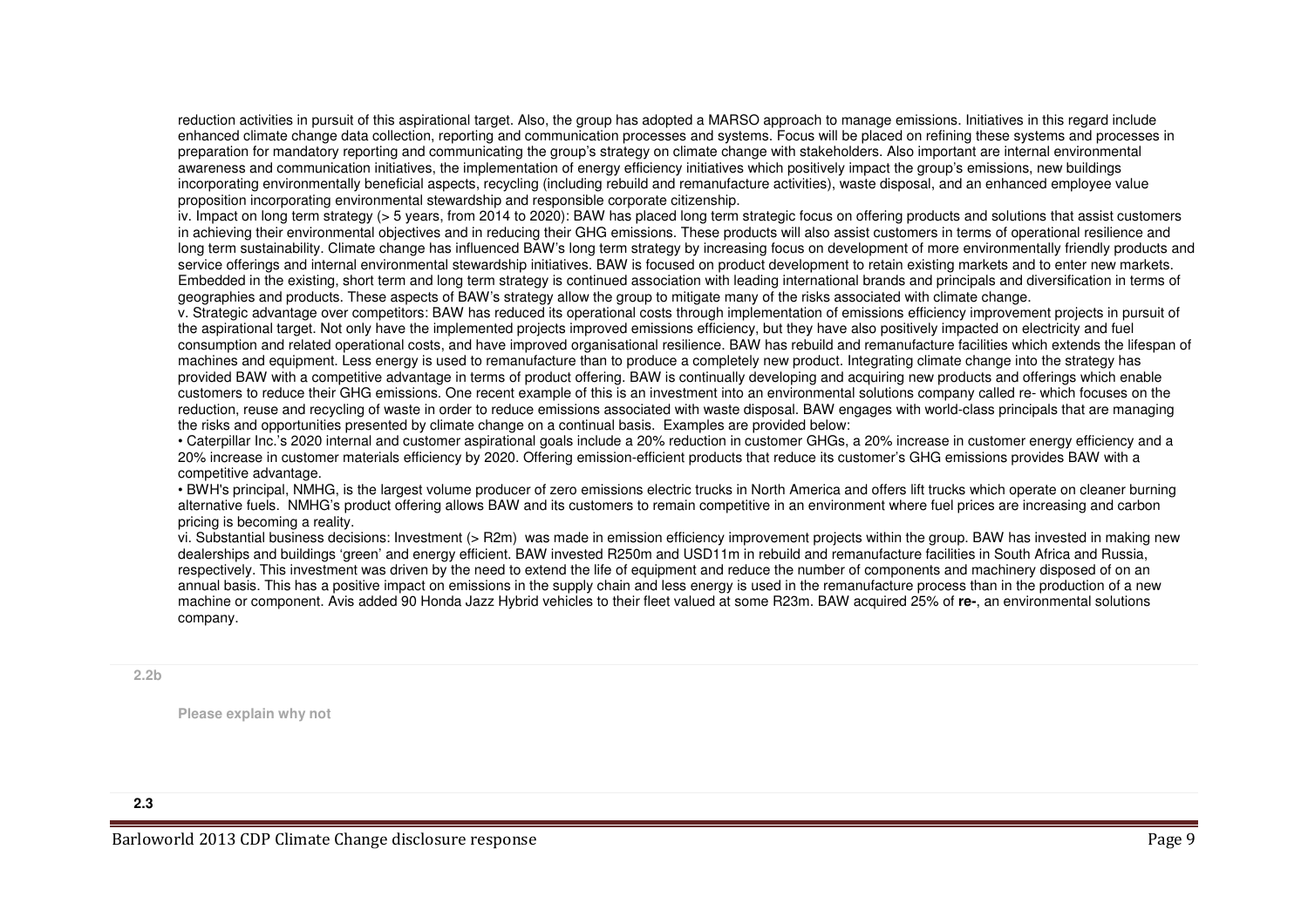reduction activities in pursuit of this aspirational target. Also, the group has adopted a MARSO approach to manage emissions. Initiatives in this regard include enhanced climate change data collection, reporting and communication processes and systems. Focus will be placed on refining these systems and processes in preparation for mandatory reporting and communicating the group's strategy on climate change with stakeholders. Also important are internal environmental awareness and communication initiatives, the implementation of energy efficiency initiatives which positively impact the group's emissions, new buildings incorporating environmentally beneficial aspects, recycling (including rebuild and remanufacture activities), waste disposal, and an enhanced employee value proposition incorporating environmental stewardship and responsible corporate citizenship.

iv. Impact on long term strategy (> 5 years, from 2014 to 2020): BAW has placed long term strategic focus on offering products and solutions that assist customers in achieving their environmental objectives and in reducing their GHG emissions. These products will also assist customers in terms of operational resilience and long term sustainability. Climate change has influenced BAW's long term strategy by increasing focus on development of more environmentally friendly products and service offerings and internal environmental stewardship initiatives. BAW is focused on product development to retain existing markets and to enter new markets. Embedded in the existing, short term and long term strategy is continued association with leading international brands and principals and diversification in terms of geographies and products. These aspects of BAW's strategy allow the group to mitigate many of the risks associated with climate change.

v. Strategic advantage over competitors: BAW has reduced its operational costs through implementation of emissions efficiency improvement projects in pursuit of the aspirational target. Not only have the implemented projects improved emissions efficiency, but they have also positively impacted on electricity and fuel consumption and related operational costs, and have improved organisational resilience. BAW has rebuild and remanufacture facilities which extends the lifespan of machines and equipment. Less energy is used to remanufacture than to produce a completely new product. Integrating climate change into the strategy has provided BAW with a competitive advantage in terms of product offering. BAW is continually developing and acquiring new products and offerings which enable customers to reduce their GHG emissions. One recent example of this is an investment into an environmental solutions company called re- which focuses on the reduction, reuse and recycling of waste in order to reduce emissions associated with waste disposal. BAW engages with world-class principals that are managing the risks and opportunities presented by climate change on a continual basis. Examples are provided below:

• Caterpillar Inc.'s 2020 internal and customer aspirational goals include a 20% reduction in customer GHGs, a 20% increase in customer energy efficiency and a 20% increase in customer materials efficiency by 2020. Offering emission-efficient products that reduce its customer's GHG emissions provides BAW with a competitive advantage.

• BWH's principal, NMHG, is the largest volume producer of zero emissions electric trucks in North America and offers lift trucks which operate on cleaner burning alternative fuels. NMHG's product offering allows BAW and its customers to remain competitive in an environment where fuel prices are increasing and carbon pricing is becoming a reality.

vi. Substantial business decisions: Investment (> R2m) was made in emission efficiency improvement projects within the group. BAW has invested in making new dealerships and buildings 'green' and energy efficient. BAW invested R250m and USD11m in rebuild and remanufacture facilities in South Africa and Russia, respectively. This investment was driven by the need to extend the life of equipment and reduce the number of components and machinery disposed of on an annual basis. This has a positive impact on emissions in the supply chain and less energy is used in the remanufacture process than in the production of a new machine or component. Avis added 90 Honda Jazz Hybrid vehicles to their fleet valued at some R23m. BAW acquired 25% of **re-**, an environmental solutions company.

**2.2b**

**Please explain why not**

**2.3**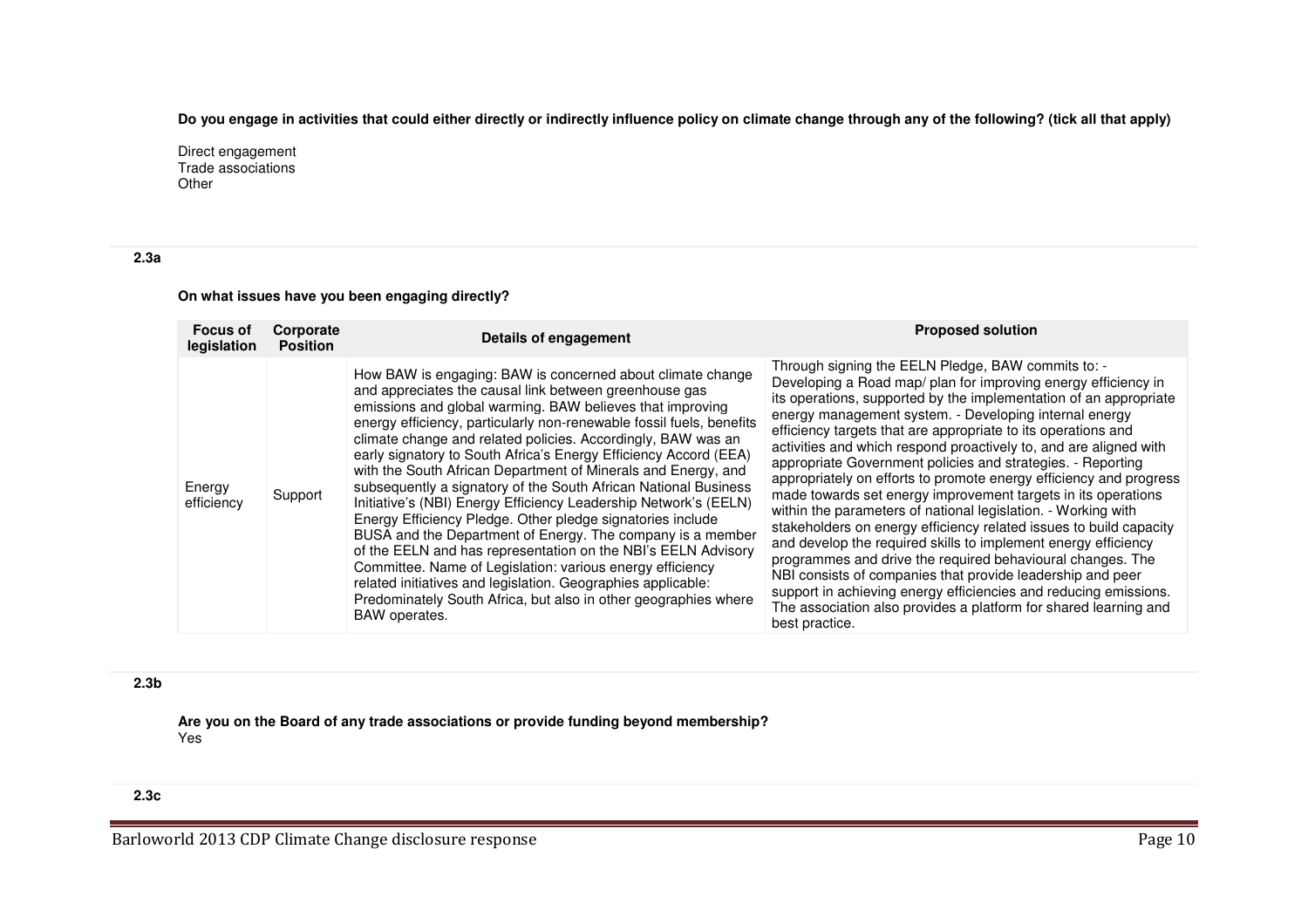**Do you engage in activities that could either directly or indirectly influence policy on climate change through any of the following? (tick all that apply)**

Direct engagement
Trade associations
Other

**2.3a**

**On what issues have you been engaging directly?**

| Focus of legislation | Corporate Position | Details of engagement | Proposed solution |
|---|---|---|---|
| Energy efficiency | Support | How BAW is engaging: BAW is concerned about climate change and appreciates the causal link between greenhouse gas emissions and global warming. BAW believes that improving energy efficiency, particularly non-renewable fossil fuels, benefits climate change and related policies. Accordingly, BAW was an early signatory to South Africa's Energy Efficiency Accord (EEA) with the South African Department of Minerals and Energy, and subsequently a signatory of the South African National Business Initiative's (NBI) Energy Efficiency Leadership Network's (EELN) Energy Efficiency Pledge. Other pledge signatories include BUSA and the Department of Energy. The company is a member of the EELN and has representation on the NBI's EELN Advisory Committee. Name of Legislation: various energy efficiency related initiatives and legislation. Geographies applicable: Predominately South Africa, but also in other geographies where BAW operates. | Through signing the EELN Pledge, BAW commits to: - Developing a Road map/ plan for improving energy efficiency in its operations, supported by the implementation of an appropriate energy management system. - Developing internal energy efficiency targets that are appropriate to its operations and activities and which respond proactively to, and are aligned with appropriate Government policies and strategies. - Reporting appropriately on efforts to promote energy efficiency and progress made towards set energy improvement targets in its operations within the parameters of national legislation. - Working with stakeholders on energy efficiency related issues to build capacity and develop the required skills to implement energy efficiency programmes and drive the required behavioural changes. The NBI consists of companies that provide leadership and peer support in achieving energy efficiencies and reducing emissions. The association also provides a platform for shared learning and best practice. |

**2.3b**

**Are you on the Board of any trade associations or provide funding beyond membership?**
Yes

**2.3c**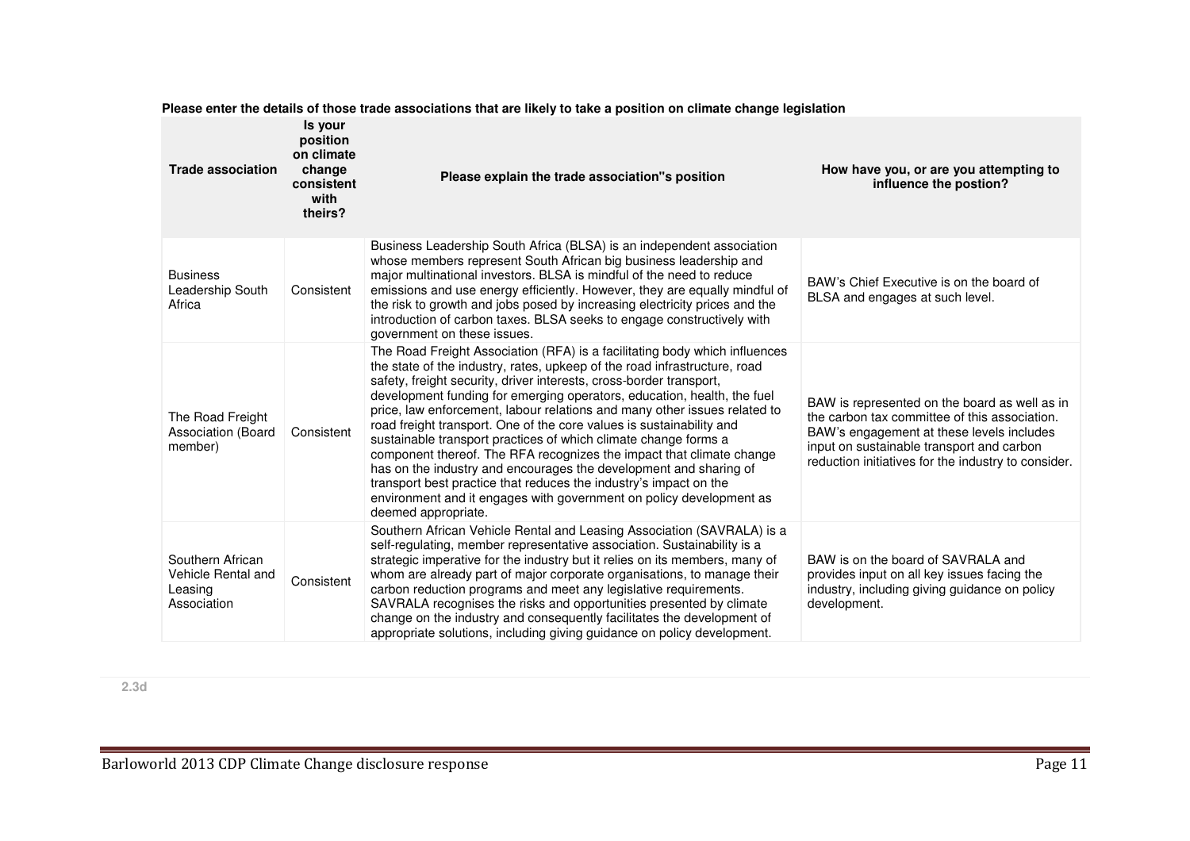**Please enter the details of those trade associations that are likely to take a position on climate change legislation**

| Trade association | Is your position on climate change consistent with theirs? | Please explain the trade association"s position | How have you, or are you attempting to influence the postion? |
|---|---|---|---|
| Business Leadership South Africa | Consistent | Business Leadership South Africa (BLSA) is an independent association whose members represent South African big business leadership and major multinational investors. BLSA is mindful of the need to reduce emissions and use energy efficiently. However, they are equally mindful of the risk to growth and jobs posed by increasing electricity prices and the introduction of carbon taxes. BLSA seeks to engage constructively with government on these issues. | BAW's Chief Executive is on the board of BLSA and engages at such level. |
| The Road Freight Association (Board member) | Consistent | The Road Freight Association (RFA) is a facilitating body which influences the state of the industry, rates, upkeep of the road infrastructure, road safety, freight security, driver interests, cross-border transport, development funding for emerging operators, education, health, the fuel price, law enforcement, labour relations and many other issues related to road freight transport. One of the core values is sustainability and sustainable transport practices of which climate change forms a component thereof. The RFA recognizes the impact that climate change has on the industry and encourages the development and sharing of transport best practice that reduces the industry's impact on the environment and it engages with government on policy development as deemed appropriate. | BAW is represented on the board as well as in the carbon tax committee of this association. BAW's engagement at these levels includes input on sustainable transport and carbon reduction initiatives for the industry to consider. |
| Southern African Vehicle Rental and Leasing Association | Consistent | Southern African Vehicle Rental and Leasing Association (SAVRALA) is a self-regulating, member representative association. Sustainability is a strategic imperative for the industry but it relies on its members, many of whom are already part of major corporate organisations, to manage their carbon reduction programs and meet any legislative requirements. SAVRALA recognises the risks and opportunities presented by climate change on the industry and consequently facilitates the development of appropriate solutions, including giving guidance on policy development. | BAW is on the board of SAVRALA and provides input on all key issues facing the industry, including giving guidance on policy development. |

2.3d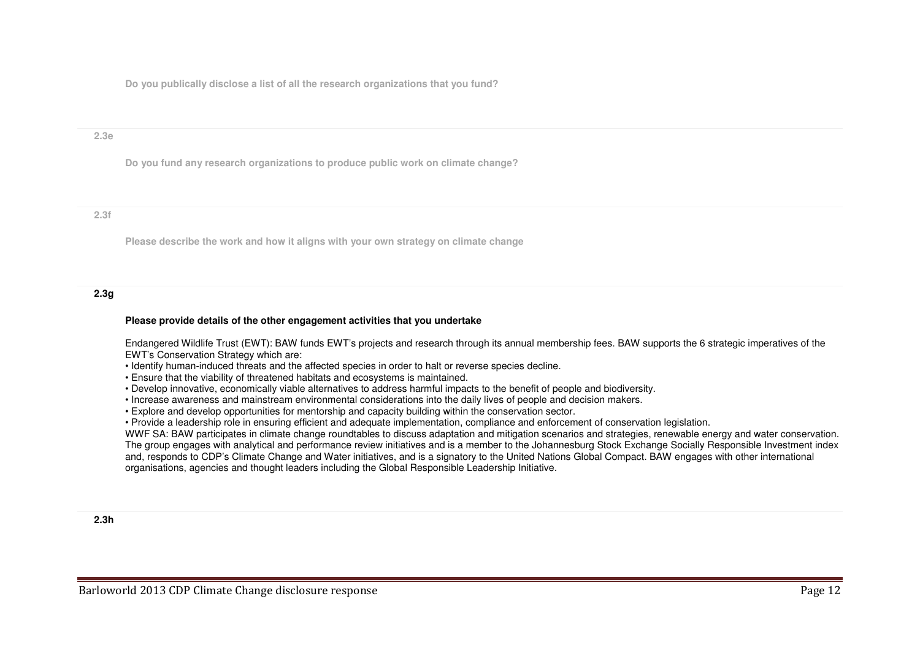**Do you publically disclose a list of all the research organizations that you fund?**

**2.3e**

**Do you fund any research organizations to produce public work on climate change?**

**2.3f**

**Please describe the work and how it aligns with your own strategy on climate change**

**2.3g**

**Please provide details of the other engagement activities that you undertake**

Endangered Wildlife Trust (EWT): BAW funds EWT's projects and research through its annual membership fees. BAW supports the 6 strategic imperatives of the EWT's Conservation Strategy which are:

- Identify human-induced threats and the affected species in order to halt or reverse species decline.
- Ensure that the viability of threatened habitats and ecosystems is maintained.
- Develop innovative, economically viable alternatives to address harmful impacts to the benefit of people and biodiversity.
- Increase awareness and mainstream environmental considerations into the daily lives of people and decision makers.
- Explore and develop opportunities for mentorship and capacity building within the conservation sector.
- Provide a leadership role in ensuring efficient and adequate implementation, compliance and enforcement of conservation legislation.

WWF SA: BAW participates in climate change roundtables to discuss adaptation and mitigation scenarios and strategies, renewable energy and water conservation. The group engages with analytical and performance review initiatives and is a member to the Johannesburg Stock Exchange Socially Responsible Investment index and, responds to CDP's Climate Change and Water initiatives, and is a signatory to the United Nations Global Compact. BAW engages with other international organisations, agencies and thought leaders including the Global Responsible Leadership Initiative.

**2.3h**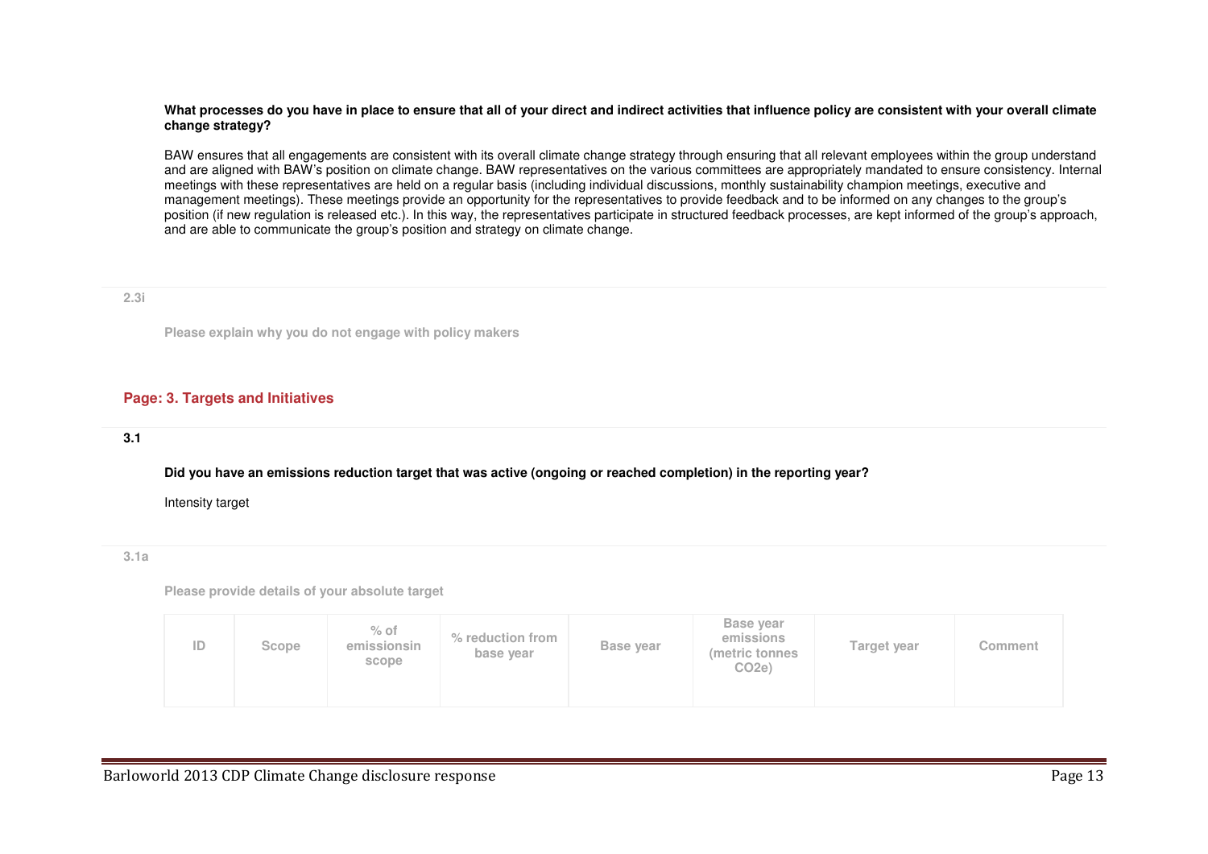**What processes do you have in place to ensure that all of your direct and indirect activities that influence policy are consistent with your overall climate change strategy?**

BAW ensures that all engagements are consistent with its overall climate change strategy through ensuring that all relevant employees within the group understand and are aligned with BAW's position on climate change. BAW representatives on the various committees are appropriately mandated to ensure consistency. Internal meetings with these representatives are held on a regular basis (including individual discussions, monthly sustainability champion meetings, executive and management meetings). These meetings provide an opportunity for the representatives to provide feedback and to be informed on any changes to the group's position (if new regulation is released etc.). In this way, the representatives participate in structured feedback processes, are kept informed of the group's approach, and are able to communicate the group's position and strategy on climate change.

**2.3i**

**Please explain why you do not engage with policy makers**

## Page: 3. Targets and Initiatives

**3.1**

**Did you have an emissions reduction target that was active (ongoing or reached completion) in the reporting year?**

Intensity target

**3.1a**

**Please provide details of your absolute target**

| ID | Scope | % of emissionsin scope | % reduction from base year | Base year | Base year emissions (metric tonnes CO2e) | Target year | Comment |
|---|---|---|---|---|---|---|---|
| | | | | | | | |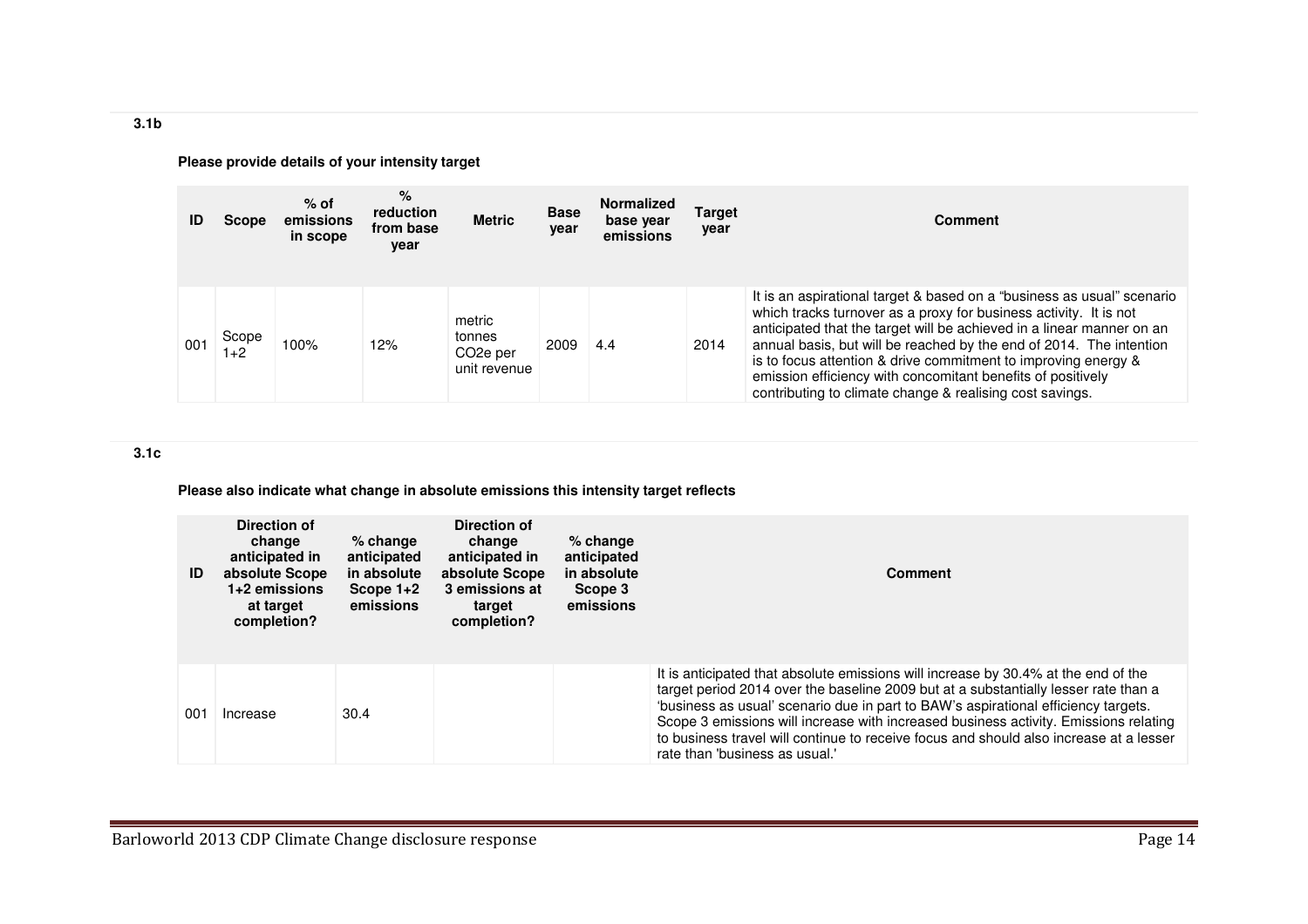### 3.1b

**Please provide details of your intensity target**

| ID | Scope | % of emissions in scope | % reduction from base year | Metric | Base year | Normalized base year emissions | Target year | Comment |
|---|---|---|---|---|---|---|---|---|
| 001 | Scope 1+2 | 100% | 12% | metric tonnes $CO_2e$ per unit revenue | 2009 | 4.4 | 2014 | It is an aspirational target & based on a "business as usual" scenario which tracks turnover as a proxy for business activity. It is not anticipated that the target will be achieved in a linear manner on an annual basis, but will be reached by the end of 2014. The intention is to focus attention & drive commitment to improving energy & emission efficiency with concomitant benefits of positively contributing to climate change & realising cost savings. |

### 3.1c

**Please also indicate what change in absolute emissions this intensity target reflects**

| ID | Direction of change anticipated in absolute Scope 1+2 emissions at target completion? | % change anticipated in absolute Scope 1+2 emissions | Direction of change anticipated in absolute Scope 3 emissions at target completion? | % change anticipated in absolute Scope 3 emissions | Comment |
|---|---|---|---|---|---|
| 001 | Increase | 30.4 | | | It is anticipated that absolute emissions will increase by 30.4% at the end of the target period 2014 over the baseline 2009 but at a substantially lesser rate than a 'business as usual' scenario due in part to BAW's aspirational efficiency targets. Scope 3 emissions will increase with increased business activity. Emissions relating to business travel will continue to receive focus and should also increase at a lesser rate than 'business as usual.' |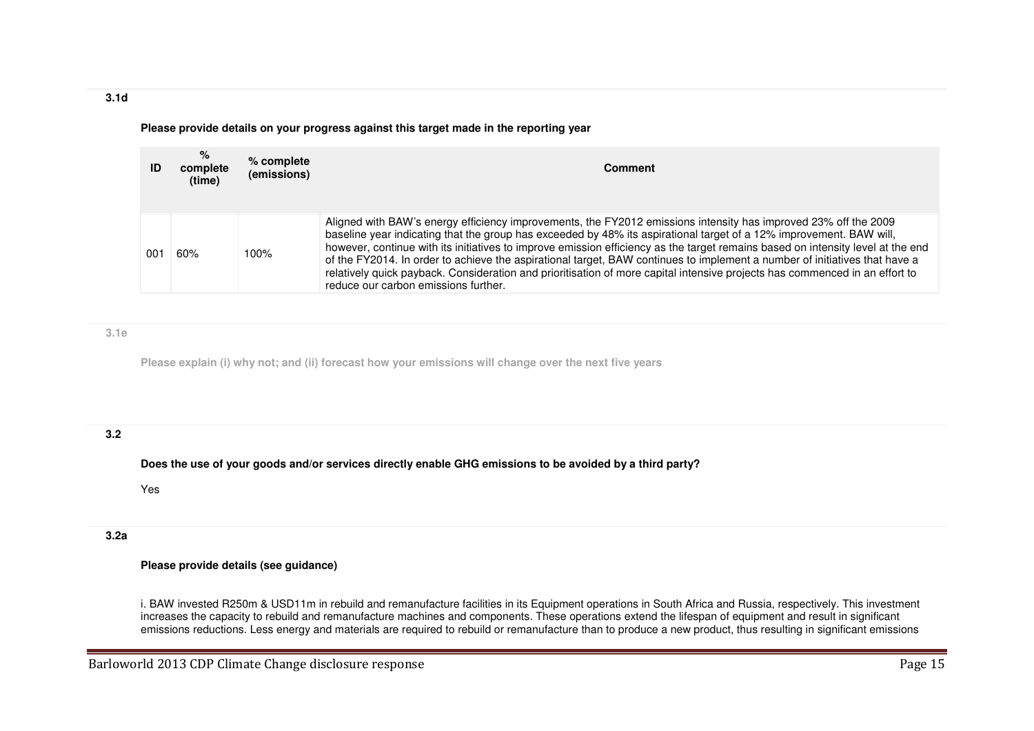**3.1d**

**Please provide details on your progress against this target made in the reporting year**

| ID | % complete (time) | % complete (emissions) | Comment |
|---|---|---|---|
| 001 | 60% | 100% | Aligned with BAW's energy efficiency improvements, the FY2012 emissions intensity has improved 23% off the 2009 baseline year indicating that the group has exceeded by 48% its aspirational target of a 12% improvement. BAW will, however, continue with its initiatives to improve emission efficiency as the target remains based on intensity level at the end of the FY2014. In order to achieve the aspirational target, BAW continues to implement a number of initiatives that have a relatively quick payback. Consideration and prioritisation of more capital intensive projects has commenced in an effort to reduce our carbon emissions further. |

**3.1e**

**Please explain (i) why not; and (ii) forecast how your emissions will change over the next five years**

**3.2**

**Does the use of your goods and/or services directly enable GHG emissions to be avoided by a third party?**

Yes

**3.2a**

**Please provide details (see guidance)**

i. BAW invested R250m & USD11m in rebuild and remanufacture facilities in its Equipment operations in South Africa and Russia, respectively. This investment increases the capacity to rebuild and remanufacture machines and components. These operations extend the lifespan of equipment and result in significant emissions reductions. Less energy and materials are required to rebuild or remanufacture than to produce a new product, thus resulting in significant emissions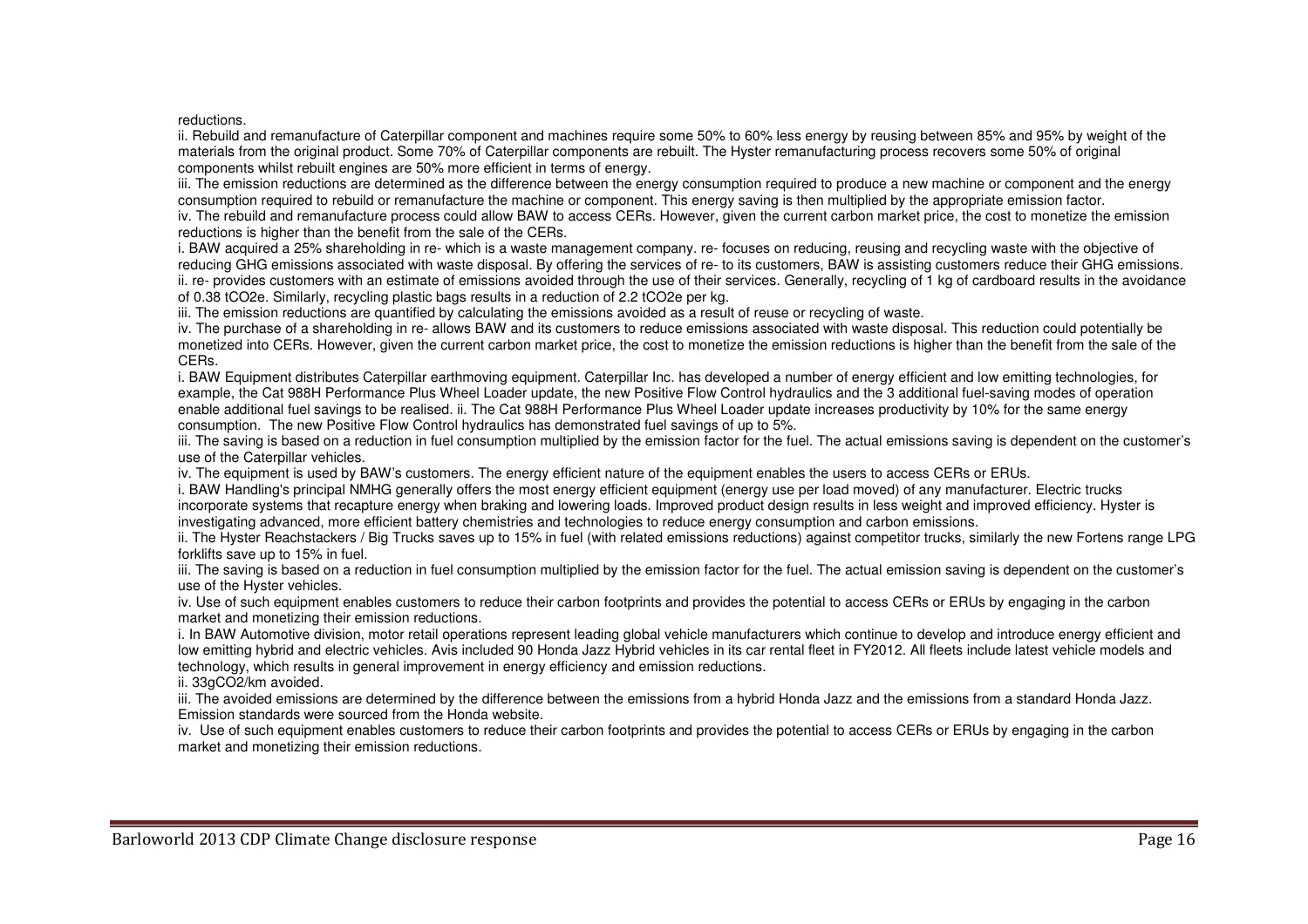reductions.

ii. Rebuild and remanufacture of Caterpillar component and machines require some 50% to 60% less energy by reusing between 85% and 95% by weight of the materials from the original product. Some 70% of Caterpillar components are rebuilt. The Hyster remanufacturing process recovers some 50% of original components whilst rebuilt engines are 50% more efficient in terms of energy.

iii. The emission reductions are determined as the difference between the energy consumption required to produce a new machine or component and the energy consumption required to rebuild or remanufacture the machine or component. This energy saving is then multiplied by the appropriate emission factor.

iv. The rebuild and remanufacture process could allow BAW to access CERs. However, given the current carbon market price, the cost to monetize the emission reductions is higher than the benefit from the sale of the CERs.

i. BAW acquired a 25% shareholding in re- which is a waste management company. re- focuses on reducing, reusing and recycling waste with the objective of reducing GHG emissions associated with waste disposal. By offering the services of re- to its customers, BAW is assisting customers reduce their GHG emissions.

ii. re- provides customers with an estimate of emissions avoided through the use of their services. Generally, recycling of 1 kg of cardboard results in the avoidance of 0.38 $tCO_2e$. Similarly, recycling plastic bags results in a reduction of 2.2 $tCO_2e$ per kg.

iii. The emission reductions are quantified by calculating the emissions avoided as a result of reuse or recycling of waste.

iv. The purchase of a shareholding in re- allows BAW and its customers to reduce emissions associated with waste disposal. This reduction could potentially be monetized into CERs. However, given the current carbon market price, the cost to monetize the emission reductions is higher than the benefit from the sale of the CERs.

i. BAW Equipment distributes Caterpillar earthmoving equipment. Caterpillar Inc. has developed a number of energy efficient and low emitting technologies, for example, the Cat 988H Performance Plus Wheel Loader update, the new Positive Flow Control hydraulics and the 3 additional fuel-saving modes of operation enable additional fuel savings to be realised. ii. The Cat 988H Performance Plus Wheel Loader update increases productivity by 10% for the same energy consumption. The new Positive Flow Control hydraulics has demonstrated fuel savings of up to 5%.

iii. The saving is based on a reduction in fuel consumption multiplied by the emission factor for the fuel. The actual emissions saving is dependent on the customer's use of the Caterpillar vehicles.

iv. The equipment is used by BAW's customers. The energy efficient nature of the equipment enables the users to access CERs or ERUs.

i. BAW Handling's principal NMHG generally offers the most energy efficient equipment (energy use per load moved) of any manufacturer. Electric trucks incorporate systems that recapture energy when braking and lowering loads. Improved product design results in less weight and improved efficiency. Hyster is investigating advanced, more efficient battery chemistries and technologies to reduce energy consumption and carbon emissions.

ii. The Hyster Reachstackers / Big Trucks saves up to 15% in fuel (with related emissions reductions) against competitor trucks, similarly the new Fortens range LPG forklifts save up to 15% in fuel.

iii. The saving is based on a reduction in fuel consumption multiplied by the emission factor for the fuel. The actual emission saving is dependent on the customer's use of the Hyster vehicles.

iv. Use of such equipment enables customers to reduce their carbon footprints and provides the potential to access CERs or ERUs by engaging in the carbon market and monetizing their emission reductions.

i. In BAW Automotive division, motor retail operations represent leading global vehicle manufacturers which continue to develop and introduce energy efficient and low emitting hybrid and electric vehicles. Avis included 90 Honda Jazz Hybrid vehicles in its car rental fleet in FY2012. All fleets include latest vehicle models and technology, which results in general improvement in energy efficiency and emission reductions.

ii. 33g$CO_2$/km avoided.

iii. The avoided emissions are determined by the difference between the emissions from a hybrid Honda Jazz and the emissions from a standard Honda Jazz. Emission standards were sourced from the Honda website.

iv. Use of such equipment enables customers to reduce their carbon footprints and provides the potential to access CERs or ERUs by engaging in the carbon market and monetizing their emission reductions.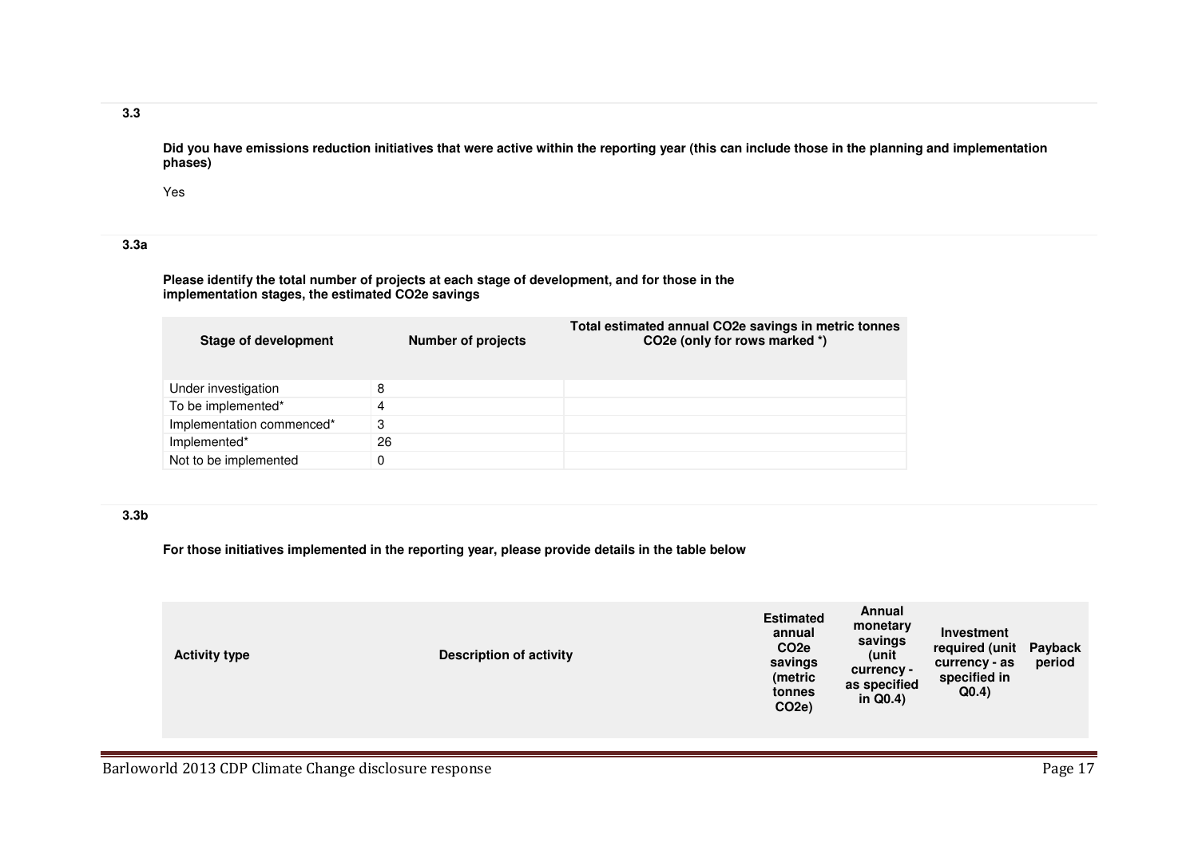**3.3**

**Did you have emissions reduction initiatives that were active within the reporting year (this can include those in the planning and implementation phases)**

Yes

**3.3a**

**Please identify the total number of projects at each stage of development, and for those in the implementation stages, the estimated CO2e savings**

| Stage of development | Number of projects | Total estimated annual CO2e savings in metric tonnes CO2e (only for rows marked *) |
|---|---|---|
| Under investigation | 8 | |
| To be implemented* | 4 | |
| Implementation commenced* | 3 | |
| Implemented* | 26 | |
| Not to be implemented | 0 | |

**3.3b**

**For those initiatives implemented in the reporting year, please provide details in the table below**

| Activity type | Description of activity | Estimated annual CO2e savings (metric tonnes CO2e) | Annual monetary savings (unit currency - as specified in Q0.4) | Investment required (unit currency - as specified in Q0.4) | Payback period |
|---|---|---|---|---|---|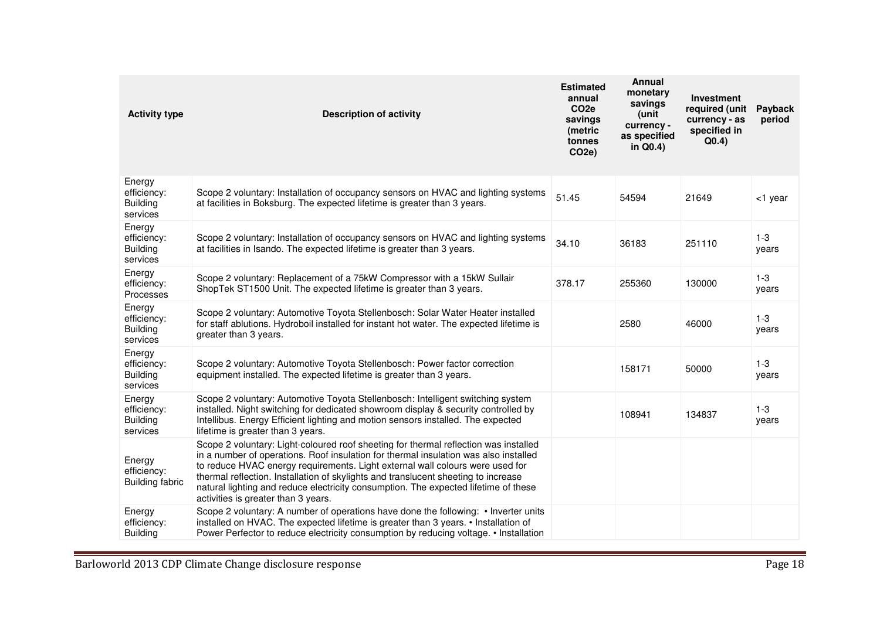| Activity type | Description of activity | Estimated annual $CO_2e$ savings (metric tonnes $CO_2e$) | Annual monetary savings (unit currency - as specified in Q0.4) | Investment required (unit currency - as specified in Q0.4) | Payback period |
|---|---|---|---|---|---|
| Energy efficiency: Building services | Scope 2 voluntary: Installation of occupancy sensors on HVAC and lighting systems at facilities in Boksburg. The expected lifetime is greater than 3 years. | 51.45 | 54594 | 21649 | <1 year |
| Energy efficiency: Building services | Scope 2 voluntary: Installation of occupancy sensors on HVAC and lighting systems at facilities in Isando. The expected lifetime is greater than 3 years. | 34.10 | 36183 | 251110 | 1-3 years |
| Energy efficiency: Processes | Scope 2 voluntary: Replacement of a 75kW Compressor with a 15kW Sullair ShopTek ST1500 Unit. The expected lifetime is greater than 3 years. | 378.17 | 255360 | 130000 | 1-3 years |
| Energy efficiency: Building services | Scope 2 voluntary: Automotive Toyota Stellenbosch: Solar Water Heater installed for staff ablutions. Hydroboil installed for instant hot water. The expected lifetime is greater than 3 years. | | 2580 | 46000 | 1-3 years |
| Energy efficiency: Building services | Scope 2 voluntary: Automotive Toyota Stellenbosch: Power factor correction equipment installed. The expected lifetime is greater than 3 years. | | 158171 | 50000 | 1-3 years |
| Energy efficiency: Building services | Scope 2 voluntary: Automotive Toyota Stellenbosch: Intelligent switching system installed. Night switching for dedicated showroom display & security controlled by Intellibus. Energy Efficient lighting and motion sensors installed. The expected lifetime is greater than 3 years. | | 108941 | 134837 | 1-3 years |
| Energy efficiency: Building fabric | Scope 2 voluntary: Light-coloured roof sheeting for thermal reflection was installed in a number of operations. Roof insulation for thermal insulation was also installed to reduce HVAC energy requirements. Light external wall colours were used for thermal reflection. Installation of skylights and translucent sheeting to increase natural lighting and reduce electricity consumption. The expected lifetime of these activities is greater than 3 years. | | | | |
| Energy efficiency: Building | Scope 2 voluntary: A number of operations have done the following: • Inverter units installed on HVAC. The expected lifetime is greater than 3 years. • Installation of Power Perfector to reduce electricity consumption by reducing voltage. • Installation | | | | |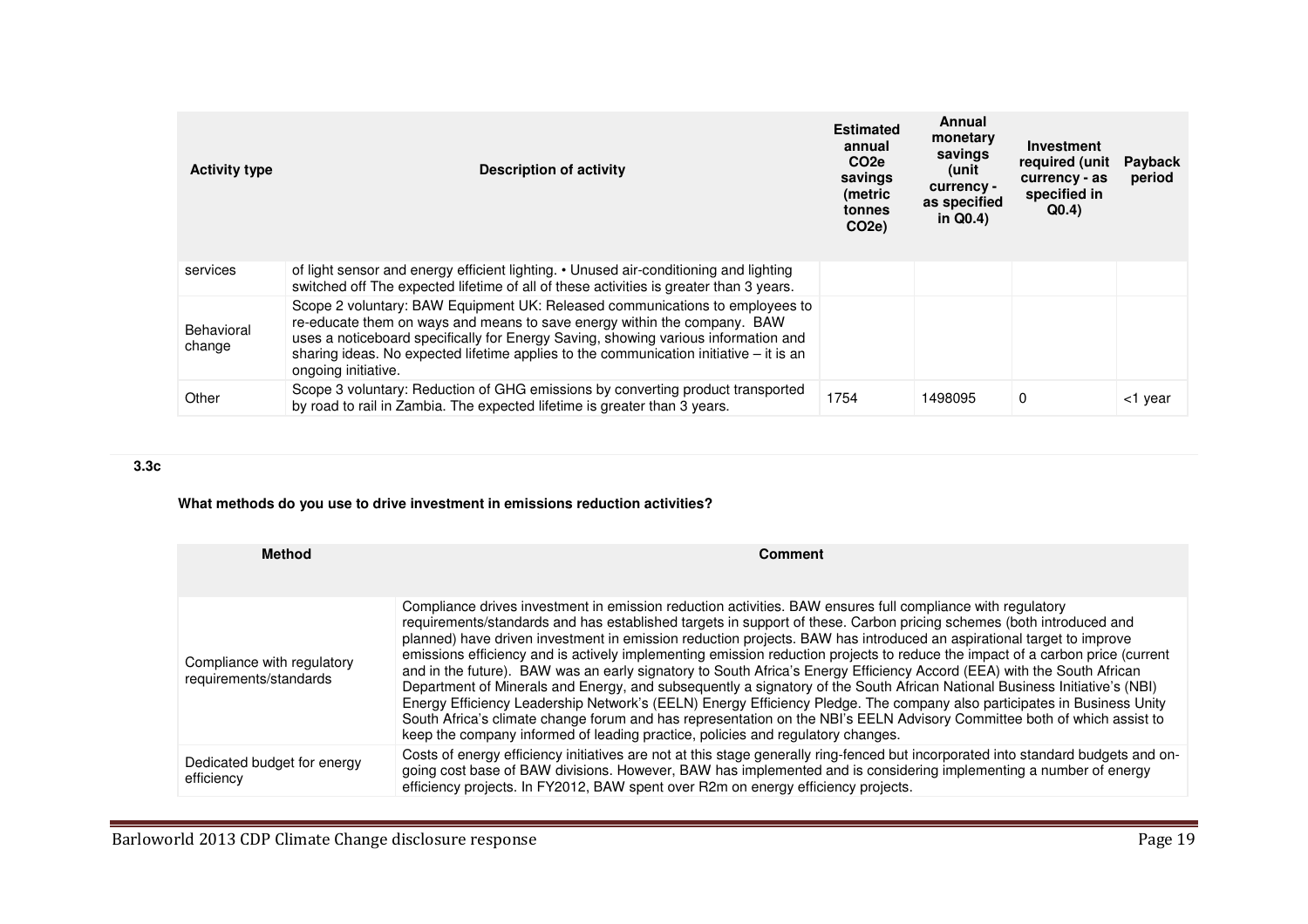| Activity type | Description of activity | Estimated annual $CO_2e$ savings (metric tonnes $CO_2e$) | Annual monetary savings (unit currency - as specified in Q0.4) | Investment required (unit currency - as specified in Q0.4) | Payback period |
|---|---|---|---|---|---|
| services | of light sensor and energy efficient lighting. • Unused air-conditioning and lighting switched off The expected lifetime of all of these activities is greater than 3 years. | | | | |
| Behavioral change | Scope 2 voluntary: BAW Equipment UK: Released communications to employees to re-educate them on ways and means to save energy within the company. BAW uses a noticeboard specifically for Energy Saving, showing various information and sharing ideas. No expected lifetime applies to the communication initiative – it is an ongoing initiative. | | | | |
| Other | Scope 3 voluntary: Reduction of GHG emissions by converting product transported by road to rail in Zambia. The expected lifetime is greater than 3 years. | 1754 | 1498095 | 0 | <1 year |

**3.3c**

**What methods do you use to drive investment in emissions reduction activities?**

| Method | Comment |
|---|---|
| Compliance with regulatory requirements/standards | Compliance drives investment in emission reduction activities. BAW ensures full compliance with regulatory requirements/standards and has established targets in support of these. Carbon pricing schemes (both introduced and planned) have driven investment in emission reduction projects. BAW has introduced an aspirational target to improve emissions efficiency and is actively implementing emission reduction projects to reduce the impact of a carbon price (current and in the future). BAW was an early signatory to South Africa's Energy Efficiency Accord (EEA) with the South African Department of Minerals and Energy, and subsequently a signatory of the South African National Business Initiative's (NBI) Energy Efficiency Leadership Network's (EELN) Energy Efficiency Pledge. The company also participates in Business Unity South Africa's climate change forum and has representation on the NBI's EELN Advisory Committee both of which assist to keep the company informed of leading practice, policies and regulatory changes. |
| Dedicated budget for energy efficiency | Costs of energy efficiency initiatives are not at this stage generally ring-fenced but incorporated into standard budgets and on-going cost base of BAW divisions. However, BAW has implemented and is considering implementing a number of energy efficiency projects. In FY2012, BAW spent over R2m on energy efficiency projects. |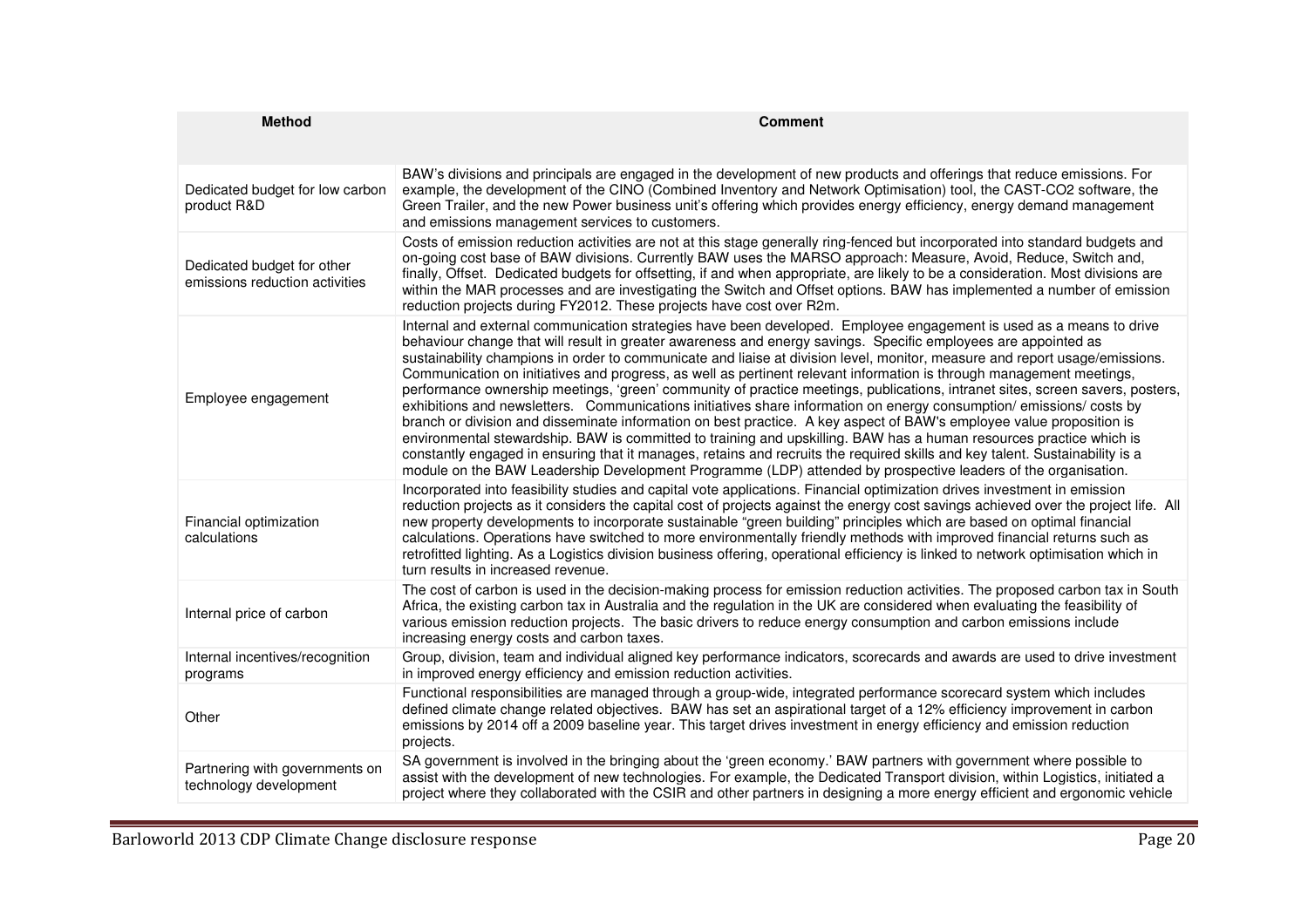| Method | Comment |
|---|---|
| Dedicated budget for low carbon product R&D | BAW's divisions and principals are engaged in the development of new products and offerings that reduce emissions. For example, the development of the CINO (Combined Inventory and Network Optimisation) tool, the CAST-CO2 software, the Green Trailer, and the new Power business unit's offering which provides energy efficiency, energy demand management and emissions management services to customers. |
| Dedicated budget for other emissions reduction activities | Costs of emission reduction activities are not at this stage generally ring-fenced but incorporated into standard budgets and on-going cost base of BAW divisions. Currently BAW uses the MARSO approach: Measure, Avoid, Reduce, Switch and, finally, Offset. Dedicated budgets for offsetting, if and when appropriate, are likely to be a consideration. Most divisions are within the MAR processes and are investigating the Switch and Offset options. BAW has implemented a number of emission reduction projects during FY2012. These projects have cost over R2m. |
| Employee engagement | Internal and external communication strategies have been developed. Employee engagement is used as a means to drive behaviour change that will result in greater awareness and energy savings. Specific employees are appointed as sustainability champions in order to communicate and liaise at division level, monitor, measure and report usage/emissions. Communication on initiatives and progress, as well as pertinent relevant information is through management meetings, performance ownership meetings, 'green' community of practice meetings, publications, intranet sites, screen savers, posters, exhibitions and newsletters. Communications initiatives share information on energy consumption/ emissions/ costs by branch or division and disseminate information on best practice. A key aspect of BAW's employee value proposition is environmental stewardship. BAW is committed to training and upskilling. BAW has a human resources practice which is constantly engaged in ensuring that it manages, retains and recruits the required skills and key talent. Sustainability is a module on the BAW Leadership Development Programme (LDP) attended by prospective leaders of the organisation. |
| Financial optimization calculations | Incorporated into feasibility studies and capital vote applications. Financial optimization drives investment in emission reduction projects as it considers the capital cost of projects against the energy cost savings achieved over the project life. All new property developments to incorporate sustainable "green building" principles which are based on optimal financial calculations. Operations have switched to more environmentally friendly methods with improved financial returns such as retrofitted lighting. As a Logistics division business offering, operational efficiency is linked to network optimisation which in turn results in increased revenue. |
| Internal price of carbon | The cost of carbon is used in the decision-making process for emission reduction activities. The proposed carbon tax in South Africa, the existing carbon tax in Australia and the regulation in the UK are considered when evaluating the feasibility of various emission reduction projects. The basic drivers to reduce energy consumption and carbon emissions include increasing energy costs and carbon taxes. |
| Internal incentives/recognition programs | Group, division, team and individual aligned key performance indicators, scorecards and awards are used to drive investment in improved energy efficiency and emission reduction activities. |
| Other | Functional responsibilities are managed through a group-wide, integrated performance scorecard system which includes defined climate change related objectives. BAW has set an aspirational target of a 12% efficiency improvement in carbon emissions by 2014 off a 2009 baseline year. This target drives investment in energy efficiency and emission reduction projects. |
| Partnering with governments on technology development | SA government is involved in the bringing about the 'green economy.' BAW partners with government where possible to assist with the development of new technologies. For example, the Dedicated Transport division, within Logistics, initiated a project where they collaborated with the CSIR and other partners in designing a more energy efficient and ergonomic vehicle |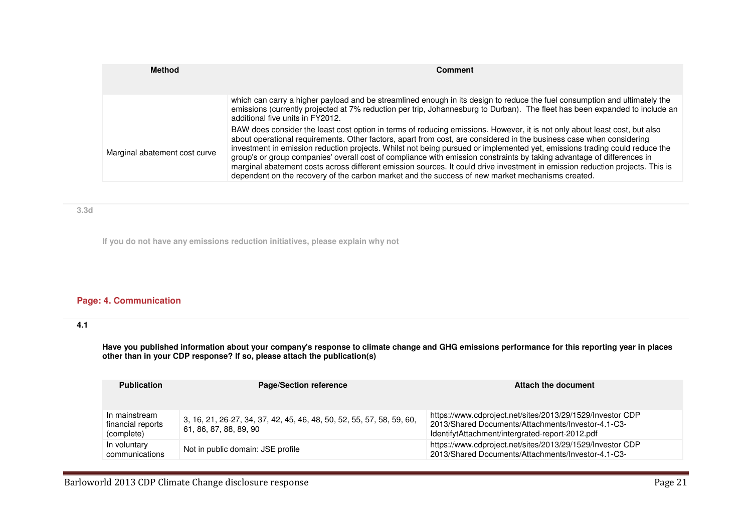| Method | Comment |
|---|---|
| | which can carry a higher payload and be streamlined enough in its design to reduce the fuel consumption and ultimately the emissions (currently projected at 7% reduction per trip, Johannesburg to Durban). The fleet has been expanded to include an additional five units in FY2012. |
| Marginal abatement cost curve | BAW does consider the least cost option in terms of reducing emissions. However, it is not only about least cost, but also about operational requirements. Other factors, apart from cost, are considered in the business case when considering investment in emission reduction projects. Whilst not being pursued or implemented yet, emissions trading could reduce the group's or group companies' overall cost of compliance with emission constraints by taking advantage of differences in marginal abatement costs across different emission sources. It could drive investment in emission reduction projects. This is dependent on the recovery of the carbon market and the success of new market mechanisms created. |

3.3d

If you do not have any emissions reduction initiatives, please explain why not

## Page: 4. Communication

4.1

**Have you published information about your company's response to climate change and GHG emissions performance for this reporting year in places other than in your CDP response? If so, please attach the publication(s)**

| Publication | Page/Section reference | Attach the document |
|---|---|---|
| In mainstream financial reports (complete) | 3, 16, 21, 26-27, 34, 37, 42, 45, 46, 48, 50, 52, 55, 57, 58, 59, 60, 61, 86, 87, 88, 89, 90 | https://www.cdproject.net/sites/2013/29/1529/Investor CDP 2013/Shared Documents/Attachments/Investor-4.1-C3-IdentifytAttachment/intergrated-report-2012.pdf |
| In voluntary communications | Not in public domain: JSE profile | https://www.cdproject.net/sites/2013/29/1529/Investor CDP 2013/Shared Documents/Attachments/Investor-4.1-C3- |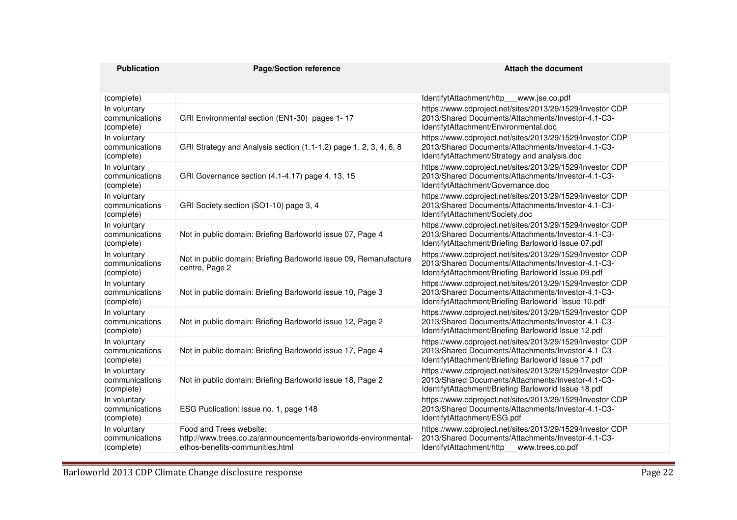| Publication | Page/Section reference | Attach the document |
| --- | --- | --- |
| (complete) | | IdentifytAttachment/http___www.jse.co.pdf |
| In voluntary communications (complete) | GRI Environmental section (EN1-30) pages 1- 17 | https://www.cdproject.net/sites/2013/29/1529/Investor CDP 2013/Shared Documents/Attachments/Investor-4.1-C3-IdentifytAttachment/Environmental.doc |
| In voluntary communications (complete) | GRI Strategy and Analysis section (1.1-1.2) page 1, 2, 3, 4, 6, 8 | https://www.cdproject.net/sites/2013/29/1529/Investor CDP 2013/Shared Documents/Attachments/Investor-4.1-C3-IdentifytAttachment/Strategy and analysis.doc |
| In voluntary communications (complete) | GRI Governance section (4.1-4.17) page 4, 13, 15 | https://www.cdproject.net/sites/2013/29/1529/Investor CDP 2013/Shared Documents/Attachments/Investor-4.1-C3-IdentifytAttachment/Governance.doc |
| In voluntary communications (complete) | GRI Society section (SO1-10) page 3, 4 | https://www.cdproject.net/sites/2013/29/1529/Investor CDP 2013/Shared Documents/Attachments/Investor-4.1-C3-IdentifytAttachment/Society.doc |
| In voluntary communications (complete) | Not in public domain: Briefing Barloworld issue 07, Page 4 | https://www.cdproject.net/sites/2013/29/1529/Investor CDP 2013/Shared Documents/Attachments/Investor-4.1-C3-IdentifytAttachment/Briefing Barloworld Issue 07.pdf |
| In voluntary communications (complete) | Not in public domain: Briefing Barloworld issue 09, Remanufacture centre, Page 2 | https://www.cdproject.net/sites/2013/29/1529/Investor CDP 2013/Shared Documents/Attachments/Investor-4.1-C3-IdentifytAttachment/Briefing Barloworld Issue 09.pdf |
| In voluntary communications (complete) | Not in public domain: Briefing Barloworld issue 10, Page 3 | https://www.cdproject.net/sites/2013/29/1529/Investor CDP 2013/Shared Documents/Attachments/Investor-4.1-C3-IdentifytAttachment/Briefing Barloworld Issue 10.pdf |
| In voluntary communications (complete) | Not in public domain: Briefing Barloworld issue 12, Page 2 | https://www.cdproject.net/sites/2013/29/1529/Investor CDP 2013/Shared Documents/Attachments/Investor-4.1-C3-IdentifytAttachment/Briefing Barloworld Issue 12.pdf |
| In voluntary communications (complete) | Not in public domain: Briefing Barloworld issue 17, Page 4 | https://www.cdproject.net/sites/2013/29/1529/Investor CDP 2013/Shared Documents/Attachments/Investor-4.1-C3-IdentifytAttachment/Briefing Barloworld Issue 17.pdf |
| In voluntary communications (complete) | Not in public domain: Briefing Barloworld issue 18, Page 2 | https://www.cdproject.net/sites/2013/29/1529/Investor CDP 2013/Shared Documents/Attachments/Investor-4.1-C3-IdentifytAttachment/Briefing Barloworld Issue 18.pdf |
| In voluntary communications (complete) | ESG Publication: Issue no. 1, page 148 | https://www.cdproject.net/sites/2013/29/1529/Investor CDP 2013/Shared Documents/Attachments/Investor-4.1-C3-IdentifytAttachment/ESG.pdf |
| In voluntary communications (complete) | Food and Trees website: http://www.trees.co.za/announcements/barloworlds-environmental-ethos-benefits-communities.html | https://www.cdproject.net/sites/2013/29/1529/Investor CDP 2013/Shared Documents/Attachments/Investor-4.1-C3-IdentifytAttachment/http___www.trees.co.pdf |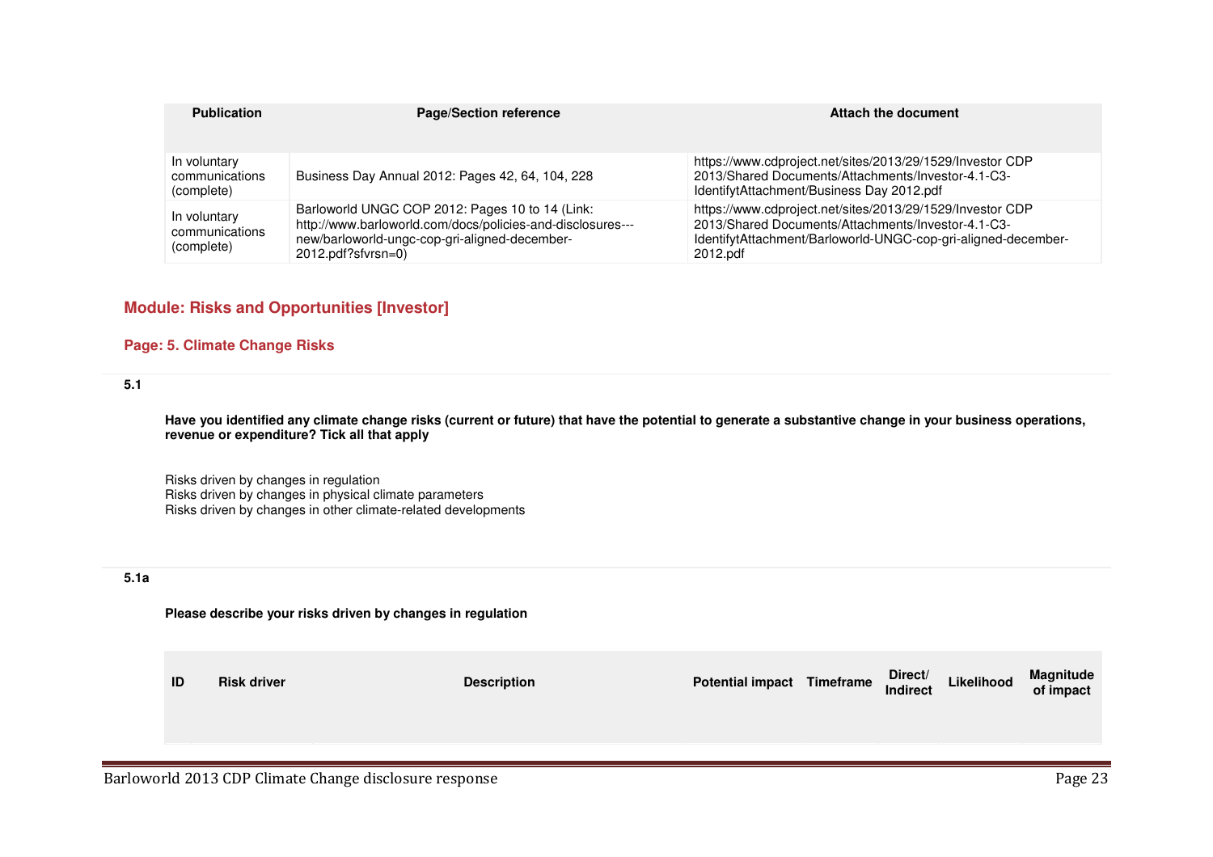| Publication | Page/Section reference | Attach the document |
|---|---|---|
| In voluntary communications (complete) | Business Day Annual 2012: Pages 42, 64, 104, 228 | https://www.cdproject.net/sites/2013/29/1529/Investor CDP 2013/Shared Documents/Attachments/Investor-4.1-C3-IdentifytAttachment/Business Day 2012.pdf |
| In voluntary communications (complete) | Barloworld UNGC COP 2012: Pages 10 to 14 (Link: http://www.barloworld.com/docs/policies-and-disclosures---new/barloworld-ungc-cop-gri-aligned-december-2012.pdf?sfvrsn=0) | https://www.cdproject.net/sites/2013/29/1529/Investor CDP 2013/Shared Documents/Attachments/Investor-4.1-C3-IdentifytAttachment/Barloworld-UNGC-cop-gri-aligned-december-2012.pdf |

## Module: Risks and Opportunities [Investor]

### Page: 5. Climate Change Risks

**5.1**

**Have you identified any climate change risks (current or future) that have the potential to generate a substantive change in your business operations, revenue or expenditure? Tick all that apply**

Risks driven by changes in regulation
Risks driven by changes in physical climate parameters
Risks driven by changes in other climate-related developments

**5.1a**

**Please describe your risks driven by changes in regulation**

| ID | Risk driver | Description | Potential impact | Timeframe | Direct/ Indirect | Likelihood | Magnitude of impact |
|---|---|---|---|---|---|---|---|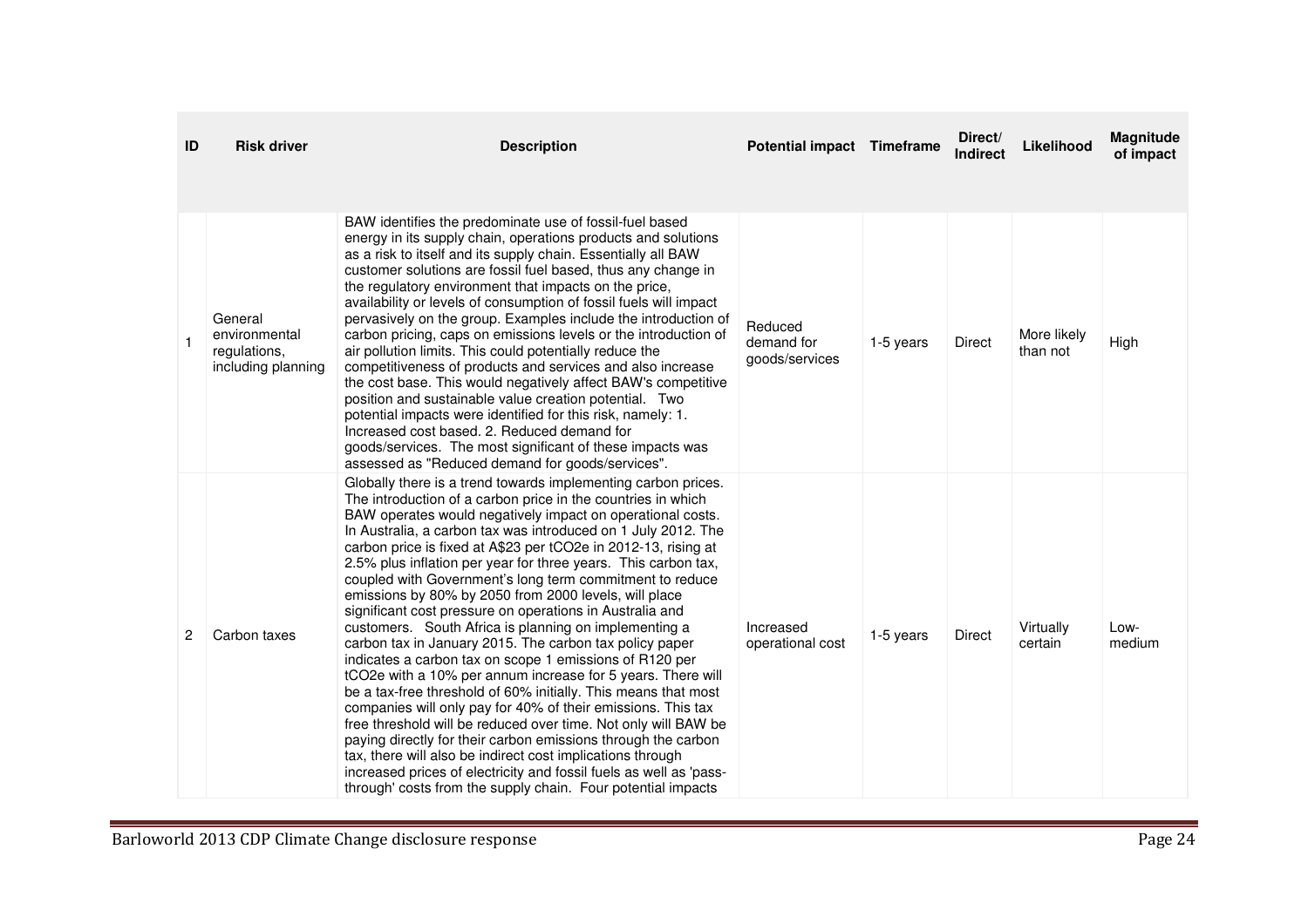| ID | Risk driver | Description | Potential impact | Timeframe | Direct/ Indirect | Likelihood | Magnitude of impact |
|---|---|---|---|---|---|---|---|
| 1 | General environmental regulations, including planning | BAW identifies the predominate use of fossil-fuel based energy in its supply chain, operations products and solutions as a risk to itself and its supply chain. Essentially all BAW customer solutions are fossil fuel based, thus any change in the regulatory environment that impacts on the price, availability or levels of consumption of fossil fuels will impact pervasively on the group. Examples include the introduction of carbon pricing, caps on emissions levels or the introduction of air pollution limits. This could potentially reduce the competitiveness of products and services and also increase the cost base. This would negatively affect BAW's competitive position and sustainable value creation potential. Two potential impacts were identified for this risk, namely: 1. Increased cost based. 2. Reduced demand for goods/services. The most significant of these impacts was assessed as "Reduced demand for goods/services". | Reduced demand for goods/services | 1-5 years | Direct | More likely than not | High |
| 2 | Carbon taxes | Globally there is a trend towards implementing carbon prices. The introduction of a carbon price in the countries in which BAW operates would negatively impact on operational costs. In Australia, a carbon tax was introduced on 1 July 2012. The carbon price is fixed at A$23 per tCO2e in 2012-13, rising at 2.5% plus inflation per year for three years. This carbon tax, coupled with Government's long term commitment to reduce emissions by 80% by 2050 from 2000 levels, will place significant cost pressure on operations in Australia and customers. South Africa is planning on implementing a carbon tax in January 2015. The carbon tax policy paper indicates a carbon tax on scope 1 emissions of R120 per tCO2e with a 10% per annum increase for 5 years. There will be a tax-free threshold of 60% initially. This means that most companies will only pay for 40% of their emissions. This tax free threshold will be reduced over time. Not only will BAW be paying directly for their carbon emissions through the carbon tax, there will also be indirect cost implications through increased prices of electricity and fossil fuels as well as 'pass-through' costs from the supply chain. Four potential impacts | Increased operational cost | 1-5 years | Direct | Virtually certain | Low-medium |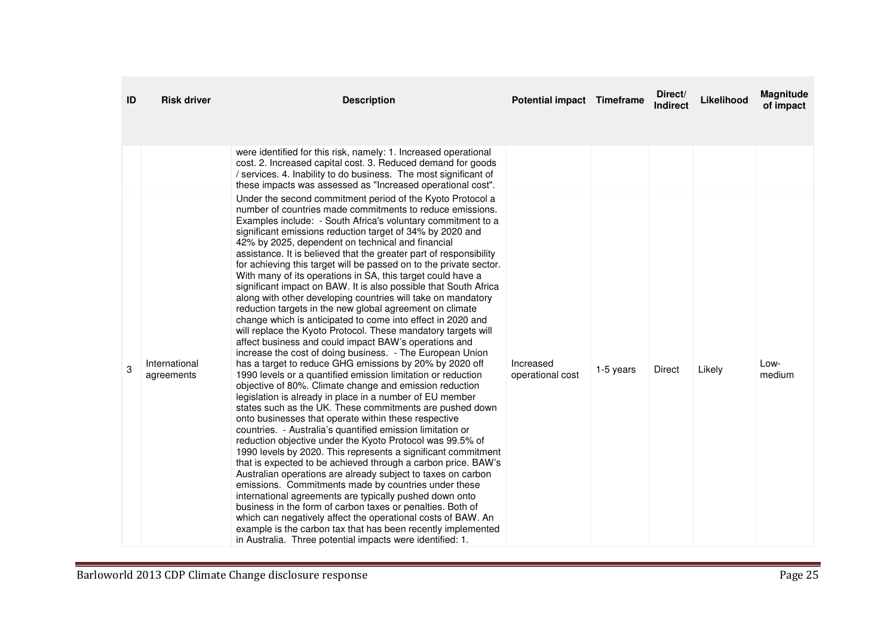| ID | Risk driver | Description | Potential impact | Timeframe | Direct/ Indirect | Likelihood | Magnitude of impact |
|---|---|---|---|---|---|---|---|
| | | were identified for this risk, namely: 1. Increased operational cost. 2. Increased capital cost. 3. Reduced demand for goods / services. 4. Inability to do business. The most significant of these impacts was assessed as "Increased operational cost". | | | | | |
| 3 | International agreements | Under the second commitment period of the Kyoto Protocol a number of countries made commitments to reduce emissions. Examples include: - South Africa's voluntary commitment to a significant emissions reduction target of 34% by 2020 and 42% by 2025, dependent on technical and financial assistance. It is believed that the greater part of responsibility for achieving this target will be passed on to the private sector. With many of its operations in SA, this target could have a significant impact on BAW. It is also possible that South Africa along with other developing countries will take on mandatory reduction targets in the new global agreement on climate change which is anticipated to come into effect in 2020 and will replace the Kyoto Protocol. These mandatory targets will affect business and could impact BAW's operations and increase the cost of doing business. - The European Union has a target to reduce GHG emissions by 20% by 2020 off 1990 levels or a quantified emission limitation or reduction objective of 80%. Climate change and emission reduction legislation is already in place in a number of EU member states such as the UK. These commitments are pushed down onto businesses that operate within these respective countries. - Australia's quantified emission limitation or reduction objective under the Kyoto Protocol was 99.5% of 1990 levels by 2020. This represents a significant commitment that is expected to be achieved through a carbon price. BAW's Australian operations are already subject to taxes on carbon emissions. Commitments made by countries under these international agreements are typically pushed down onto business in the form of carbon taxes or penalties. Both of which can negatively affect the operational costs of BAW. An example is the carbon tax that has been recently implemented in Australia. Three potential impacts were identified: 1. | Increased operational cost | 1-5 years | Direct | Likely | Low-medium |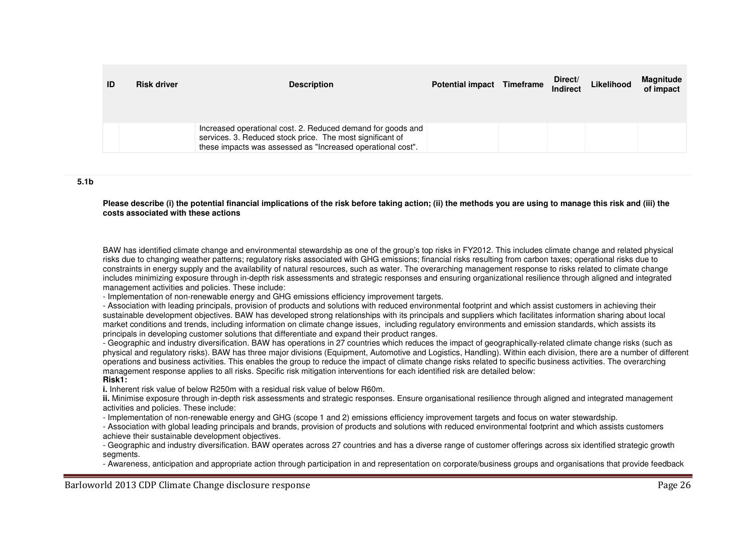| ID | Risk driver | Description | Potential impact | Timeframe | Direct/ Indirect | Likelihood | Magnitude of impact |
|---|---|---|---|---|---|---|---|
| | | Increased operational cost. 2. Reduced demand for goods and services. 3. Reduced stock price. The most significant of these impacts was assessed as "Increased operational cost". | | | | | |

**5.1b**

**Please describe (i) the potential financial implications of the risk before taking action; (ii) the methods you are using to manage this risk and (iii) the costs associated with these actions**

BAW has identified climate change and environmental stewardship as one of the group's top risks in FY2012. This includes climate change and related physical risks due to changing weather patterns; regulatory risks associated with GHG emissions; financial risks resulting from carbon taxes; operational risks due to constraints in energy supply and the availability of natural resources, such as water. The overarching management response to risks related to climate change includes minimizing exposure through in-depth risk assessments and strategic responses and ensuring organizational resilience through aligned and integrated management activities and policies. These include:

- Implementation of non-renewable energy and GHG emissions efficiency improvement targets.
- Association with leading principals, provision of products and solutions with reduced environmental footprint and which assist customers in achieving their sustainable development objectives. BAW has developed strong relationships with its principals and suppliers which facilitates information sharing about local market conditions and trends, including information on climate change issues, including regulatory environments and emission standards, which assists its principals in developing customer solutions that differentiate and expand their product ranges.
- Geographic and industry diversification. BAW has operations in 27 countries which reduces the impact of geographically-related climate change risks (such as physical and regulatory risks). BAW has three major divisions (Equipment, Automotive and Logistics, Handling). Within each division, there are a number of different operations and business activities. This enables the group to reduce the impact of climate change risks related to specific business activities. The overarching management response applies to all risks. Specific risk mitigation interventions for each identified risk are detailed below:

**Risk1:**

**i.** Inherent risk value of below R250m with a residual risk value of below R60m.

**ii.** Minimise exposure through in-depth risk assessments and strategic responses. Ensure organisational resilience through aligned and integrated management activities and policies. These include:

- Implementation of non-renewable energy and GHG (scope 1 and 2) emissions efficiency improvement targets and focus on water stewardship.
- Association with global leading principals and brands, provision of products and solutions with reduced environmental footprint and which assists customers achieve their sustainable development objectives.
- Geographic and industry diversification. BAW operates across 27 countries and has a diverse range of customer offerings across six identified strategic growth segments.
- Awareness, anticipation and appropriate action through participation in and representation on corporate/business groups and organisations that provide feedback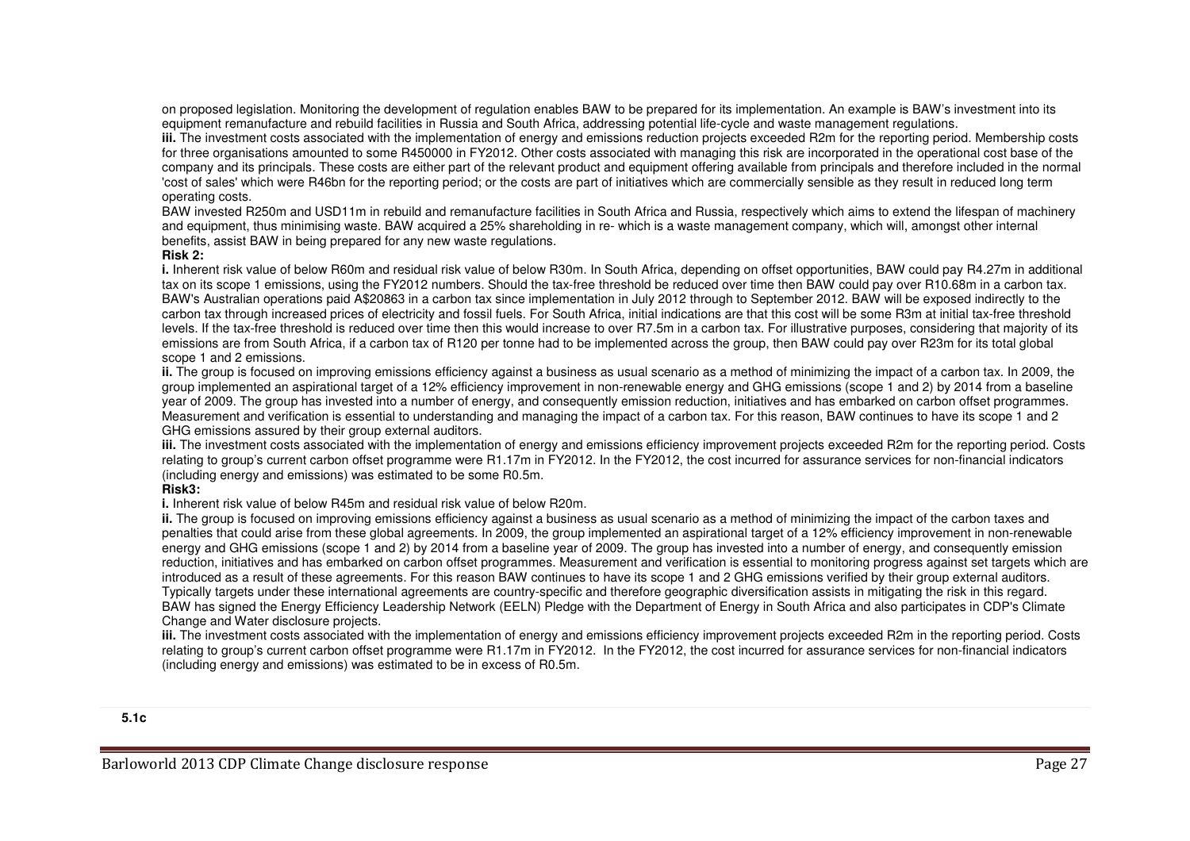on proposed legislation. Monitoring the development of regulation enables BAW to be prepared for its implementation. An example is BAW's investment into its equipment remanufacture and rebuild facilities in Russia and South Africa, addressing potential life-cycle and waste management regulations.

**iii.** The investment costs associated with the implementation of energy and emissions reduction projects exceeded R2m for the reporting period. Membership costs for three organisations amounted to some R450000 in FY2012. Other costs associated with managing this risk are incorporated in the operational cost base of the company and its principals. These costs are either part of the relevant product and equipment offering available from principals and therefore included in the normal 'cost of sales' which were R46bn for the reporting period; or the costs are part of initiatives which are commercially sensible as they result in reduced long term operating costs.

BAW invested R250m and USD11m in rebuild and remanufacture facilities in South Africa and Russia, respectively which aims to extend the lifespan of machinery and equipment, thus minimising waste. BAW acquired a 25% shareholding in re- which is a waste management company, which will, amongst other internal benefits, assist BAW in being prepared for any new waste regulations.

**Risk 2:**

**i.** Inherent risk value of below R60m and residual risk value of below R30m. In South Africa, depending on offset opportunities, BAW could pay R4.27m in additional tax on its scope 1 emissions, using the FY2012 numbers. Should the tax-free threshold be reduced over time then BAW could pay over R10.68m in a carbon tax. BAW's Australian operations paid A$20863 in a carbon tax since implementation in July 2012 through to September 2012. BAW will be exposed indirectly to the carbon tax through increased prices of electricity and fossil fuels. For South Africa, initial indications are that this cost will be some R3m at initial tax-free threshold levels. If the tax-free threshold is reduced over time then this would increase to over R7.5m in a carbon tax. For illustrative purposes, considering that majority of its emissions are from South Africa, if a carbon tax of R120 per tonne had to be implemented across the group, then BAW could pay over R23m for its total global scope 1 and 2 emissions.

**ii.** The group is focused on improving emissions efficiency against a business as usual scenario as a method of minimizing the impact of a carbon tax. In 2009, the group implemented an aspirational target of a 12% efficiency improvement in non-renewable energy and GHG emissions (scope 1 and 2) by 2014 from a baseline year of 2009. The group has invested into a number of energy, and consequently emission reduction, initiatives and has embarked on carbon offset programmes. Measurement and verification is essential to understanding and managing the impact of a carbon tax. For this reason, BAW continues to have its scope 1 and 2 GHG emissions assured by their group external auditors.

**iii.** The investment costs associated with the implementation of energy and emissions efficiency improvement projects exceeded R2m for the reporting period. Costs relating to group's current carbon offset programme were R1.17m in FY2012. In the FY2012, the cost incurred for assurance services for non-financial indicators (including energy and emissions) was estimated to be some R0.5m.

**Risk3:**

**i.** Inherent risk value of below R45m and residual risk value of below R20m.

**ii.** The group is focused on improving emissions efficiency against a business as usual scenario as a method of minimizing the impact of the carbon taxes and penalties that could arise from these global agreements. In 2009, the group implemented an aspirational target of a 12% efficiency improvement in non-renewable energy and GHG emissions (scope 1 and 2) by 2014 from a baseline year of 2009. The group has invested into a number of energy, and consequently emission reduction, initiatives and has embarked on carbon offset programmes. Measurement and verification is essential to monitoring progress against set targets which are introduced as a result of these agreements. For this reason BAW continues to have its scope 1 and 2 GHG emissions verified by their group external auditors. Typically targets under these international agreements are country-specific and therefore geographic diversification assists in mitigating the risk in this regard. BAW has signed the Energy Efficiency Leadership Network (EELN) Pledge with the Department of Energy in South Africa and also participates in CDP's Climate Change and Water disclosure projects.

**iii.** The investment costs associated with the implementation of energy and emissions efficiency improvement projects exceeded R2m in the reporting period. Costs relating to group's current carbon offset programme were R1.17m in FY2012. In the FY2012, the cost incurred for assurance services for non-financial indicators (including energy and emissions) was estimated to be in excess of R0.5m.

**5.1c**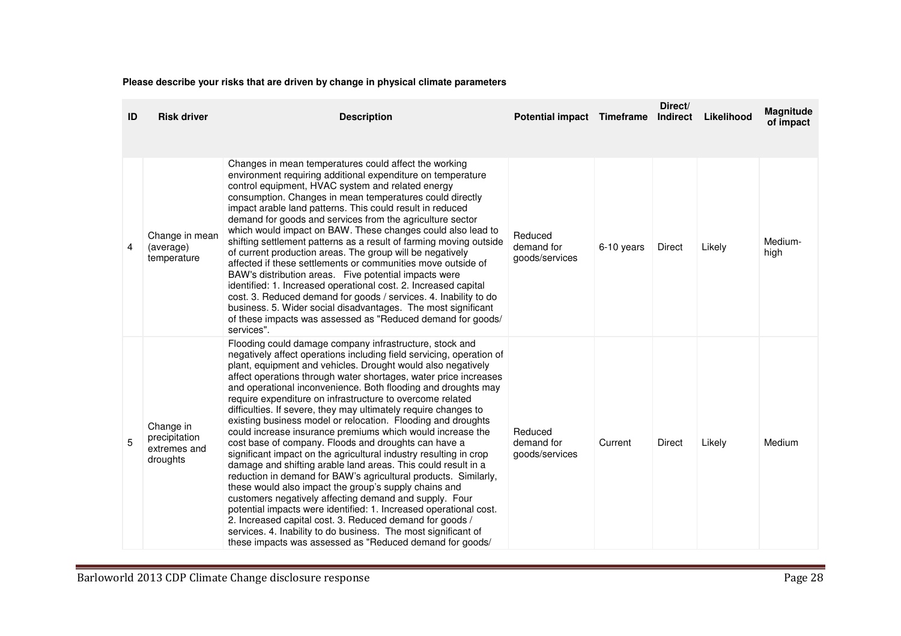**Please describe your risks that are driven by change in physical climate parameters**

| ID | Risk driver | Description | Potential impact | Timeframe | Direct/ Indirect | Likelihood | Magnitude of impact |
|---|---|---|---|---|---|---|---|
| 4 | Change in mean (average) temperature | Changes in mean temperatures could affect the working environment requiring additional expenditure on temperature control equipment, HVAC system and related energy consumption. Changes in mean temperatures could directly impact arable land patterns. This could result in reduced demand for goods and services from the agriculture sector which would impact on BAW. These changes could also lead to shifting settlement patterns as a result of farming moving outside of current production areas. The group will be negatively affected if these settlements or communities move outside of BAW's distribution areas. Five potential impacts were identified: 1. Increased operational cost. 2. Increased capital cost. 3. Reduced demand for goods / services. 4. Inability to do business. 5. Wider social disadvantages. The most significant of these impacts was assessed as "Reduced demand for goods/ services". | Reduced demand for goods/services | 6-10 years | Direct | Likely | Medium-high |
| 5 | Change in precipitation extremes and droughts | Flooding could damage company infrastructure, stock and negatively affect operations including field servicing, operation of plant, equipment and vehicles. Drought would also negatively affect operations through water shortages, water price increases and operational inconvenience. Both flooding and droughts may require expenditure on infrastructure to overcome related difficulties. If severe, they may ultimately require changes to existing business model or relocation. Flooding and droughts could increase insurance premiums which would increase the cost base of company. Floods and droughts can have a significant impact on the agricultural industry resulting in crop damage and shifting arable land areas. This could result in a reduction in demand for BAW's agricultural products. Similarly, these would also impact the group's supply chains and customers negatively affecting demand and supply. Four potential impacts were identified: 1. Increased operational cost. 2. Increased capital cost. 3. Reduced demand for goods / services. 4. Inability to do business. The most significant of these impacts was assessed as "Reduced demand for goods/ | Reduced demand for goods/services | Current | Direct | Likely | Medium |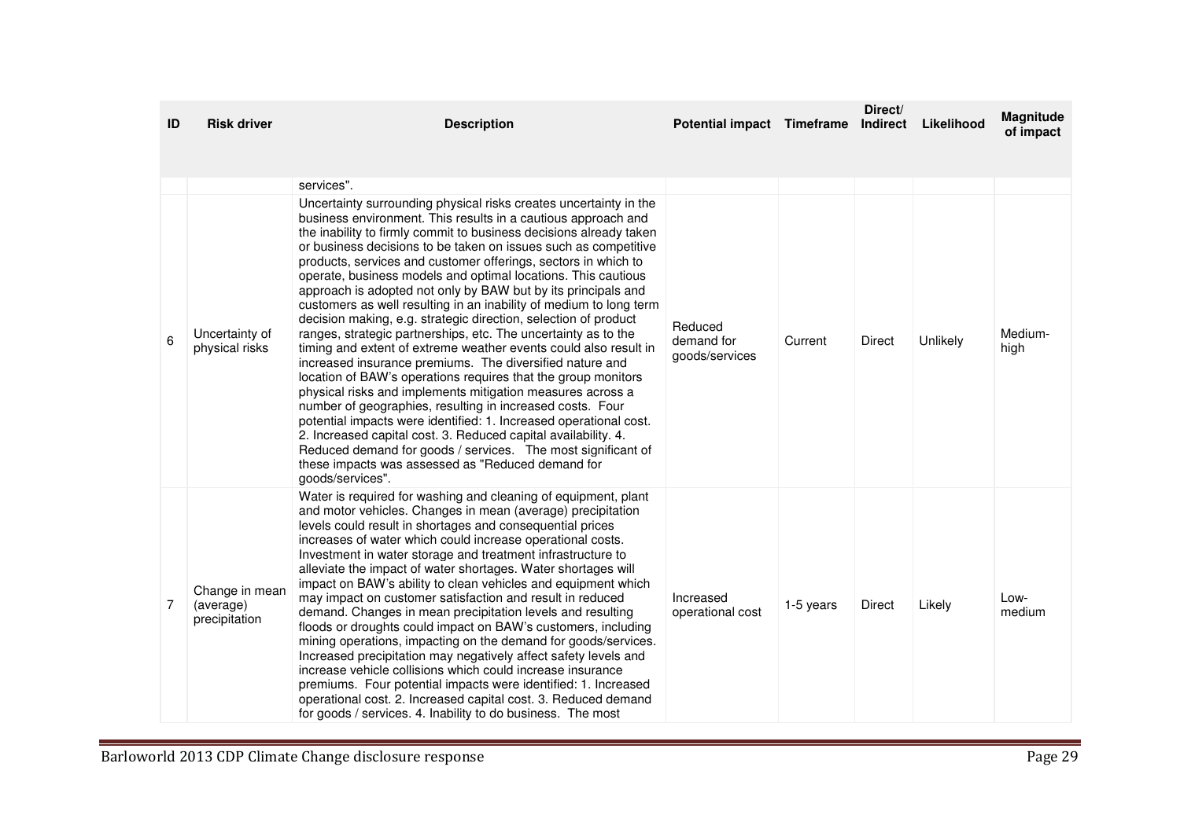| ID | Risk driver | Description | Potential impact | Timeframe | Direct/ Indirect | Likelihood | Magnitude of impact |
|---|---|---|---|---|---|---|---|
| | | services". | | | | | |
| 6 | Uncertainty of physical risks | Uncertainty surrounding physical risks creates uncertainty in the business environment. This results in a cautious approach and the inability to firmly commit to business decisions already taken or business decisions to be taken on issues such as competitive products, services and customer offerings, sectors in which to operate, business models and optimal locations. This cautious approach is adopted not only by BAW but by its principals and customers as well resulting in an inability of medium to long term decision making, e.g. strategic direction, selection of product ranges, strategic partnerships, etc. The uncertainty as to the timing and extent of extreme weather events could also result in increased insurance premiums. The diversified nature and location of BAW's operations requires that the group monitors physical risks and implements mitigation measures across a number of geographies, resulting in increased costs. Four potential impacts were identified: 1. Increased operational cost. 2. Increased capital cost. 3. Reduced capital availability. 4. Reduced demand for goods / services. The most significant of these impacts was assessed as "Reduced demand for goods/services". | Reduced demand for goods/services | Current | Direct | Unlikely | Medium-high |
| 7 | Change in mean (average) precipitation | Water is required for washing and cleaning of equipment, plant and motor vehicles. Changes in mean (average) precipitation levels could result in shortages and consequential prices increases of water which could increase operational costs. Investment in water storage and treatment infrastructure to alleviate the impact of water shortages. Water shortages will impact on BAW's ability to clean vehicles and equipment which may impact on customer satisfaction and result in reduced demand. Changes in mean precipitation levels and resulting floods or droughts could impact on BAW's customers, including mining operations, impacting on the demand for goods/services. Increased precipitation may negatively affect safety levels and increase vehicle collisions which could increase insurance premiums. Four potential impacts were identified: 1. Increased operational cost. 2. Increased capital cost. 3. Reduced demand for goods / services. 4. Inability to do business. The most | Increased operational cost | 1-5 years | Direct | Likely | Low-medium |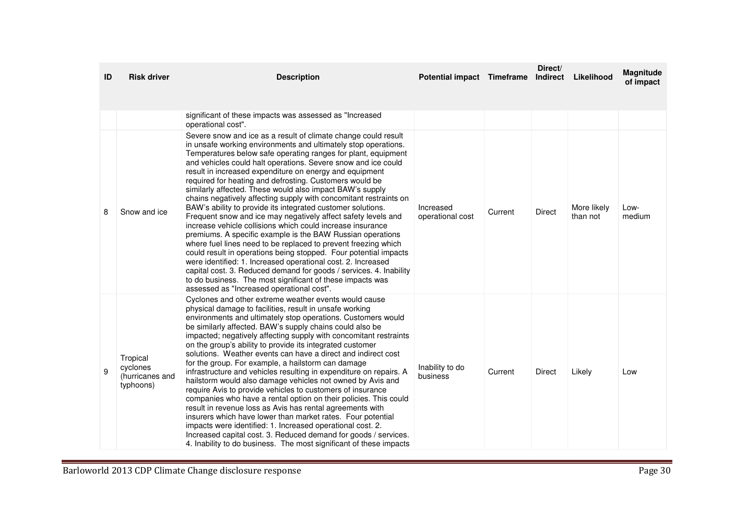| ID | Risk driver | Description | Potential impact | Timeframe | Direct/ Indirect | Likelihood | Magnitude of impact |
|---|---|---|---|---|---|---|---|
| | | significant of these impacts was assessed as "Increased operational cost". | | | | | |
| 8 | Snow and ice | Severe snow and ice as a result of climate change could result in unsafe working environments and ultimately stop operations. Temperatures below safe operating ranges for plant, equipment and vehicles could halt operations. Severe snow and ice could result in increased expenditure on energy and equipment required for heating and defrosting. Customers would be similarly affected. These would also impact BAW's supply chains negatively affecting supply with concomitant restraints on BAW's ability to provide its integrated customer solutions. Frequent snow and ice may negatively affect safety levels and increase vehicle collisions which could increase insurance premiums. A specific example is the BAW Russian operations where fuel lines need to be replaced to prevent freezing which could result in operations being stopped. Four potential impacts were identified: 1. Increased operational cost. 2. Increased capital cost. 3. Reduced demand for goods / services. 4. Inability to do business. The most significant of these impacts was assessed as "Increased operational cost". | Increased operational cost | Current | Direct | More likely than not | Low-medium |
| 9 | Tropical cyclones (hurricanes and typhoons) | Cyclones and other extreme weather events would cause physical damage to facilities, result in unsafe working environments and ultimately stop operations. Customers would be similarly affected. BAW's supply chains could also be impacted; negatively affecting supply with concomitant restraints on the group's ability to provide its integrated customer solutions. Weather events can have a direct and indirect cost for the group. For example, a hailstorm can damage infrastructure and vehicles resulting in expenditure on repairs. A hailstorm would also damage vehicles not owned by Avis and require Avis to provide vehicles to customers of insurance companies who have a rental option on their policies. This could result in revenue loss as Avis has rental agreements with insurers which have lower than market rates. Four potential impacts were identified: 1. Increased operational cost. 2. Increased capital cost. 3. Reduced demand for goods / services. 4. Inability to do business. The most significant of these impacts | Inability to do business | Current | Direct | Likely | Low |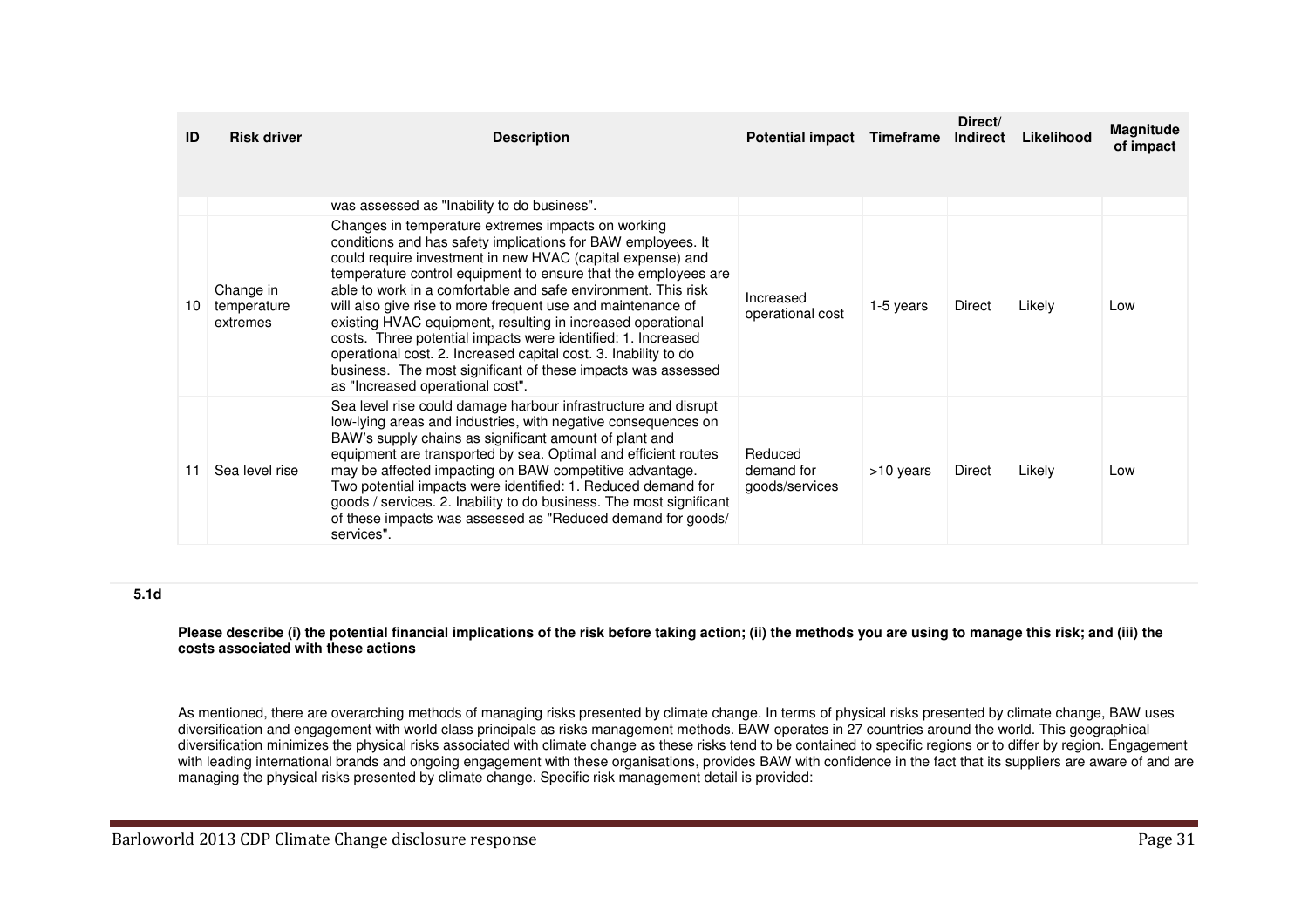| ID | Risk driver | Description | Potential impact | Timeframe | Direct/ Indirect | Likelihood | Magnitude of impact |
|---|---|---|---|---|---|---|---|
| | | was assessed as "Inability to do business". | | | | | |
| 10 | Change in temperature extremes | Changes in temperature extremes impacts on working conditions and has safety implications for BAW employees. It could require investment in new HVAC (capital expense) and temperature control equipment to ensure that the employees are able to work in a comfortable and safe environment. This risk will also give rise to more frequent use and maintenance of existing HVAC equipment, resulting in increased operational costs. Three potential impacts were identified: 1. Increased operational cost. 2. Increased capital cost. 3. Inability to do business. The most significant of these impacts was assessed as "Increased operational cost". | Increased operational cost | 1-5 years | Direct | Likely | Low |
| 11 | Sea level rise | Sea level rise could damage harbour infrastructure and disrupt low-lying areas and industries, with negative consequences on BAW's supply chains as significant amount of plant and equipment are transported by sea. Optimal and efficient routes may be affected impacting on BAW competitive advantage. Two potential impacts were identified: 1. Reduced demand for goods / services. 2. Inability to do business. The most significant of these impacts was assessed as "Reduced demand for goods/ services". | Reduced demand for goods/services | >10 years | Direct | Likely | Low |

**5.1d**

**Please describe (i) the potential financial implications of the risk before taking action; (ii) the methods you are using to manage this risk; and (iii) the costs associated with these actions**

As mentioned, there are overarching methods of managing risks presented by climate change. In terms of physical risks presented by climate change, BAW uses diversification and engagement with world class principals as risks management methods. BAW operates in 27 countries around the world. This geographical diversification minimizes the physical risks associated with climate change as these risks tend to be contained to specific regions or to differ by region. Engagement with leading international brands and ongoing engagement with these organisations, provides BAW with confidence in the fact that its suppliers are aware of and are managing the physical risks presented by climate change. Specific risk management detail is provided: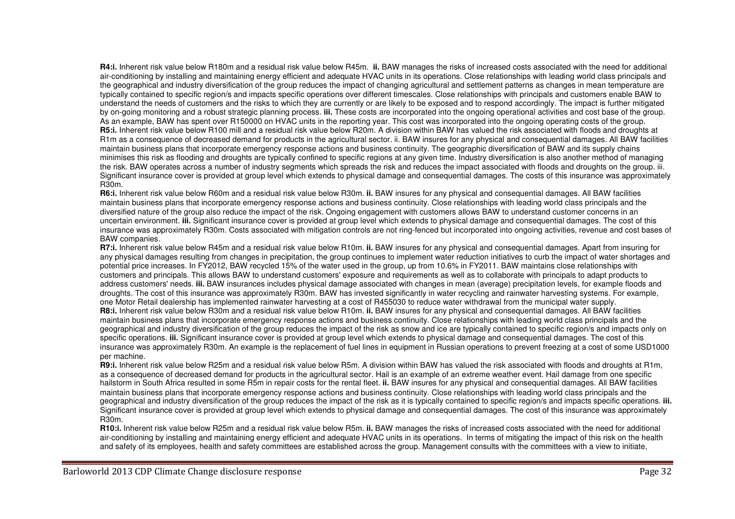**R4:i.** Inherent risk value below R180m and a residual risk value below R45m. **ii.** BAW manages the risks of increased costs associated with the need for additional air-conditioning by installing and maintaining energy efficient and adequate HVAC units in its operations. Close relationships with leading world class principals and the geographical and industry diversification of the group reduces the impact of changing agricultural and settlement patterns as changes in mean temperature are typically contained to specific region/s and impacts specific operations over different timescales. Close relationships with principals and customers enable BAW to understand the needs of customers and the risks to which they are currently or are likely to be exposed and to respond accordingly. The impact is further mitigated by on-going monitoring and a robust strategic planning process. **iii.** These costs are incorporated into the ongoing operational activities and cost base of the group. As an example, BAW has spent over R150000 on HVAC units in the reporting year. This cost was incorporated into the ongoing operating costs of the group.

**R5:i.** Inherent risk value below R100 mill and a residual risk value below R20m. A division within BAW has valued the risk associated with floods and droughts at R1m as a consequence of decreased demand for products in the agricultural sector. ii. BAW insures for any physical and consequential damages. All BAW facilities maintain business plans that incorporate emergency response actions and business continuity. The geographic diversification of BAW and its supply chains minimises this risk as flooding and droughts are typically confined to specific regions at any given time. Industry diversification is also another method of managing the risk. BAW operates across a number of industry segments which spreads the risk and reduces the impact associated with floods and droughts on the group. iii. Significant insurance cover is provided at group level which extends to physical damage and consequential damages. The costs of this insurance was approximately R30m.

**R6:i.** Inherent risk value below R60m and a residual risk value below R30m. **ii.** BAW insures for any physical and consequential damages. All BAW facilities maintain business plans that incorporate emergency response actions and business continuity. Close relationships with leading world class principals and the diversified nature of the group also reduce the impact of the risk. Ongoing engagement with customers allows BAW to understand customer concerns in an uncertain environment. **iii.** Significant insurance cover is provided at group level which extends to physical damage and consequential damages. The cost of this insurance was approximately R30m. Costs associated with mitigation controls are not ring-fenced but incorporated into ongoing activities, revenue and cost bases of BAW companies.

**R7:i.** Inherent risk value below R45m and a residual risk value below R10m. **ii.** BAW insures for any physical and consequential damages. Apart from insuring for any physical damages resulting from changes in precipitation, the group continues to implement water reduction initiatives to curb the impact of water shortages and potential price increases. In FY2012, BAW recycled 15% of the water used in the group, up from 10.6% in FY2011. BAW maintains close relationships with customers and principals. This allows BAW to understand customers' exposure and requirements as well as to collaborate with principals to adapt products to address customers' needs. **iii.** BAW insurances includes physical damage associated with changes in mean (average) precipitation levels, for example floods and droughts. The cost of this insurance was approximately R30m. BAW has invested significantly in water recycling and rainwater harvesting systems. For example, one Motor Retail dealership has implemented rainwater harvesting at a cost of R455030 to reduce water withdrawal from the municipal water supply.

**R8:i.** Inherent risk value below R30m and a residual risk value below R10m. **ii.** BAW insures for any physical and consequential damages. All BAW facilities maintain business plans that incorporate emergency response actions and business continuity. Close relationships with leading world class principals and the geographical and industry diversification of the group reduces the impact of the risk as snow and ice are typically contained to specific region/s and impacts only on specific operations. **iii.** Significant insurance cover is provided at group level which extends to physical damage and consequential damages. The cost of this insurance was approximately R30m. An example is the replacement of fuel lines in equipment in Russian operations to prevent freezing at a cost of some USD1000 per machine.

**R9:i.** Inherent risk value below R25m and a residual risk value below R5m. A division within BAW has valued the risk associated with floods and droughts at R1m, as a consequence of decreased demand for products in the agricultural sector. Hail is an example of an extreme weather event. Hail damage from one specific hailstorm in South Africa resulted in some R5m in repair costs for the rental fleet. **ii.** BAW insures for any physical and consequential damages. All BAW facilities maintain business plans that incorporate emergency response actions and business continuity. Close relationships with leading world class principals and the geographical and industry diversification of the group reduces the impact of the risk as it is typically contained to specific region/s and impacts specific operations. **iii.** Significant insurance cover is provided at group level which extends to physical damage and consequential damages. The cost of this insurance was approximately R30m.

**R10:i.** Inherent risk value below R25m and a residual risk value below R5m. **ii.** BAW manages the risks of increased costs associated with the need for additional air-conditioning by installing and maintaining energy efficient and adequate HVAC units in its operations. In terms of mitigating the impact of this risk on the health and safety of its employees, health and safety committees are established across the group. Management consults with the committees with a view to initiate,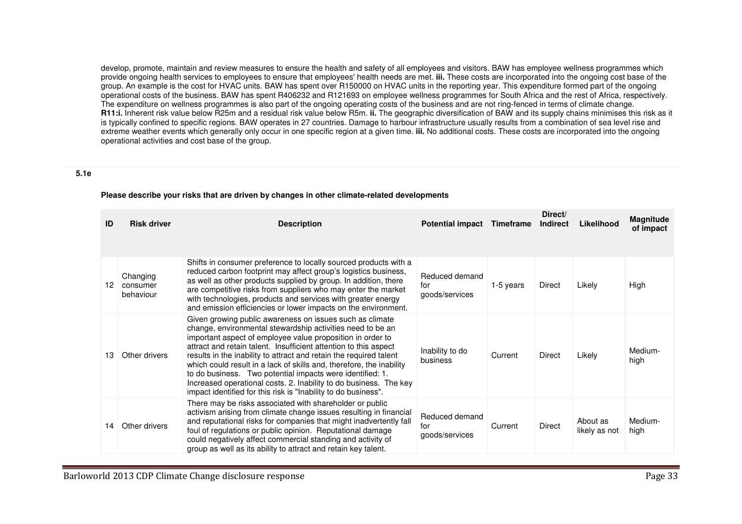develop, promote, maintain and review measures to ensure the health and safety of all employees and visitors. BAW has employee wellness programmes which provide ongoing health services to employees to ensure that employees' health needs are met. **iii.** These costs are incorporated into the ongoing cost base of the group. An example is the cost for HVAC units. BAW has spent over R150000 on HVAC units in the reporting year. This expenditure formed part of the ongoing operational costs of the business. BAW has spent R406232 and R121693 on employee wellness programmes for South Africa and the rest of Africa, respectively. The expenditure on wellness programmes is also part of the ongoing operating costs of the business and are not ring-fenced in terms of climate change.
**R11:i.** Inherent risk value below R25m and a residual risk value below R5m. **ii.** The geographic diversification of BAW and its supply chains minimises this risk as it is typically confined to specific regions. BAW operates in 27 countries. Damage to harbour infrastructure usually results from a combination of sea level rise and extreme weather events which generally only occur in one specific region at a given time. **iii.** No additional costs. These costs are incorporated into the ongoing operational activities and cost base of the group.

**5.1e**

**Please describe your risks that are driven by changes in other climate-related developments**

| ID | Risk driver | Description | Potential impact | Timeframe | Direct/ Indirect | Likelihood | Magnitude of impact |
|---|---|---|---|---|---|---|---|
| 12 | Changing consumer behaviour | Shifts in consumer preference to locally sourced products with a reduced carbon footprint may affect group's logistics business, as well as other products supplied by group. In addition, there are competitive risks from suppliers who may enter the market with technologies, products and services with greater energy and emission efficiencies or lower impacts on the environment. | Reduced demand for goods/services | 1-5 years | Direct | Likely | High |
| 13 | Other drivers | Given growing public awareness on issues such as climate change, environmental stewardship activities need to be an important aspect of employee value proposition in order to attract and retain talent. Insufficient attention to this aspect results in the inability to attract and retain the required talent which could result in a lack of skills and, therefore, the inability to do business. Two potential impacts were identified: 1. Increased operational costs. 2. Inability to do business. The key impact identified for this risk is "Inability to do business". | Inability to do business | Current | Direct | Likely | Medium-high |
| 14 | Other drivers | There may be risks associated with shareholder or public activism arising from climate change issues resulting in financial and reputational risks for companies that might inadvertently fall foul of regulations or public opinion. Reputational damage could negatively affect commercial standing and activity of group as well as its ability to attract and retain key talent. | Reduced demand for goods/services | Current | Direct | About as likely as not | Medium-high |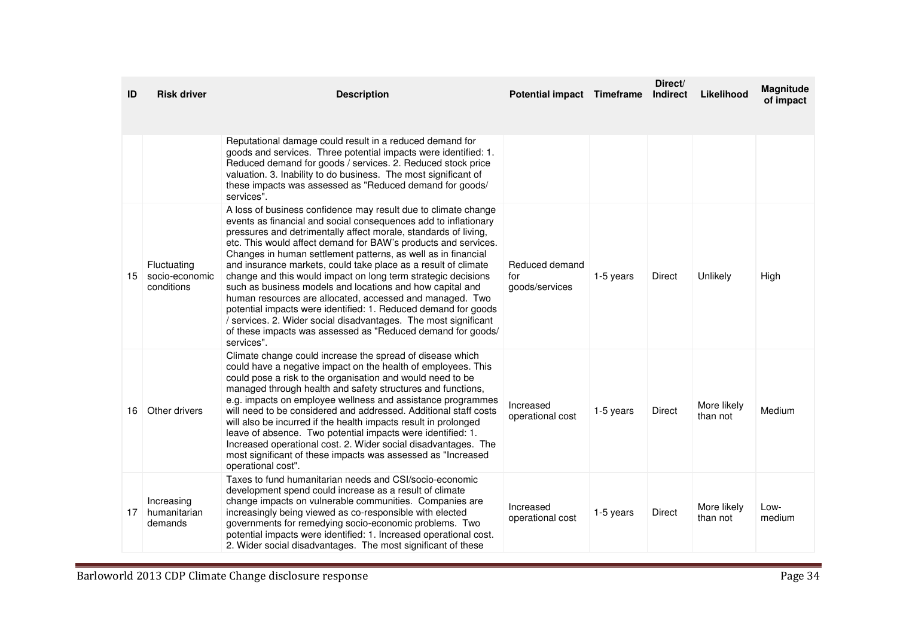| ID | Risk driver | Description | Potential impact | Timeframe | Direct/ Indirect | Likelihood | Magnitude of impact |
|---|---|---|---|---|---|---|---|
| | | Reputational damage could result in a reduced demand for goods and services. Three potential impacts were identified: 1. Reduced demand for goods / services. 2. Reduced stock price valuation. 3. Inability to do business. The most significant of these impacts was assessed as "Reduced demand for goods/ services". | | | | | |
| 15 | Fluctuating socio-economic conditions | A loss of business confidence may result due to climate change events as financial and social consequences add to inflationary pressures and detrimentally affect morale, standards of living, etc. This would affect demand for BAW's products and services. Changes in human settlement patterns, as well as in financial and insurance markets, could take place as a result of climate change and this would impact on long term strategic decisions such as business models and locations and how capital and human resources are allocated, accessed and managed. Two potential impacts were identified: 1. Reduced demand for goods / services. 2. Wider social disadvantages. The most significant of these impacts was assessed as "Reduced demand for goods/ services". | Reduced demand for goods/services | 1-5 years | Direct | Unlikely | High |
| 16 | Other drivers | Climate change could increase the spread of disease which could have a negative impact on the health of employees. This could pose a risk to the organisation and would need to be managed through health and safety structures and functions, e.g. impacts on employee wellness and assistance programmes will need to be considered and addressed. Additional staff costs will also be incurred if the health impacts result in prolonged leave of absence. Two potential impacts were identified: 1. Increased operational cost. 2. Wider social disadvantages. The most significant of these impacts was assessed as "Increased operational cost". | Increased operational cost | 1-5 years | Direct | More likely than not | Medium |
| 17 | Increasing humanitarian demands | Taxes to fund humanitarian needs and CSI/socio-economic development spend could increase as a result of climate change impacts on vulnerable communities. Companies are increasingly being viewed as co-responsible with elected governments for remedying socio-economic problems. Two potential impacts were identified: 1. Increased operational cost. 2. Wider social disadvantages. The most significant of these | Increased operational cost | 1-5 years | Direct | More likely than not | Low-medium |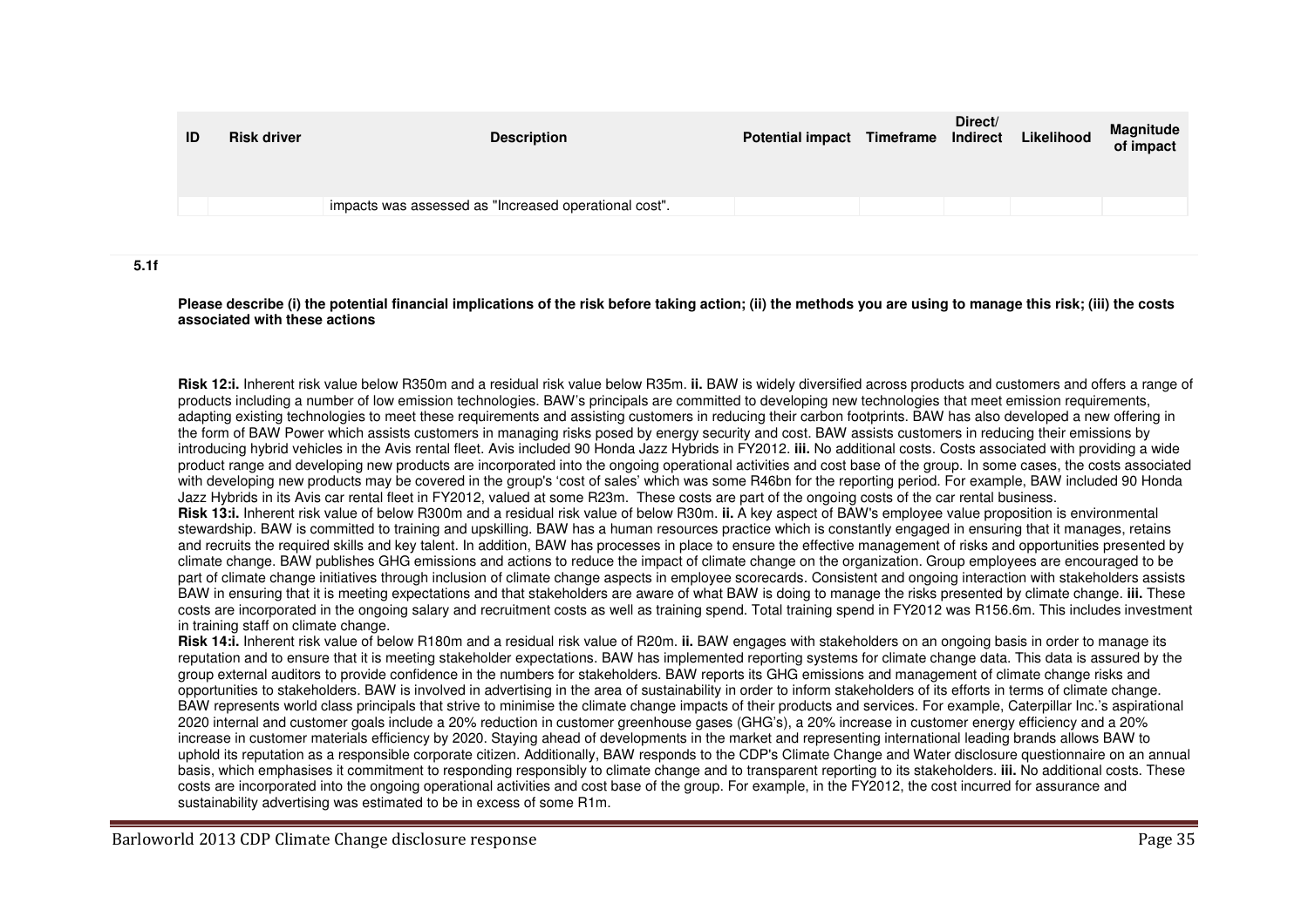| ID | Risk driver | Description | Potential impact | Timeframe | Direct/ Indirect | Likelihood | Magnitude of impact |
|---|---|---|---|---|---|---|---|
| | | impacts was assessed as "Increased operational cost". | | | | | |

**5.1f**

**Please describe (i) the potential financial implications of the risk before taking action; (ii) the methods you are using to manage this risk; (iii) the costs associated with these actions**

**Risk 12:i.** Inherent risk value below R350m and a residual risk value below R35m. **ii.** BAW is widely diversified across products and customers and offers a range of products including a number of low emission technologies. BAW's principals are committed to developing new technologies that meet emission requirements, adapting existing technologies to meet these requirements and assisting customers in reducing their carbon footprints. BAW has also developed a new offering in the form of BAW Power which assists customers in managing risks posed by energy security and cost. BAW assists customers in reducing their emissions by introducing hybrid vehicles in the Avis rental fleet. Avis included 90 Honda Jazz Hybrids in FY2012. **iii.** No additional costs. Costs associated with providing a wide product range and developing new products are incorporated into the ongoing operational activities and cost base of the group. In some cases, the costs associated with developing new products may be covered in the group's 'cost of sales' which was some R46bn for the reporting period. For example, BAW included 90 Honda Jazz Hybrids in its Avis car rental fleet in FY2012, valued at some R23m. These costs are part of the ongoing costs of the car rental business.

**Risk 13:i.** Inherent risk value of below R300m and a residual risk value of below R30m. **ii.** A key aspect of BAW's employee value proposition is environmental stewardship. BAW is committed to training and upskilling. BAW has a human resources practice which is constantly engaged in ensuring that it manages, retains and recruits the required skills and key talent. In addition, BAW has processes in place to ensure the effective management of risks and opportunities presented by climate change. BAW publishes GHG emissions and actions to reduce the impact of climate change on the organization. Group employees are encouraged to be part of climate change initiatives through inclusion of climate change aspects in employee scorecards. Consistent and ongoing interaction with stakeholders assists BAW in ensuring that it is meeting expectations and that stakeholders are aware of what BAW is doing to manage the risks presented by climate change. **iii.** These costs are incorporated in the ongoing salary and recruitment costs as well as training spend. Total training spend in FY2012 was R156.6m. This includes investment in training staff on climate change.

**Risk 14:i.** Inherent risk value of below R180m and a residual risk value of R20m. **ii.** BAW engages with stakeholders on an ongoing basis in order to manage its reputation and to ensure that it is meeting stakeholder expectations. BAW has implemented reporting systems for climate change data. This data is assured by the group external auditors to provide confidence in the numbers for stakeholders. BAW reports its GHG emissions and management of climate change risks and opportunities to stakeholders. BAW is involved in advertising in the area of sustainability in order to inform stakeholders of its efforts in terms of climate change. BAW represents world class principals that strive to minimise the climate change impacts of their products and services. For example, Caterpillar Inc.'s aspirational 2020 internal and customer goals include a 20% reduction in customer greenhouse gases (GHG's), a 20% increase in customer energy efficiency and a 20% increase in customer materials efficiency by 2020. Staying ahead of developments in the market and representing international leading brands allows BAW to uphold its reputation as a responsible corporate citizen. Additionally, BAW responds to the CDP's Climate Change and Water disclosure questionnaire on an annual basis, which emphasises it commitment to responding responsibly to climate change and to transparent reporting to its stakeholders. **iii.** No additional costs. These costs are incorporated into the ongoing operational activities and cost base of the group. For example, in the FY2012, the cost incurred for assurance and sustainability advertising was estimated to be in excess of some R1m.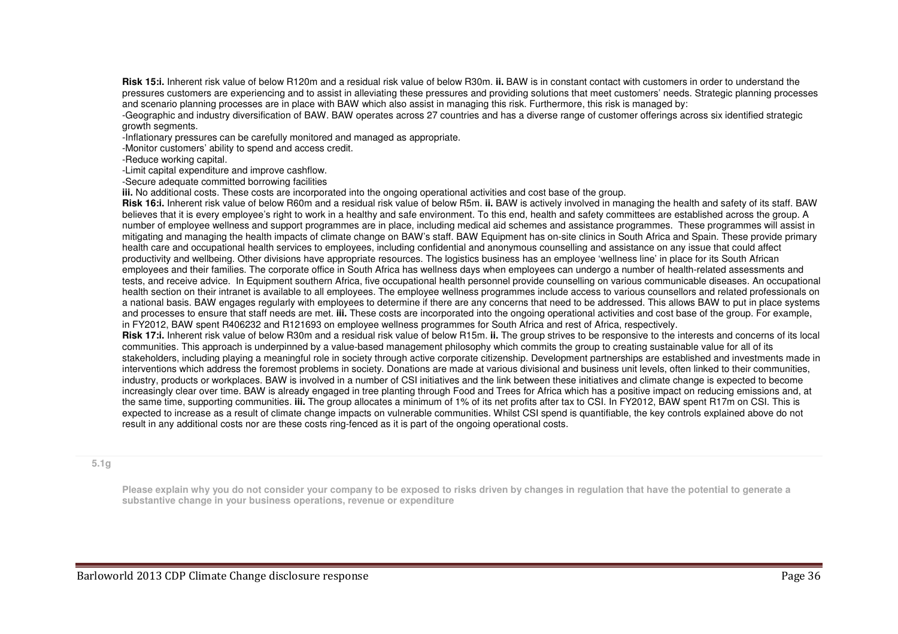**Risk 15:i.** Inherent risk value of below R120m and a residual risk value of below R30m. **ii.** BAW is in constant contact with customers in order to understand the pressures customers are experiencing and to assist in alleviating these pressures and providing solutions that meet customers' needs. Strategic planning processes and scenario planning processes are in place with BAW which also assist in managing this risk. Furthermore, this risk is managed by:

-Geographic and industry diversification of BAW. BAW operates across 27 countries and has a diverse range of customer offerings across six identified strategic growth segments.

-Inflationary pressures can be carefully monitored and managed as appropriate.

-Monitor customers' ability to spend and access credit.

-Reduce working capital.

-Limit capital expenditure and improve cashflow.

-Secure adequate committed borrowing facilities

**iii.** No additional costs. These costs are incorporated into the ongoing operational activities and cost base of the group.

**Risk 16:i.** Inherent risk value of below R60m and a residual risk value of below R5m. **ii.** BAW is actively involved in managing the health and safety of its staff. BAW believes that it is every employee's right to work in a healthy and safe environment. To this end, health and safety committees are established across the group. A number of employee wellness and support programmes are in place, including medical aid schemes and assistance programmes. These programmes will assist in mitigating and managing the health impacts of climate change on BAW's staff. BAW Equipment has on-site clinics in South Africa and Spain. These provide primary health care and occupational health services to employees, including confidential and anonymous counselling and assistance on any issue that could affect productivity and wellbeing. Other divisions have appropriate resources. The logistics business has an employee 'wellness line' in place for its South African employees and their families. The corporate office in South Africa has wellness days when employees can undergo a number of health-related assessments and tests, and receive advice. In Equipment southern Africa, five occupational health personnel provide counselling on various communicable diseases. An occupational health section on their intranet is available to all employees. The employee wellness programmes include access to various counsellors and related professionals on a national basis. BAW engages regularly with employees to determine if there are any concerns that need to be addressed. This allows BAW to put in place systems and processes to ensure that staff needs are met. **iii.** These costs are incorporated into the ongoing operational activities and cost base of the group. For example, in FY2012, BAW spent R406232 and R121693 on employee wellness programmes for South Africa and rest of Africa, respectively.

**Risk 17:i.** Inherent risk value of below R30m and a residual risk value of below R15m. **ii.** The group strives to be responsive to the interests and concerns of its local communities. This approach is underpinned by a value-based management philosophy which commits the group to creating sustainable value for all of its stakeholders, including playing a meaningful role in society through active corporate citizenship. Development partnerships are established and investments made in interventions which address the foremost problems in society. Donations are made at various divisional and business unit levels, often linked to their communities, industry, products or workplaces. BAW is involved in a number of CSI initiatives and the link between these initiatives and climate change is expected to become increasingly clear over time. BAW is already engaged in tree planting through Food and Trees for Africa which has a positive impact on reducing emissions and, at the same time, supporting communities. **iii.** The group allocates a minimum of 1% of its net profits after tax to CSI. In FY2012, BAW spent R17m on CSI. This is expected to increase as a result of climate change impacts on vulnerable communities. Whilst CSI spend is quantifiable, the key controls explained above do not result in any additional costs nor are these costs ring-fenced as it is part of the ongoing operational costs.

**5.1g**

**Please explain why you do not consider your company to be exposed to risks driven by changes in regulation that have the potential to generate a substantive change in your business operations, revenue or expenditure**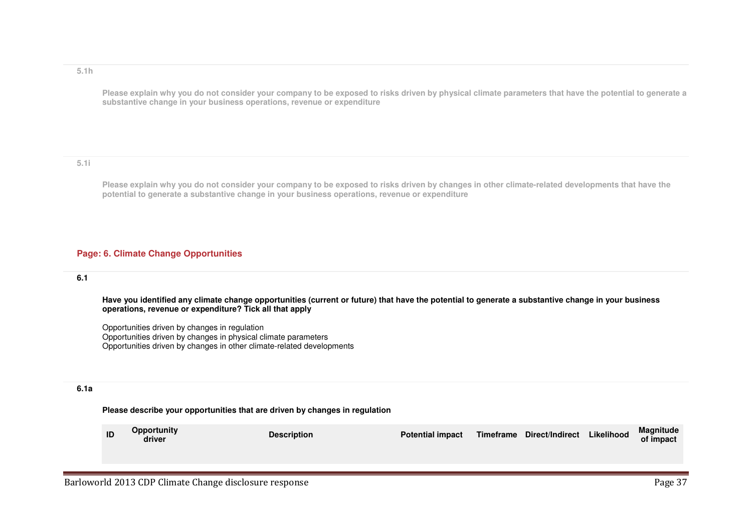**5.1h**

**Please explain why you do not consider your company to be exposed to risks driven by physical climate parameters that have the potential to generate a substantive change in your business operations, revenue or expenditure**

**5.1i**

**Please explain why you do not consider your company to be exposed to risks driven by changes in other climate-related developments that have the potential to generate a substantive change in your business operations, revenue or expenditure**

## Page: 6. Climate Change Opportunities

**6.1**

**Have you identified any climate change opportunities (current or future) that have the potential to generate a substantive change in your business operations, revenue or expenditure? Tick all that apply**

Opportunities driven by changes in regulation
Opportunities driven by changes in physical climate parameters
Opportunities driven by changes in other climate-related developments

**6.1a**

**Please describe your opportunities that are driven by changes in regulation**

| ID | Opportunity driver | Description | Potential impact | Timeframe | Direct/Indirect | Likelihood | Magnitude of impact |
|---|---|---|---|---|---|---|---|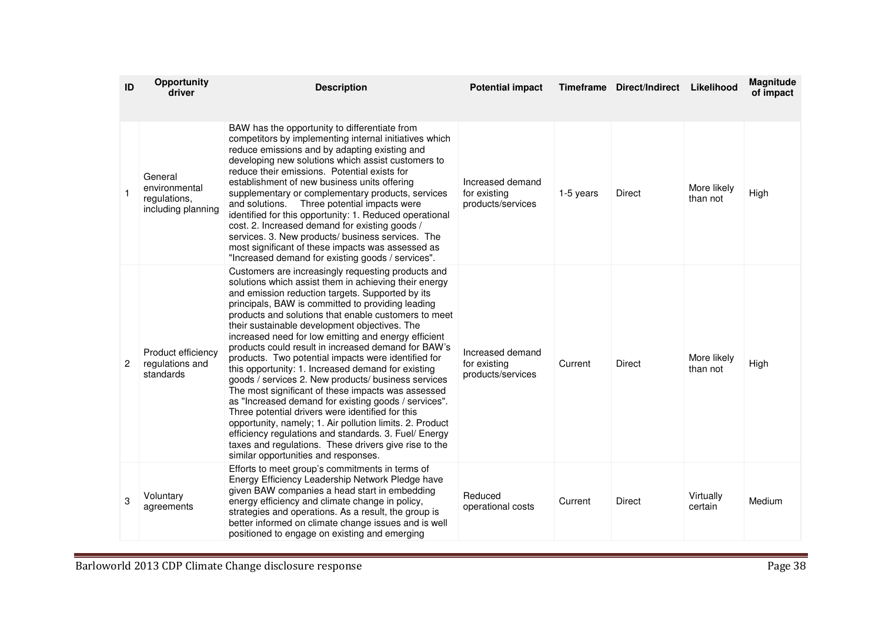| ID | Opportunity driver | Description | Potential impact | Timeframe | Direct/Indirect | Likelihood | Magnitude of impact |
|---|---|---|---|---|---|---|---|
| 1 | General environmental regulations, including planning | BAW has the opportunity to differentiate from competitors by implementing internal initiatives which reduce emissions and by adapting existing and developing new solutions which assist customers to reduce their emissions. Potential exists for establishment of new business units offering supplementary or complementary products, services and solutions. Three potential impacts were identified for this opportunity: 1. Reduced operational cost. 2. Increased demand for existing goods / services. 3. New products/ business services. The most significant of these impacts was assessed as "Increased demand for existing goods / services". | Increased demand for existing products/services | 1-5 years | Direct | More likely than not | High |
| 2 | Product efficiency regulations and standards | Customers are increasingly requesting products and solutions which assist them in achieving their energy and emission reduction targets. Supported by its principals, BAW is committed to providing leading products and solutions that enable customers to meet their sustainable development objectives. The increased need for low emitting and energy efficient products could result in increased demand for BAW's products. Two potential impacts were identified for this opportunity: 1. Increased demand for existing goods / services 2. New products/ business services The most significant of these impacts was assessed as "Increased demand for existing goods / services". Three potential drivers were identified for this opportunity, namely; 1. Air pollution limits. 2. Product efficiency regulations and standards. 3. Fuel/ Energy taxes and regulations. These drivers give rise to the similar opportunities and responses. | Increased demand for existing products/services | Current | Direct | More likely than not | High |
| 3 | Voluntary agreements | Efforts to meet group's commitments in terms of Energy Efficiency Leadership Network Pledge have given BAW companies a head start in embedding energy efficiency and climate change in policy, strategies and operations. As a result, the group is better informed on climate change issues and is well positioned to engage on existing and emerging | Reduced operational costs | Current | Direct | Virtually certain | Medium |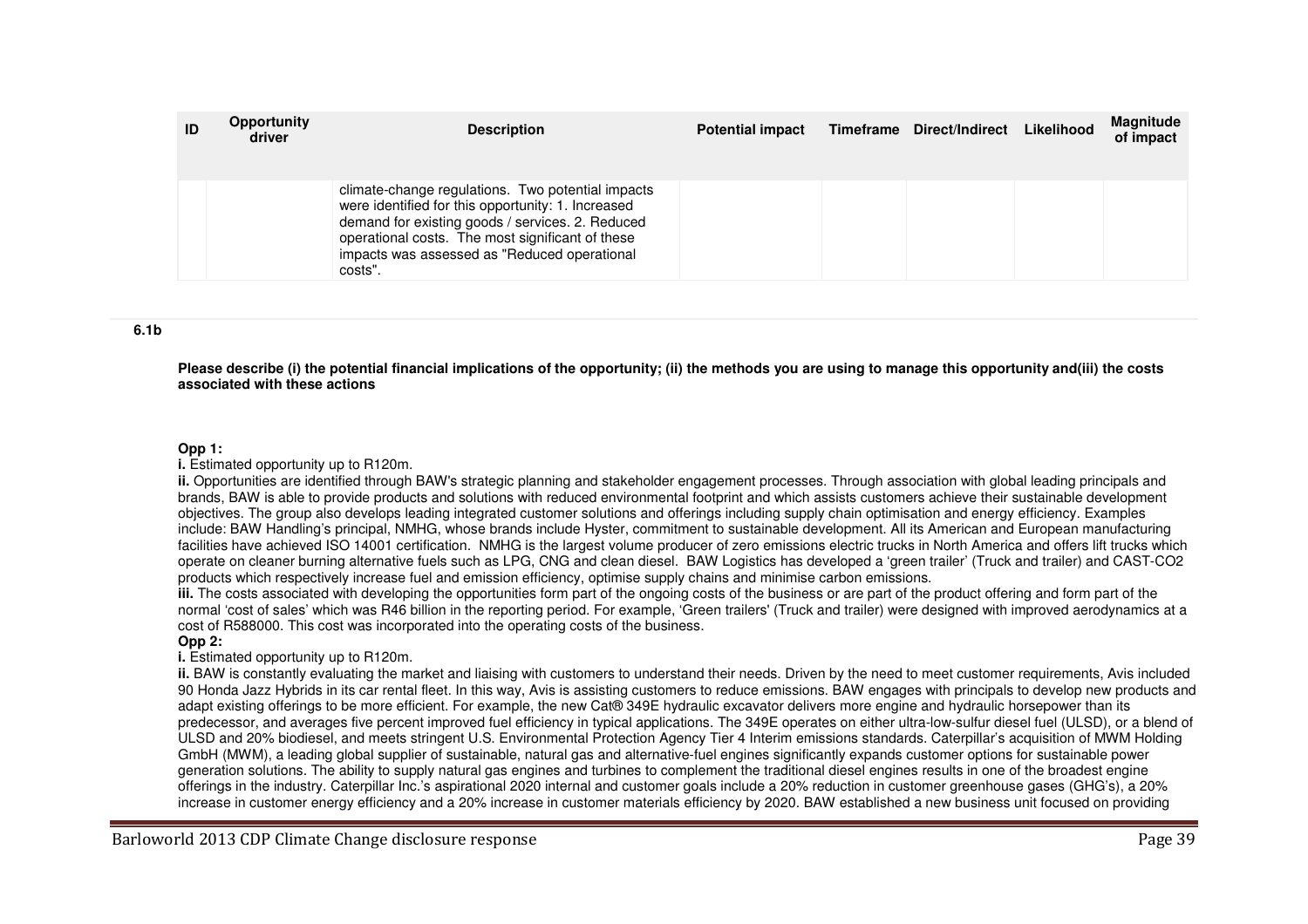| ID | Opportunity driver | Description | Potential impact | Timeframe | Direct/Indirect | Likelihood | Magnitude of impact |
|---|---|---|---|---|---|---|---|
| | | climate-change regulations. Two potential impacts were identified for this opportunity: 1. Increased demand for existing goods / services. 2. Reduced operational costs. The most significant of these impacts was assessed as "Reduced operational costs". | | | | | |

**6.1b**

**Please describe (i) the potential financial implications of the opportunity; (ii) the methods you are using to manage this opportunity and(iii) the costs associated with these actions**

**Opp 1:**

**i.** Estimated opportunity up to R120m.

**ii.** Opportunities are identified through BAW's strategic planning and stakeholder engagement processes. Through association with global leading principals and brands, BAW is able to provide products and solutions with reduced environmental footprint and which assists customers achieve their sustainable development objectives. The group also develops leading integrated customer solutions and offerings including supply chain optimisation and energy efficiency. Examples include: BAW Handling's principal, NMHG, whose brands include Hyster, commitment to sustainable development. All its American and European manufacturing facilities have achieved ISO 14001 certification. NMHG is the largest volume producer of zero emissions electric trucks in North America and offers lift trucks which operate on cleaner burning alternative fuels such as LPG, CNG and clean diesel. BAW Logistics has developed a 'green trailer' (Truck and trailer) and CAST-CO2 products which respectively increase fuel and emission efficiency, optimise supply chains and minimise carbon emissions.

**iii.** The costs associated with developing the opportunities form part of the ongoing costs of the business or are part of the product offering and form part of the normal 'cost of sales' which was R46 billion in the reporting period. For example, 'Green trailers' (Truck and trailer) were designed with improved aerodynamics at a cost of R588000. This cost was incorporated into the operating costs of the business.

**Opp 2:**

**i.** Estimated opportunity up to R120m.

**ii.** BAW is constantly evaluating the market and liaising with customers to understand their needs. Driven by the need to meet customer requirements, Avis included 90 Honda Jazz Hybrids in its car rental fleet. In this way, Avis is assisting customers to reduce emissions. BAW engages with principals to develop new products and adapt existing offerings to be more efficient. For example, the new Cat® 349E hydraulic excavator delivers more engine and hydraulic horsepower than its predecessor, and averages five percent improved fuel efficiency in typical applications. The 349E operates on either ultra-low-sulfur diesel fuel (ULSD), or a blend of ULSD and 20% biodiesel, and meets stringent U.S. Environmental Protection Agency Tier 4 Interim emissions standards. Caterpillar's acquisition of MWM Holding GmbH (MWM), a leading global supplier of sustainable, natural gas and alternative-fuel engines significantly expands customer options for sustainable power generation solutions. The ability to supply natural gas engines and turbines to complement the traditional diesel engines results in one of the broadest engine offerings in the industry. Caterpillar Inc.'s aspirational 2020 internal and customer goals include a 20% reduction in customer greenhouse gases (GHG's), a 20% increase in customer energy efficiency and a 20% increase in customer materials efficiency by 2020. BAW established a new business unit focused on providing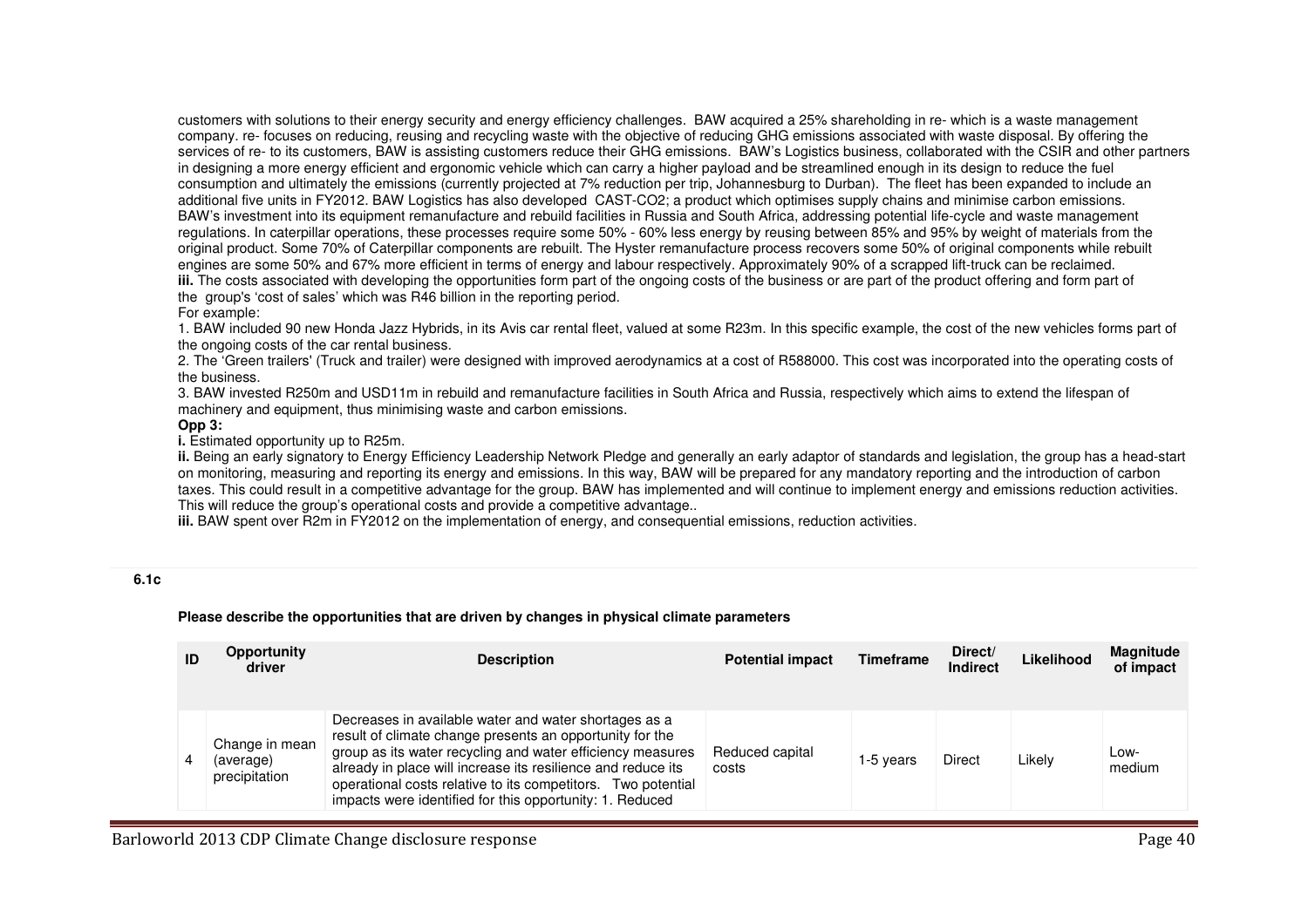customers with solutions to their energy security and energy efficiency challenges. BAW acquired a 25% shareholding in re- which is a waste management company. re- focuses on reducing, reusing and recycling waste with the objective of reducing GHG emissions associated with waste disposal. By offering the services of re- to its customers, BAW is assisting customers reduce their GHG emissions. BAW's Logistics business, collaborated with the CSIR and other partners in designing a more energy efficient and ergonomic vehicle which can carry a higher payload and be streamlined enough in its design to reduce the fuel consumption and ultimately the emissions (currently projected at 7% reduction per trip, Johannesburg to Durban). The fleet has been expanded to include an additional five units in FY2012. BAW Logistics has also developed CAST-CO2; a product which optimises supply chains and minimise carbon emissions. BAW's investment into its equipment remanufacture and rebuild facilities in Russia and South Africa, addressing potential life-cycle and waste management regulations. In caterpillar operations, these processes require some 50% - 60% less energy by reusing between 85% and 95% by weight of materials from the original product. Some 70% of Caterpillar components are rebuilt. The Hyster remanufacture process recovers some 50% of original components while rebuilt engines are some 50% and 67% more efficient in terms of energy and labour respectively. Approximately 90% of a scrapped lift-truck can be reclaimed.
**iii.** The costs associated with developing the opportunities form part of the ongoing costs of the business or are part of the product offering and form part of the group's 'cost of sales' which was R46 billion in the reporting period.
For example:
1. BAW included 90 new Honda Jazz Hybrids, in its Avis car rental fleet, valued at some R23m. In this specific example, the cost of the new vehicles forms part of the ongoing costs of the car rental business.
2. The 'Green trailers' (Truck and trailer) were designed with improved aerodynamics at a cost of R588000. This cost was incorporated into the operating costs of the business.
3. BAW invested R250m and USD11m in rebuild and remanufacture facilities in South Africa and Russia, respectively which aims to extend the lifespan of machinery and equipment, thus minimising waste and carbon emissions.

**Opp 3:**

**i.** Estimated opportunity up to R25m.
**ii.** Being an early signatory to Energy Efficiency Leadership Network Pledge and generally an early adaptor of standards and legislation, the group has a head-start on monitoring, measuring and reporting its energy and emissions. In this way, BAW will be prepared for any mandatory reporting and the introduction of carbon taxes. This could result in a competitive advantage for the group. BAW has implemented and will continue to implement energy and emissions reduction activities. This will reduce the group's operational costs and provide a competitive advantage..
**iii.** BAW spent over R2m in FY2012 on the implementation of energy, and consequential emissions, reduction activities.

**6.1c**

**Please describe the opportunities that are driven by changes in physical climate parameters**

| ID | Opportunity driver | Description | Potential impact | Timeframe | Direct/ Indirect | Likelihood | Magnitude of impact |
|---|---|---|---|---|---|---|---|
| 4 | Change in mean (average) precipitation | Decreases in available water and water shortages as a result of climate change presents an opportunity for the group as its water recycling and water efficiency measures already in place will increase its resilience and reduce its operational costs relative to its competitors. Two potential impacts were identified for this opportunity: 1. Reduced | Reduced capital costs | 1-5 years | Direct | Likely | Low-medium |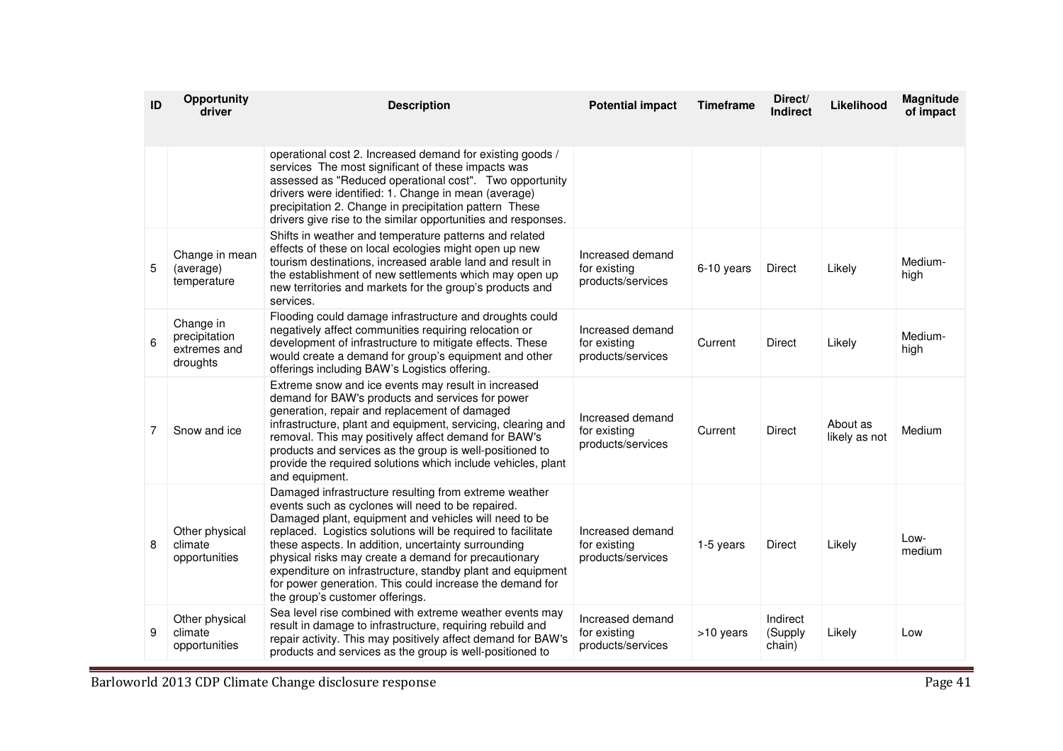| ID | Opportunity driver | Description | Potential impact | Timeframe | Direct/ Indirect | Likelihood | Magnitude of impact |
|---|---|---|---|---|---|---|---|
| | | operational cost 2. Increased demand for existing goods / services The most significant of these impacts was assessed as "Reduced operational cost". Two opportunity drivers were identified: 1. Change in mean (average) precipitation 2. Change in precipitation pattern These drivers give rise to the similar opportunities and responses. | | | | | |
| 5 | Change in mean (average) temperature | Shifts in weather and temperature patterns and related effects of these on local ecologies might open up new tourism destinations, increased arable land and result in the establishment of new settlements which may open up new territories and markets for the group's products and services. | Increased demand for existing products/services | 6-10 years | Direct | Likely | Medium-high |
| 6 | Change in precipitation extremes and droughts | Flooding could damage infrastructure and droughts could negatively affect communities requiring relocation or development of infrastructure to mitigate effects. These would create a demand for group's equipment and other offerings including BAW's Logistics offering. | Increased demand for existing products/services | Current | Direct | Likely | Medium-high |
| 7 | Snow and ice | Extreme snow and ice events may result in increased demand for BAW's products and services for power generation, repair and replacement of damaged infrastructure, plant and equipment, servicing, clearing and removal. This may positively affect demand for BAW's products and services as the group is well-positioned to provide the required solutions which include vehicles, plant and equipment. | Increased demand for existing products/services | Current | Direct | About as likely as not | Medium |
| 8 | Other physical climate opportunities | Damaged infrastructure resulting from extreme weather events such as cyclones will need to be repaired. Damaged plant, equipment and vehicles will need to be replaced. Logistics solutions will be required to facilitate these aspects. In addition, uncertainty surrounding physical risks may create a demand for precautionary expenditure on infrastructure, standby plant and equipment for power generation. This could increase the demand for the group's customer offerings. | Increased demand for existing products/services | 1-5 years | Direct | Likely | Low-medium |
| 9 | Other physical climate opportunities | Sea level rise combined with extreme weather events may result in damage to infrastructure, requiring rebuild and repair activity. This may positively affect demand for BAW's products and services as the group is well-positioned to | Increased demand for existing products/services | >10 years | Indirect (Supply chain) | Likely | Low |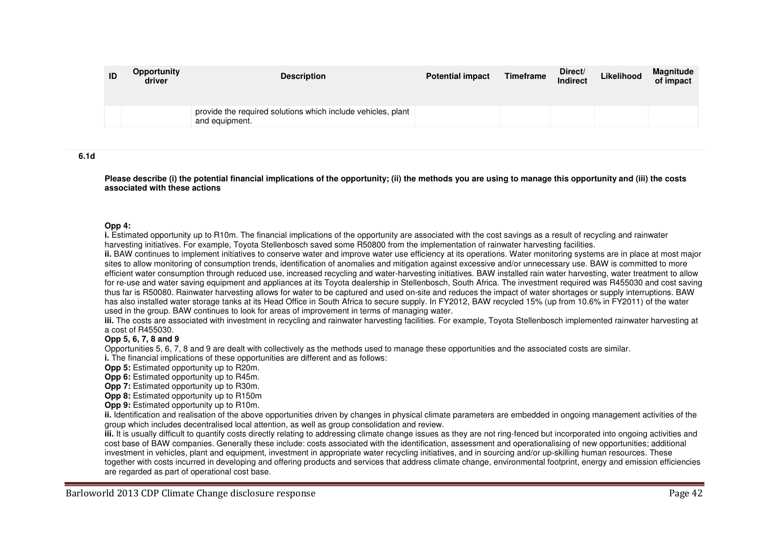| ID | Opportunity driver | Description | Potential impact | Timeframe | Direct/ Indirect | Likelihood | Magnitude of impact |
|---|---|---|---|---|---|---|---|
| | | provide the required solutions which include vehicles, plant and equipment. | | | | | |

**6.1d**

**Please describe (i) the potential financial implications of the opportunity; (ii) the methods you are using to manage this opportunity and (iii) the costs associated with these actions**

**Opp 4:**

**i.** Estimated opportunity up to R10m. The financial implications of the opportunity are associated with the cost savings as a result of recycling and rainwater harvesting initiatives. For example, Toyota Stellenbosch saved some R50800 from the implementation of rainwater harvesting facilities.

**ii.** BAW continues to implement initiatives to conserve water and improve water use efficiency at its operations. Water monitoring systems are in place at most major sites to allow monitoring of consumption trends, identification of anomalies and mitigation against excessive and/or unnecessary use. BAW is committed to more efficient water consumption through reduced use, increased recycling and water-harvesting initiatives. BAW installed rain water harvesting, water treatment to allow for re-use and water saving equipment and appliances at its Toyota dealership in Stellenbosch, South Africa. The investment required was R455030 and cost saving thus far is R50080. Rainwater harvesting allows for water to be captured and used on-site and reduces the impact of water shortages or supply interruptions. BAW has also installed water storage tanks at its Head Office in South Africa to secure supply. In FY2012, BAW recycled 15% (up from 10.6% in FY2011) of the water used in the group. BAW continues to look for areas of improvement in terms of managing water.

**iii.** The costs are associated with investment in recycling and rainwater harvesting facilities. For example, Toyota Stellenbosch implemented rainwater harvesting at a cost of R455030.

**Opp 5, 6, 7, 8 and 9**

Opportunities 5, 6, 7, 8 and 9 are dealt with collectively as the methods used to manage these opportunities and the associated costs are similar.

**i.** The financial implications of these opportunities are different and as follows:

**Opp 5:** Estimated opportunity up to R20m.

**Opp 6:** Estimated opportunity up to R45m.

**Opp 7:** Estimated opportunity up to R30m.

**Opp 8:** Estimated opportunity up to R150m

**Opp 9:** Estimated opportunity up to R10m.

**ii.** Identification and realisation of the above opportunities driven by changes in physical climate parameters are embedded in ongoing management activities of the group which includes decentralised local attention, as well as group consolidation and review.

**iii.** It is usually difficult to quantify costs directly relating to addressing climate change issues as they are not ring-fenced but incorporated into ongoing activities and cost base of BAW companies. Generally these include: costs associated with the identification, assessment and operationalising of new opportunities; additional investment in vehicles, plant and equipment, investment in appropriate water recycling initiatives, and in sourcing and/or up-skilling human resources. These together with costs incurred in developing and offering products and services that address climate change, environmental footprint, energy and emission efficiencies are regarded as part of operational cost base.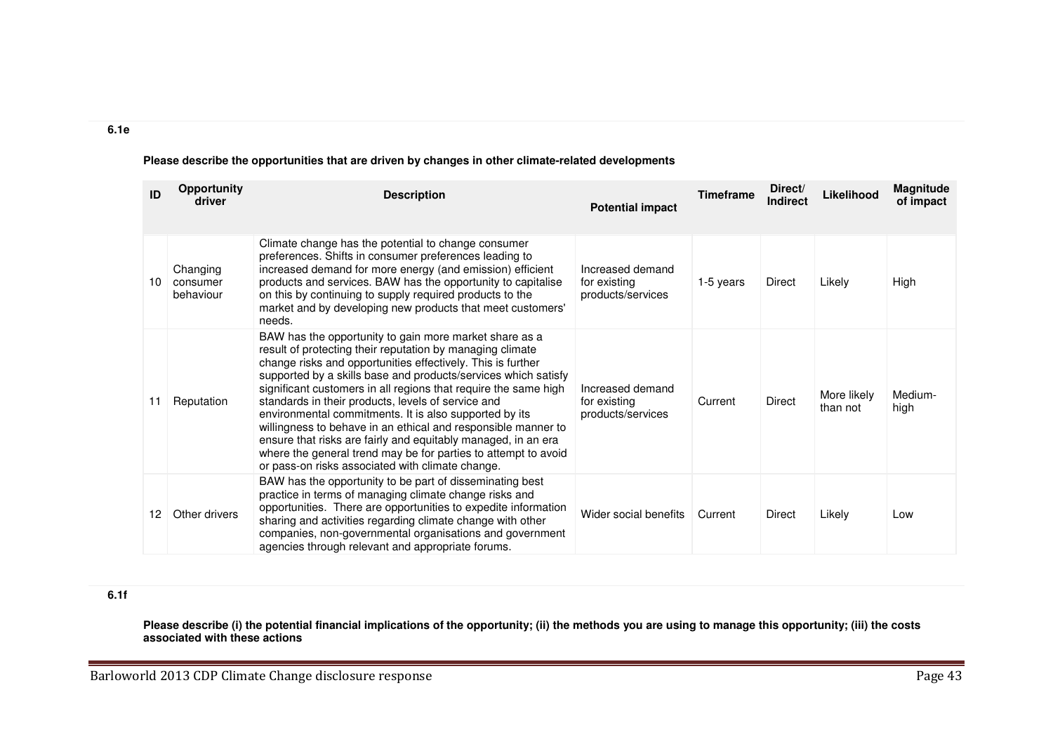**6.1e**

**Please describe the opportunities that are driven by changes in other climate-related developments**

| ID | Opportunity driver | Description | Potential impact | Timeframe | Direct/ Indirect | Likelihood | Magnitude of impact |
|---|---|---|---|---|---|---|---|
| 10 | Changing consumer behaviour | Climate change has the potential to change consumer preferences. Shifts in consumer preferences leading to increased demand for more energy (and emission) efficient products and services. BAW has the opportunity to capitalise on this by continuing to supply required products to the market and by developing new products that meet customers' needs. | Increased demand for existing products/services | 1-5 years | Direct | Likely | High |
| 11 | Reputation | BAW has the opportunity to gain more market share as a result of protecting their reputation by managing climate change risks and opportunities effectively. This is further supported by a skills base and products/services which satisfy significant customers in all regions that require the same high standards in their products, levels of service and environmental commitments. It is also supported by its willingness to behave in an ethical and responsible manner to ensure that risks are fairly and equitably managed, in an era where the general trend may be for parties to attempt to avoid or pass-on risks associated with climate change. | Increased demand for existing products/services | Current | Direct | More likely than not | Medium-high |
| 12 | Other drivers | BAW has the opportunity to be part of disseminating best practice in terms of managing climate change risks and opportunities. There are opportunities to expedite information sharing and activities regarding climate change with other companies, non-governmental organisations and government agencies through relevant and appropriate forums. | Wider social benefits | Current | Direct | Likely | Low |

**6.1f**

**Please describe (i) the potential financial implications of the opportunity; (ii) the methods you are using to manage this opportunity; (iii) the costs associated with these actions**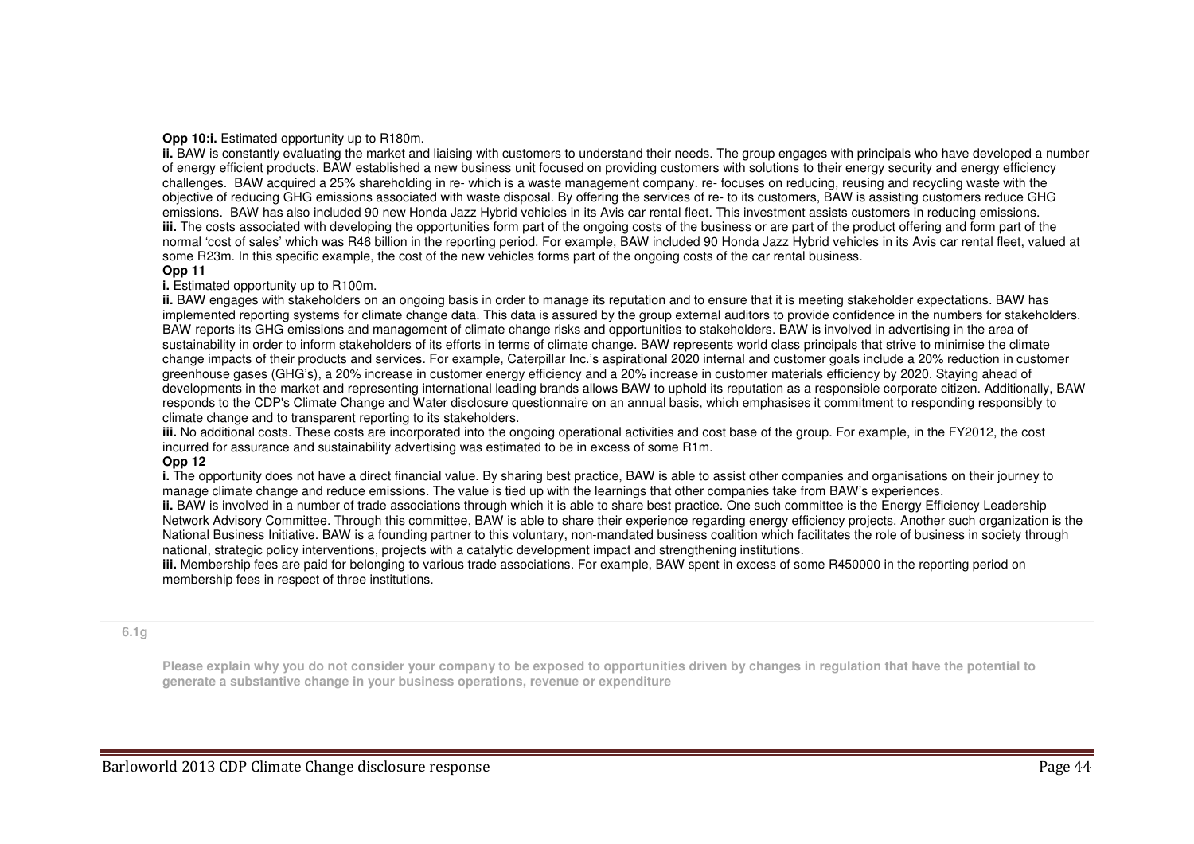**Opp 10:i.** Estimated opportunity up to R180m.

**ii.** BAW is constantly evaluating the market and liaising with customers to understand their needs. The group engages with principals who have developed a number of energy efficient products. BAW established a new business unit focused on providing customers with solutions to their energy security and energy efficiency challenges. BAW acquired a 25% shareholding in re- which is a waste management company. re- focuses on reducing, reusing and recycling waste with the objective of reducing GHG emissions associated with waste disposal. By offering the services of re- to its customers, BAW is assisting customers reduce GHG emissions. BAW has also included 90 new Honda Jazz Hybrid vehicles in its Avis car rental fleet. This investment assists customers in reducing emissions.

**iii.** The costs associated with developing the opportunities form part of the ongoing costs of the business or are part of the product offering and form part of the normal 'cost of sales' which was R46 billion in the reporting period. For example, BAW included 90 Honda Jazz Hybrid vehicles in its Avis car rental fleet, valued at some R23m. In this specific example, the cost of the new vehicles forms part of the ongoing costs of the car rental business.

**Opp 11**

**i.** Estimated opportunity up to R100m.

**ii.** BAW engages with stakeholders on an ongoing basis in order to manage its reputation and to ensure that it is meeting stakeholder expectations. BAW has implemented reporting systems for climate change data. This data is assured by the group external auditors to provide confidence in the numbers for stakeholders. BAW reports its GHG emissions and management of climate change risks and opportunities to stakeholders. BAW is involved in advertising in the area of sustainability in order to inform stakeholders of its efforts in terms of climate change. BAW represents world class principals that strive to minimise the climate change impacts of their products and services. For example, Caterpillar Inc.'s aspirational 2020 internal and customer goals include a 20% reduction in customer greenhouse gases (GHG's), a 20% increase in customer energy efficiency and a 20% increase in customer materials efficiency by 2020. Staying ahead of developments in the market and representing international leading brands allows BAW to uphold its reputation as a responsible corporate citizen. Additionally, BAW responds to the CDP's Climate Change and Water disclosure questionnaire on an annual basis, which emphasises it commitment to responding responsibly to climate change and to transparent reporting to its stakeholders.

**iii.** No additional costs. These costs are incorporated into the ongoing operational activities and cost base of the group. For example, in the FY2012, the cost incurred for assurance and sustainability advertising was estimated to be in excess of some R1m.

**Opp 12**

**i.** The opportunity does not have a direct financial value. By sharing best practice, BAW is able to assist other companies and organisations on their journey to manage climate change and reduce emissions. The value is tied up with the learnings that other companies take from BAW's experiences.

**ii.** BAW is involved in a number of trade associations through which it is able to share best practice. One such committee is the Energy Efficiency Leadership Network Advisory Committee. Through this committee, BAW is able to share their experience regarding energy efficiency projects. Another such organization is the National Business Initiative. BAW is a founding partner to this voluntary, non-mandated business coalition which facilitates the role of business in society through national, strategic policy interventions, projects with a catalytic development impact and strengthening institutions.

**iii.** Membership fees are paid for belonging to various trade associations. For example, BAW spent in excess of some R450000 in the reporting period on membership fees in respect of three institutions.

**6.1g**

**Please explain why you do not consider your company to be exposed to opportunities driven by changes in regulation that have the potential to generate a substantive change in your business operations, revenue or expenditure**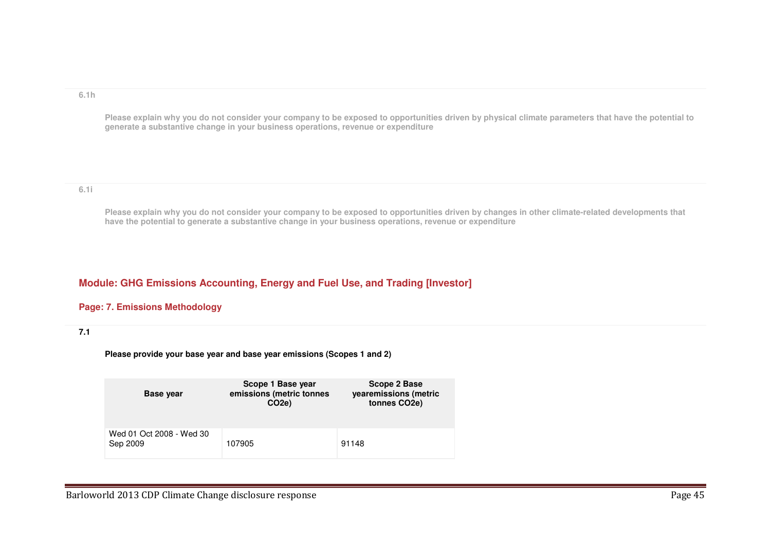**6.1h**

**Please explain why you do not consider your company to be exposed to opportunities driven by physical climate parameters that have the potential to generate a substantive change in your business operations, revenue or expenditure**

**6.1i**

**Please explain why you do not consider your company to be exposed to opportunities driven by changes in other climate-related developments that have the potential to generate a substantive change in your business operations, revenue or expenditure**

## Module: GHG Emissions Accounting, Energy and Fuel Use, and Trading [Investor]

### Page: 7. Emissions Methodology

**7.1**

**Please provide your base year and base year emissions (Scopes 1 and 2)**

| Base year | Scope 1 Base year emissions (metric tonnes CO2e) | Scope 2 Base yearemissions (metric tonnes CO2e) |
|---|---|---|
| Wed 01 Oct 2008 - Wed 30 Sep 2009 | 107905 | 91148 |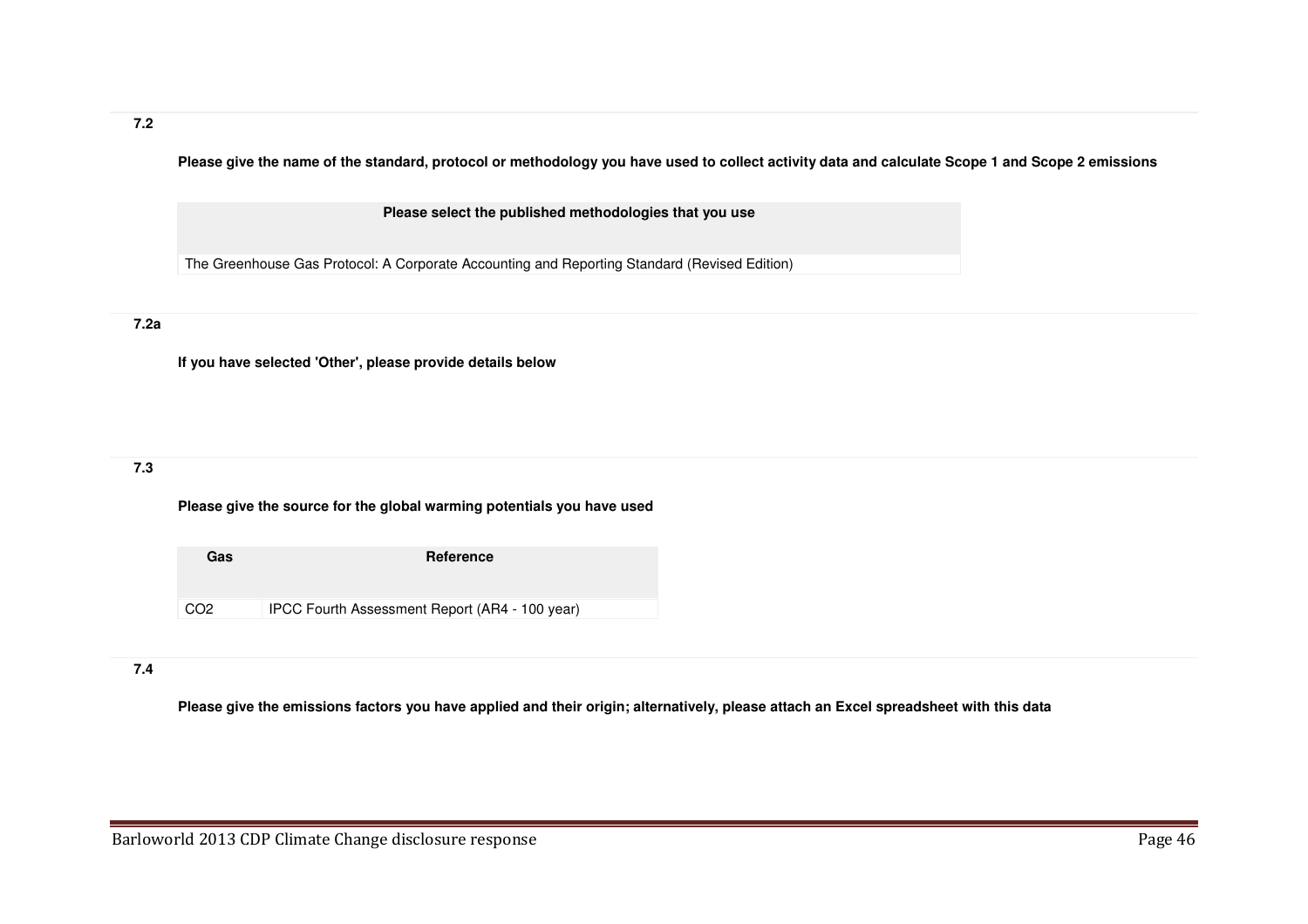**7.2**

**Please give the name of the standard, protocol or methodology you have used to collect activity data and calculate Scope 1 and Scope 2 emissions**

| Please select the published methodologies that you use |
| --- |
| The Greenhouse Gas Protocol: A Corporate Accounting and Reporting Standard (Revised Edition) |

**7.2a**

**If you have selected 'Other', please provide details below**

**7.3**

**Please give the source for the global warming potentials you have used**

| Gas | Reference |
| --- | --- |
| $CO_2$ | IPCC Fourth Assessment Report (AR4 - 100 year) |

**7.4**

**Please give the emissions factors you have applied and their origin; alternatively, please attach an Excel spreadsheet with this data**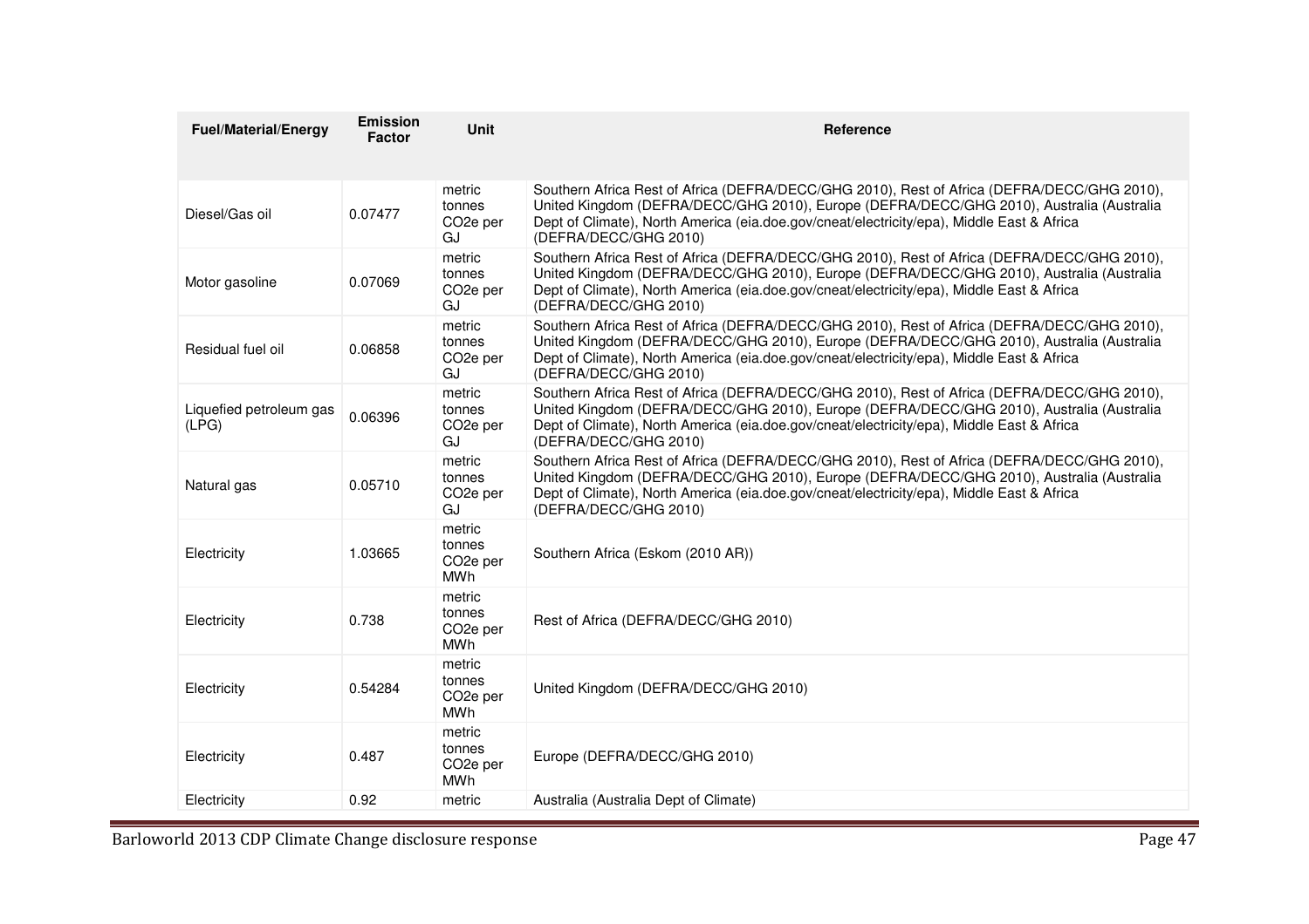| Fuel/Material/Energy | Emission Factor | Unit | Reference |
|---|---|---|---|
| Diesel/Gas oil | 0.07477 | metric tonnes $CO_2e$ per GJ | Southern Africa Rest of Africa (DEFRA/DECC/GHG 2010), Rest of Africa (DEFRA/DECC/GHG 2010), United Kingdom (DEFRA/DECC/GHG 2010), Europe (DEFRA/DECC/GHG 2010), Australia (Australia Dept of Climate), North America (eia.doe.gov/cneat/electricity/epa), Middle East & Africa (DEFRA/DECC/GHG 2010) |
| Motor gasoline | 0.07069 | metric tonnes $CO_2e$ per GJ | Southern Africa Rest of Africa (DEFRA/DECC/GHG 2010), Rest of Africa (DEFRA/DECC/GHG 2010), United Kingdom (DEFRA/DECC/GHG 2010), Europe (DEFRA/DECC/GHG 2010), Australia (Australia Dept of Climate), North America (eia.doe.gov/cneat/electricity/epa), Middle East & Africa (DEFRA/DECC/GHG 2010) |
| Residual fuel oil | 0.06858 | metric tonnes $CO_2e$ per GJ | Southern Africa Rest of Africa (DEFRA/DECC/GHG 2010), Rest of Africa (DEFRA/DECC/GHG 2010), United Kingdom (DEFRA/DECC/GHG 2010), Europe (DEFRA/DECC/GHG 2010), Australia (Australia Dept of Climate), North America (eia.doe.gov/cneat/electricity/epa), Middle East & Africa (DEFRA/DECC/GHG 2010) |
| Liquefied petroleum gas (LPG) | 0.06396 | metric tonnes $CO_2e$ per GJ | Southern Africa Rest of Africa (DEFRA/DECC/GHG 2010), Rest of Africa (DEFRA/DECC/GHG 2010), United Kingdom (DEFRA/DECC/GHG 2010), Europe (DEFRA/DECC/GHG 2010), Australia (Australia Dept of Climate), North America (eia.doe.gov/cneat/electricity/epa), Middle East & Africa (DEFRA/DECC/GHG 2010) |
| Natural gas | 0.05710 | metric tonnes $CO_2e$ per GJ | Southern Africa Rest of Africa (DEFRA/DECC/GHG 2010), Rest of Africa (DEFRA/DECC/GHG 2010), United Kingdom (DEFRA/DECC/GHG 2010), Europe (DEFRA/DECC/GHG 2010), Australia (Australia Dept of Climate), North America (eia.doe.gov/cneat/electricity/epa), Middle East & Africa (DEFRA/DECC/GHG 2010) |
| Electricity | 1.03665 | metric tonnes $CO_2e$ per MWh | Southern Africa (Eskom (2010 AR)) |
| Electricity | 0.738 | metric tonnes $CO_2e$ per MWh | Rest of Africa (DEFRA/DECC/GHG 2010) |
| Electricity | 0.54284 | metric tonnes $CO_2e$ per MWh | United Kingdom (DEFRA/DECC/GHG 2010) |
| Electricity | 0.487 | metric tonnes $CO_2e$ per MWh | Europe (DEFRA/DECC/GHG 2010) |
| Electricity | 0.92 | metric | Australia (Australia Dept of Climate) |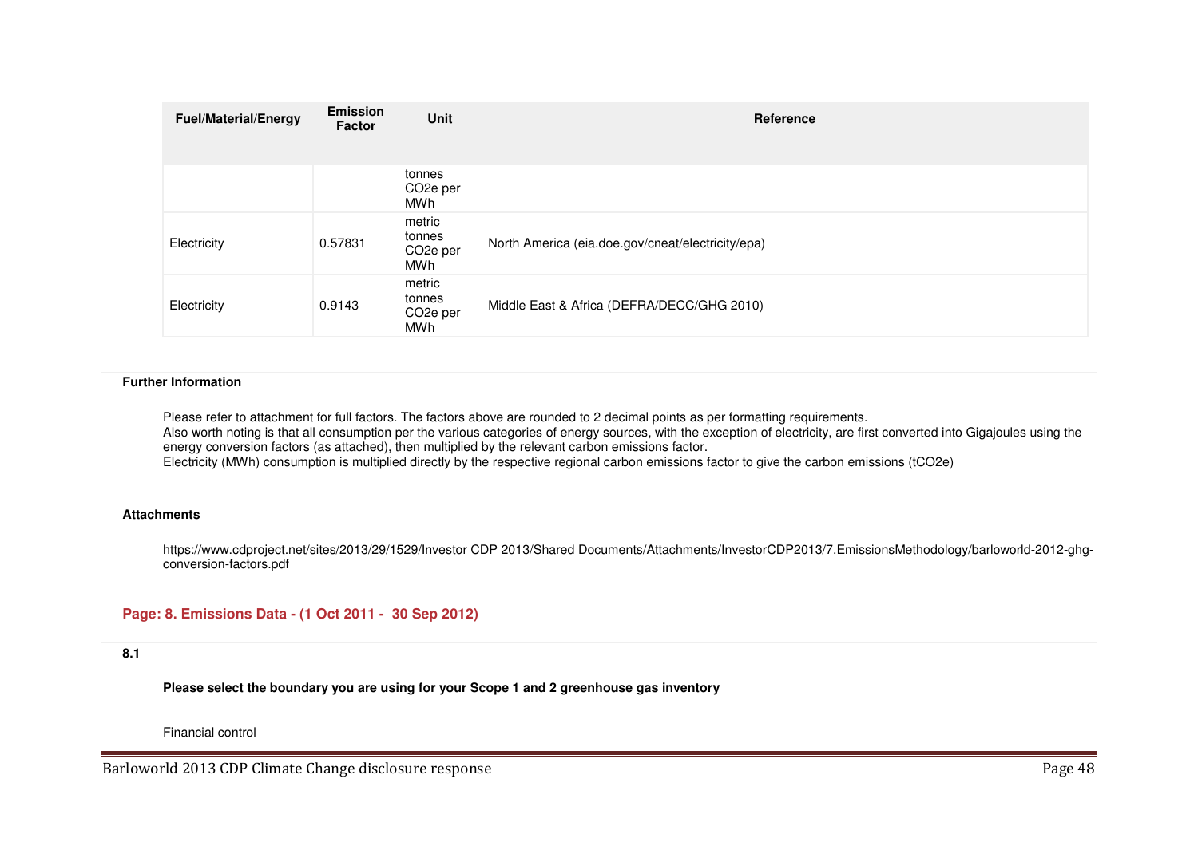| Fuel/Material/Energy | Emission Factor | Unit | Reference |
|---|---|---|---|
| | | tonnes $CO_2e$ per MWh | |
| Electricity | 0.57831 | metric tonnes $CO_2e$ per MWh | North America (eia.doe.gov/cneat/electricity/epa) |
| Electricity | 0.9143 | metric tonnes $CO_2e$ per MWh | Middle East & Africa (DEFRA/DECC/GHG 2010) |

**Further Information**

Please refer to attachment for full factors. The factors above are rounded to 2 decimal points as per formatting requirements.
Also worth noting is that all consumption per the various categories of energy sources, with the exception of electricity, are first converted into Gigajoules using the energy conversion factors (as attached), then multiplied by the relevant carbon emissions factor.
Electricity (MWh) consumption is multiplied directly by the respective regional carbon emissions factor to give the carbon emissions ($tCO_2e$)

**Attachments**

https://www.cdproject.net/sites/2013/29/1529/Investor CDP 2013/Shared Documents/Attachments/InvestorCDP2013/7.EmissionsMethodology/barloworld-2012-ghg-conversion-factors.pdf

## Page: 8. Emissions Data - (1 Oct 2011 - 30 Sep 2012)

**8.1**

**Please select the boundary you are using for your Scope 1 and 2 greenhouse gas inventory**

Financial control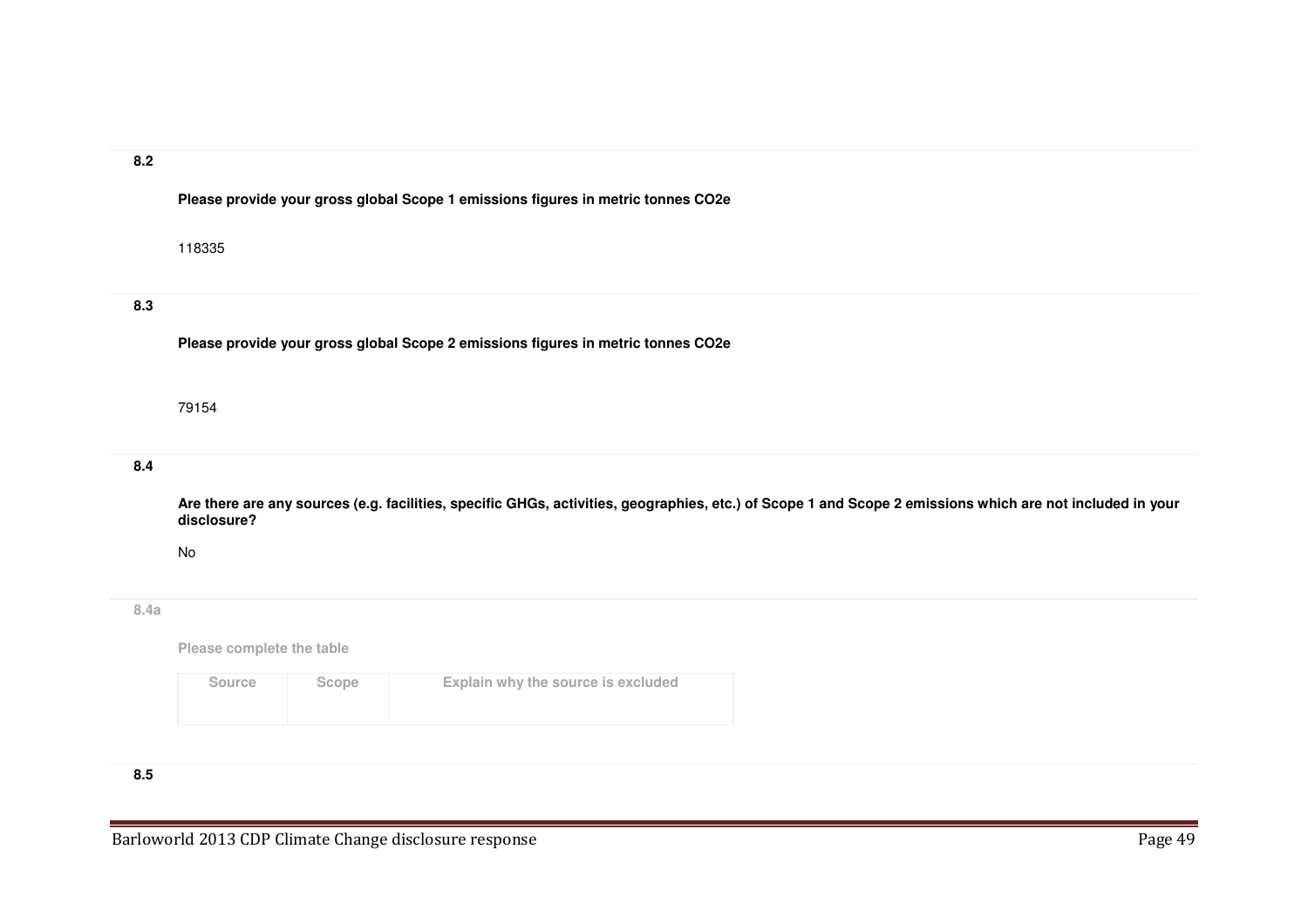**8.2**

**Please provide your gross global Scope 1 emissions figures in metric tonnes CO2e**

118335

**8.3**

**Please provide your gross global Scope 2 emissions figures in metric tonnes CO2e**

79154

**8.4**

**Are there are any sources (e.g. facilities, specific GHGs, activities, geographies, etc.) of Scope 1 and Scope 2 emissions which are not included in your disclosure?**

No

**8.4a**

**Please complete the table**

| Source | Scope | Explain why the source is excluded |
|---|---|---|
| | | |

**8.5**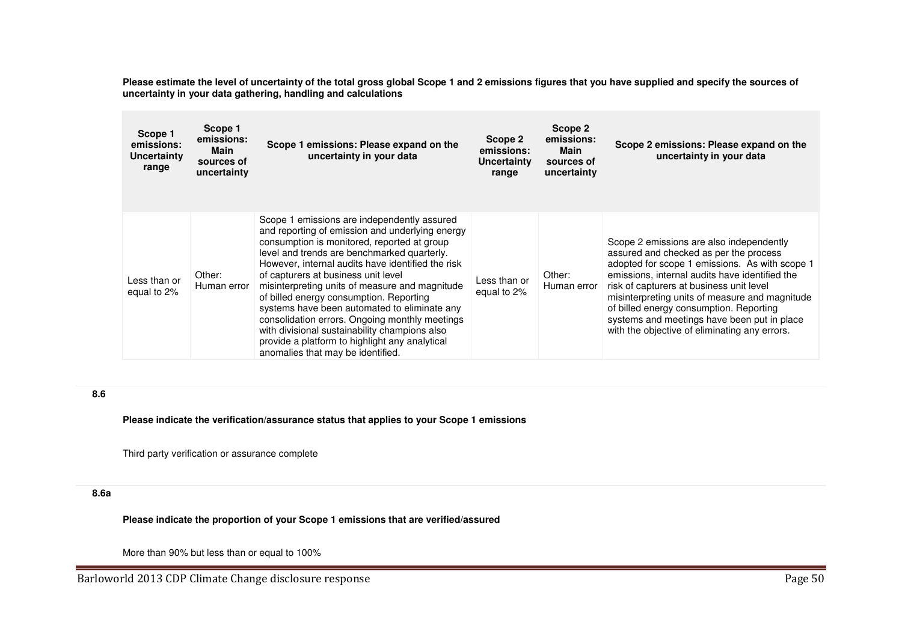**Please estimate the level of uncertainty of the total gross global Scope 1 and 2 emissions figures that you have supplied and specify the sources of uncertainty in your data gathering, handling and calculations**

| Scope 1 emissions: Uncertainty range | Scope 1 emissions: Main sources of uncertainty | Scope 1 emissions: Please expand on the uncertainty in your data | Scope 2 emissions: Uncertainty range | Scope 2 emissions: Main sources of uncertainty | Scope 2 emissions: Please expand on the uncertainty in your data |
|---|---|---|---|---|---|
| Less than or equal to 2% | Other: Human error | Scope 1 emissions are independently assured and reporting of emission and underlying energy consumption is monitored, reported at group level and trends are benchmarked quarterly. However, internal audits have identified the risk of capturers at business unit level misinterpreting units of measure and magnitude of billed energy consumption. Reporting systems have been automated to eliminate any consolidation errors. Ongoing monthly meetings with divisional sustainability champions also provide a platform to highlight any analytical anomalies that may be identified. | Less than or equal to 2% | Other: Human error | Scope 2 emissions are also independently assured and checked as per the process adopted for scope 1 emissions. As with scope 1 emissions, internal audits have identified the risk of capturers at business unit level misinterpreting units of measure and magnitude of billed energy consumption. Reporting systems and meetings have been put in place with the objective of eliminating any errors. |

**8.6**

**Please indicate the verification/assurance status that applies to your Scope 1 emissions**

Third party verification or assurance complete

**8.6a**

**Please indicate the proportion of your Scope 1 emissions that are verified/assured**

More than 90% but less than or equal to 100%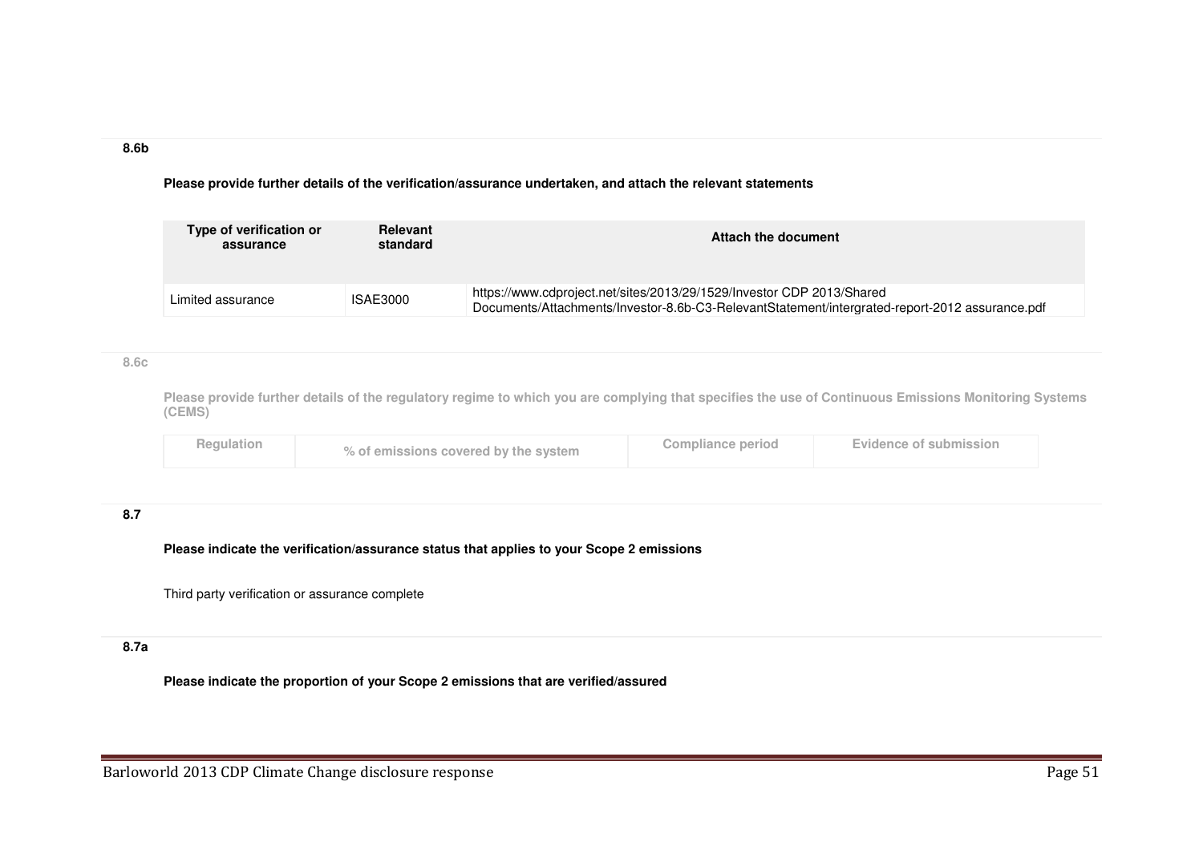**8.6b**

**Please provide further details of the verification/assurance undertaken, and attach the relevant statements**

| Type of verification or assurance | Relevant standard | Attach the document |
|---|---|---|
| Limited assurance | ISAE3000 | https://www.cdproject.net/sites/2013/29/1529/Investor CDP 2013/Shared Documents/Attachments/Investor-8.6b-C3-RelevantStatement/intergrated-report-2012 assurance.pdf |

**8.6c**

**Please provide further details of the regulatory regime to which you are complying that specifies the use of Continuous Emissions Monitoring Systems (CEMS)**

| Regulation | % of emissions covered by the system | Compliance period | Evidence of submission |
|---|---|---|---|

**8.7**

**Please indicate the verification/assurance status that applies to your Scope 2 emissions**

Third party verification or assurance complete

**8.7a**

**Please indicate the proportion of your Scope 2 emissions that are verified/assured**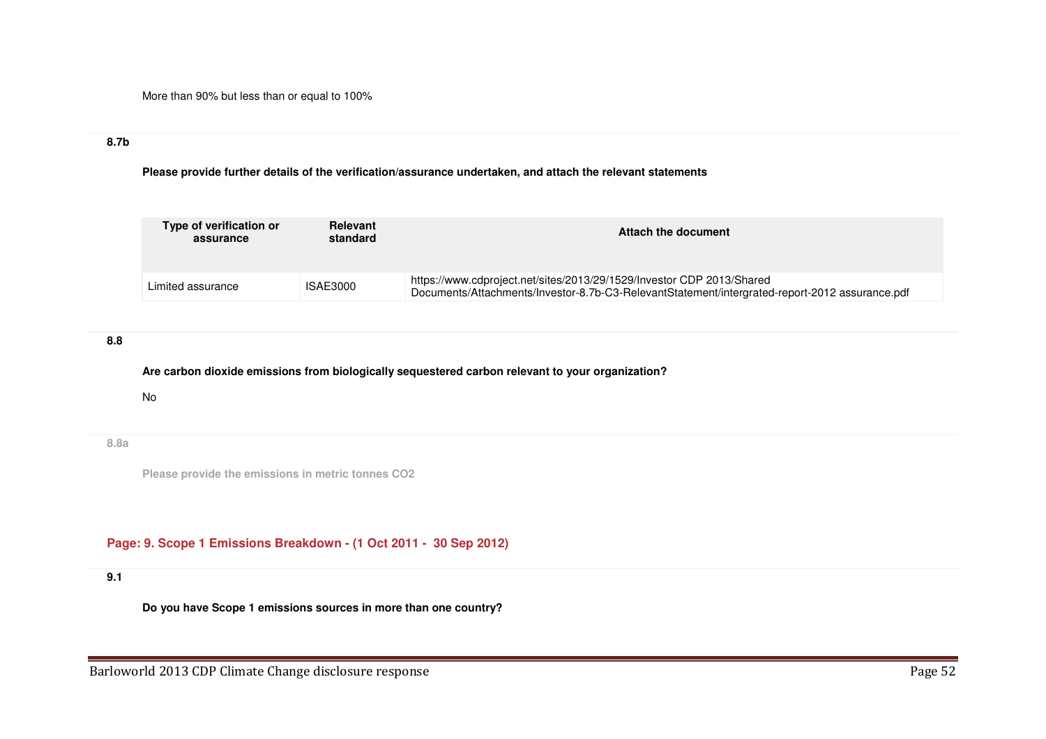More than 90% but less than or equal to 100%

**8.7b**

**Please provide further details of the verification/assurance undertaken, and attach the relevant statements**

| Type of verification or assurance | Relevant standard | Attach the document |
|---|---|---|
| Limited assurance | ISAE3000 | https://www.cdproject.net/sites/2013/29/1529/Investor CDP 2013/Shared Documents/Attachments/Investor-8.7b-C3-RelevantStatement/intergrated-report-2012 assurance.pdf |

**8.8**

**Are carbon dioxide emissions from biologically sequestered carbon relevant to your organization?**

No

**8.8a**

**Please provide the emissions in metric tonnes CO2**

## Page: 9. Scope 1 Emissions Breakdown - (1 Oct 2011 - 30 Sep 2012)

**9.1**

**Do you have Scope 1 emissions sources in more than one country?**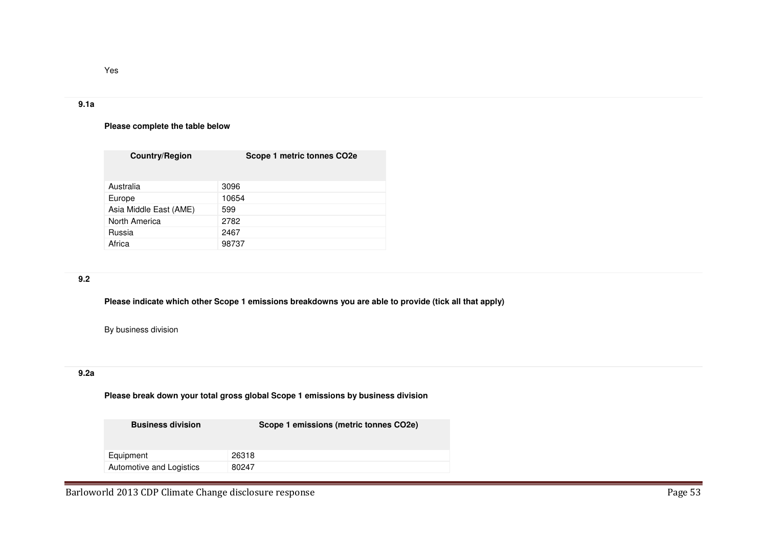Yes

**9.1a**

**Please complete the table below**

| Country/Region | Scope 1 metric tonnes CO2e |
|---|---|
| Australia | 3096 |
| Europe | 10654 |
| Asia Middle East (AME) | 599 |
| North America | 2782 |
| Russia | 2467 |
| Africa | 98737 |

**9.2**

**Please indicate which other Scope 1 emissions breakdowns you are able to provide (tick all that apply)**

By business division

**9.2a**

**Please break down your total gross global Scope 1 emissions by business division**

| Business division | Scope 1 emissions (metric tonnes CO2e) |
|---|---|
| Equipment | 26318 |
| Automotive and Logistics | 80247 |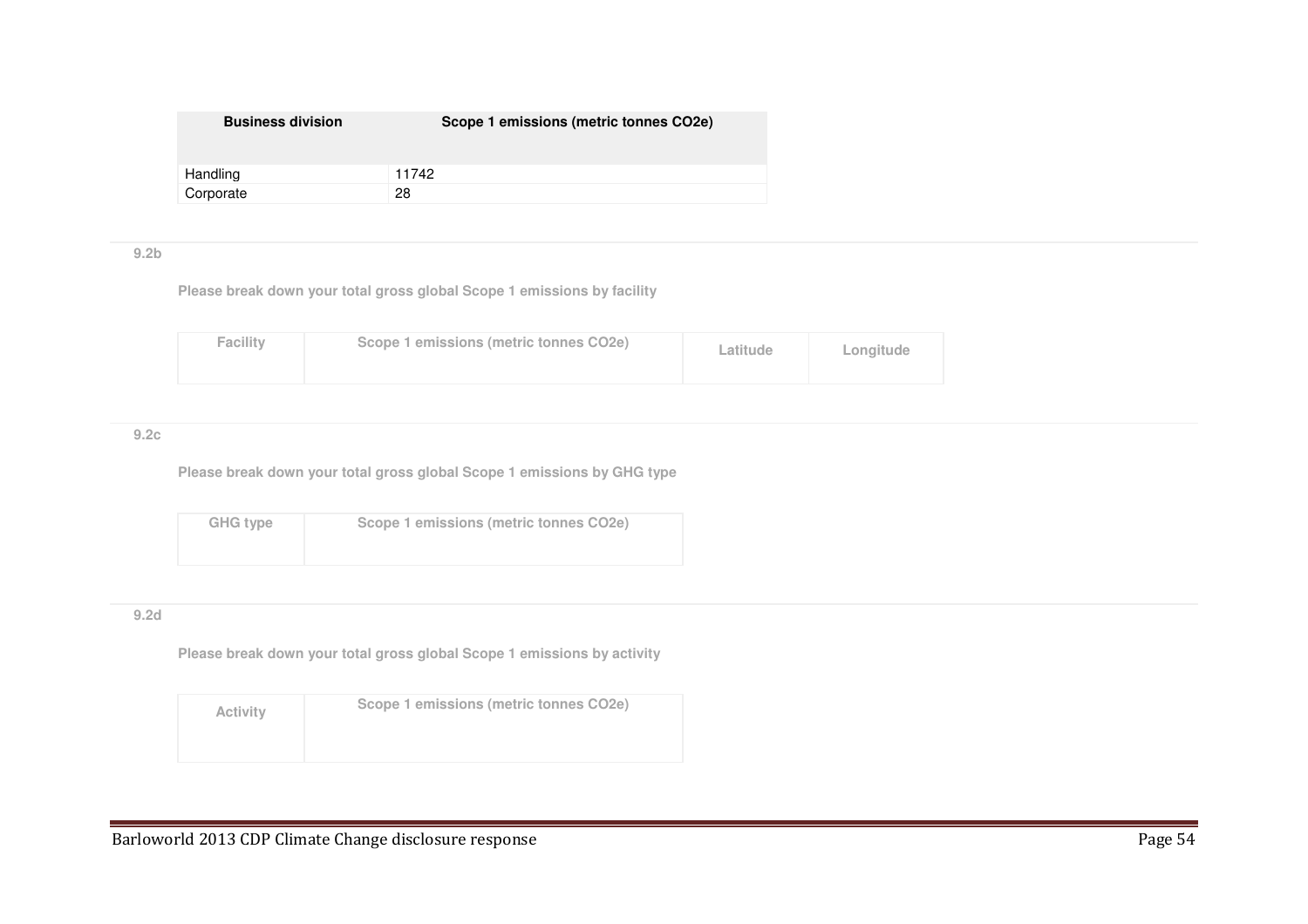| Business division | Scope 1 emissions (metric tonnes CO2e) |
|---|---|
| Handling | 11742 |
| Corporate | 28 |

**9.2b**

**Please break down your total gross global Scope 1 emissions by facility**

| Facility | Scope 1 emissions (metric tonnes CO2e) | Latitude | Longitude |
|---|---|---|---|

**9.2c**

**Please break down your total gross global Scope 1 emissions by GHG type**

| GHG type | Scope 1 emissions (metric tonnes CO2e) |
|---|---|

**9.2d**

**Please break down your total gross global Scope 1 emissions by activity**

| Activity | Scope 1 emissions (metric tonnes CO2e) |
|---|---|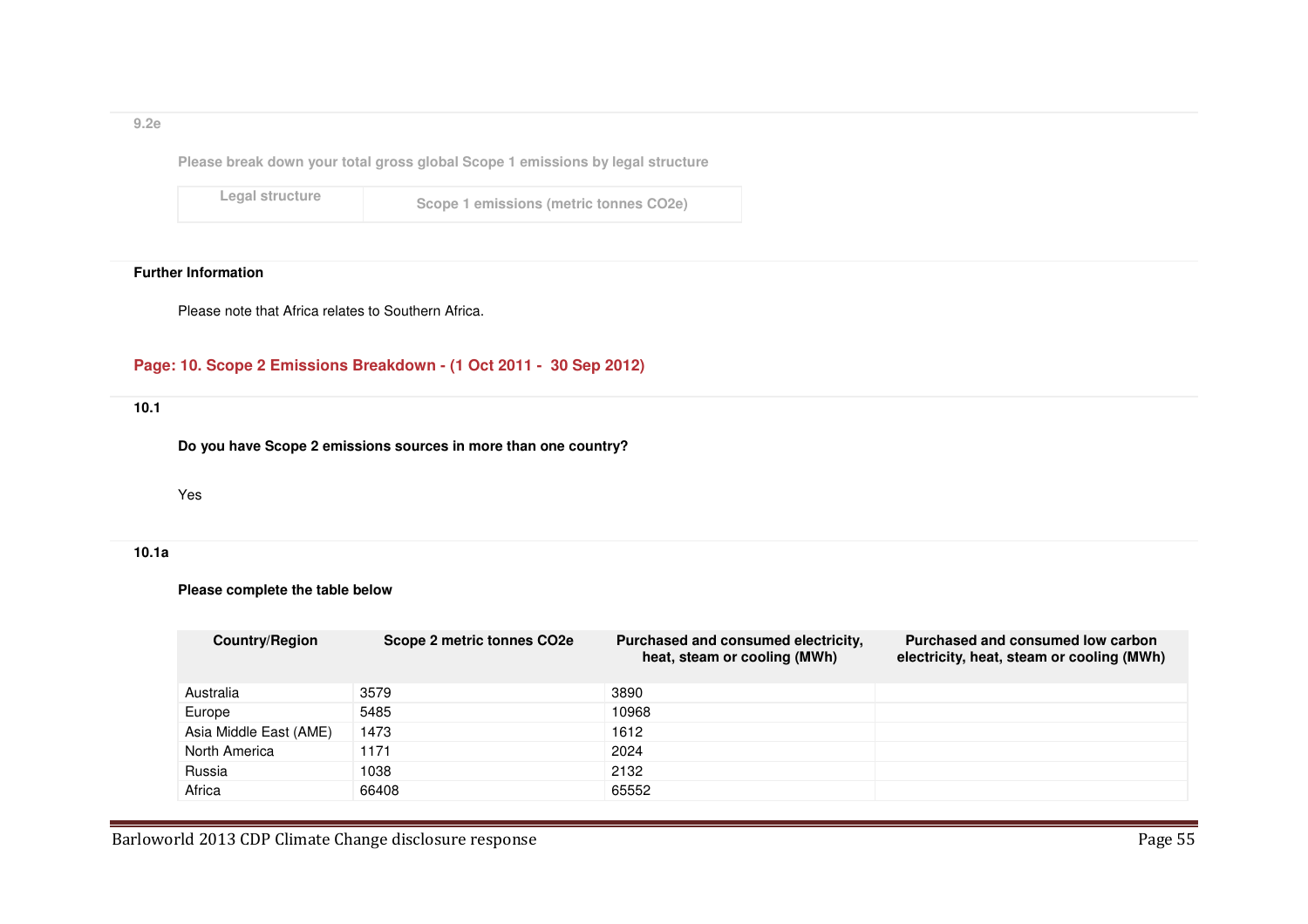9.2e

Please break down your total gross global Scope 1 emissions by legal structure

| Legal structure | Scope 1 emissions (metric tonnes CO2e) |
|---|---|

**Further Information**

Please note that Africa relates to Southern Africa.

## Page: 10. Scope 2 Emissions Breakdown - (1 Oct 2011 - 30 Sep 2012)

**10.1**

**Do you have Scope 2 emissions sources in more than one country?**

Yes

**10.1a**

**Please complete the table below**

| Country/Region | Scope 2 metric tonnes CO2e | Purchased and consumed electricity, heat, steam or cooling (MWh) | Purchased and consumed low carbon electricity, heat, steam or cooling (MWh) |
|---|---|---|---|
| Australia | 3579 | 3890 | |
| Europe | 5485 | 10968 | |
| Asia Middle East (AME) | 1473 | 1612 | |
| North America | 1171 | 2024 | |
| Russia | 1038 | 2132 | |
| Africa | 66408 | 65552 | |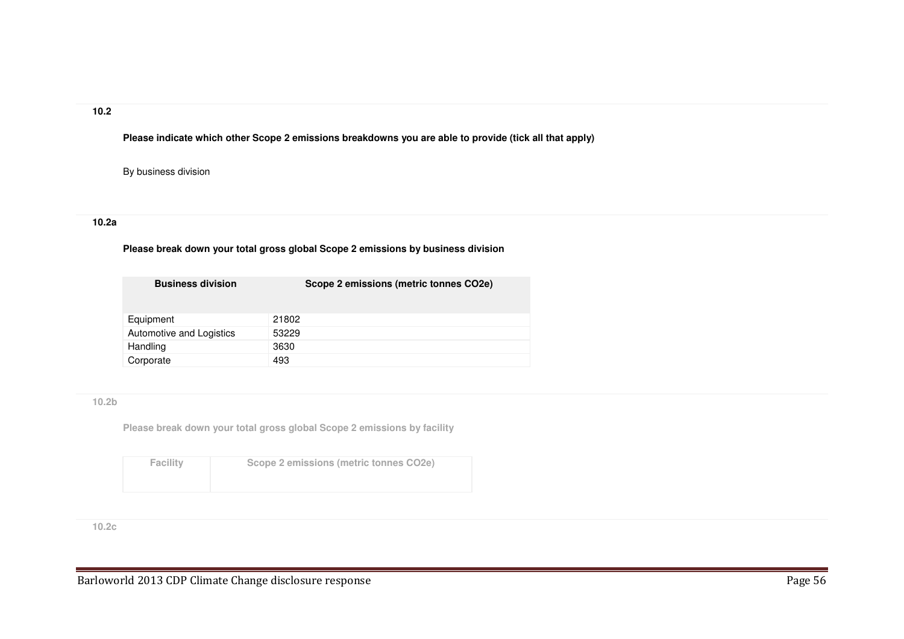**10.2**

**Please indicate which other Scope 2 emissions breakdowns you are able to provide (tick all that apply)**

By business division

**10.2a**

**Please break down your total gross global Scope 2 emissions by business division**

| Business division | Scope 2 emissions (metric tonnes CO2e) |
|---|---|
| Equipment | 21802 |
| Automotive and Logistics | 53229 |
| Handling | 3630 |
| Corporate | 493 |

**10.2b**

**Please break down your total gross global Scope 2 emissions by facility**

| Facility | Scope 2 emissions (metric tonnes CO2e) |
|---|---|
| | |

**10.2c**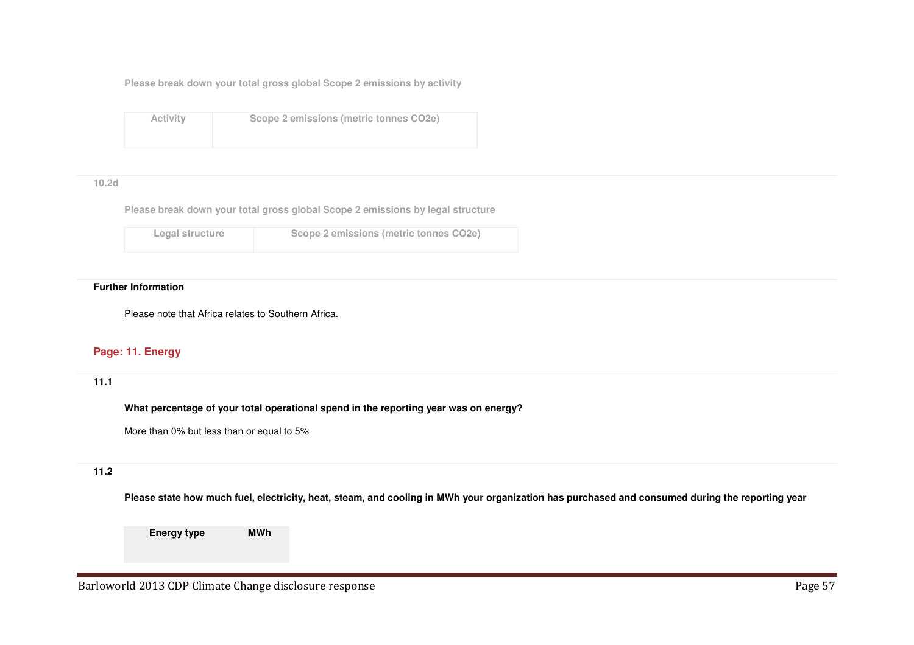Please break down your total gross global Scope 2 emissions by activity

| Activity | Scope 2 emissions (metric tonnes CO2e) |
|---|---|
| | |

10.2d

Please break down your total gross global Scope 2 emissions by legal structure

| Legal structure | Scope 2 emissions (metric tonnes CO2e) |
|---|---|

**Further Information**

Please note that Africa relates to Southern Africa.

## Page: 11. Energy

**11.1**

**What percentage of your total operational spend in the reporting year was on energy?**

More than 0% but less than or equal to 5%

**11.2**

**Please state how much fuel, electricity, heat, steam, and cooling in MWh your organization has purchased and consumed during the reporting year**

| Energy type | MWh |
|---|---|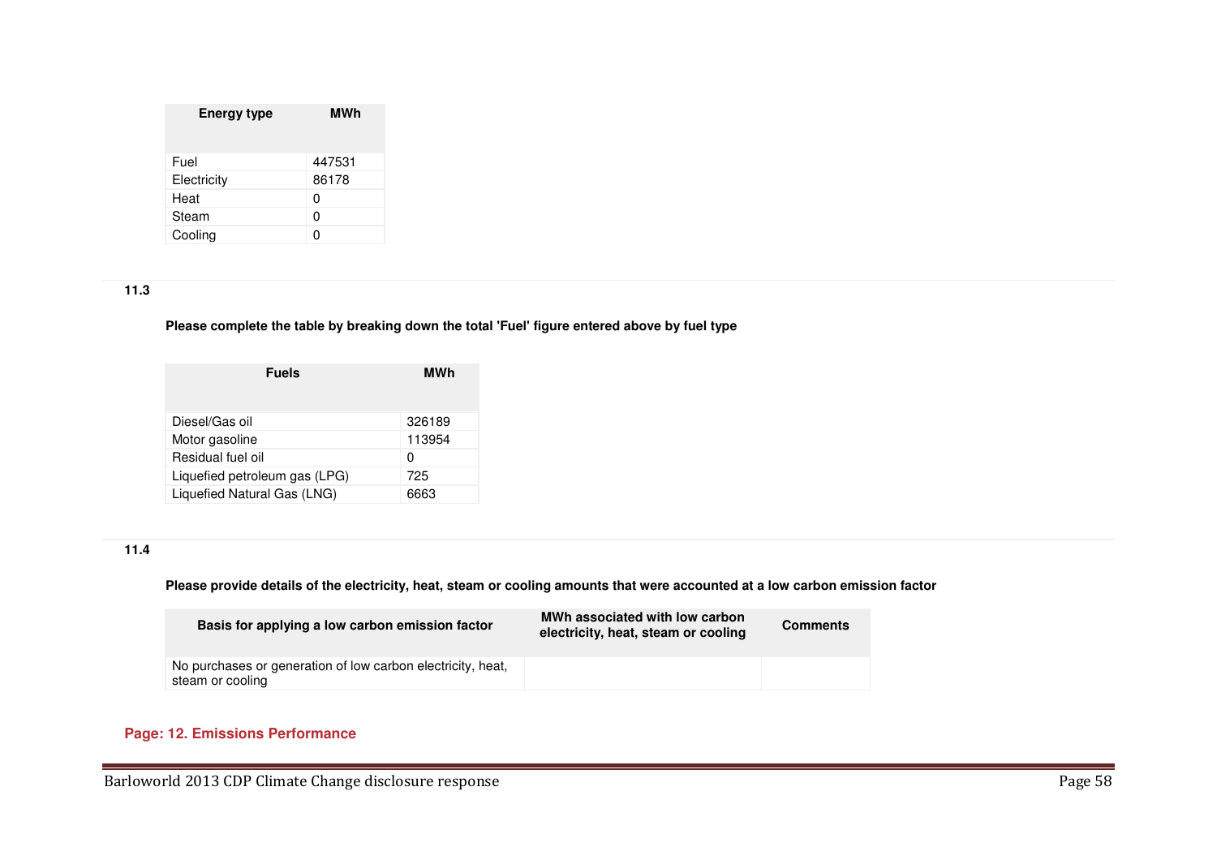| Energy type | MWh |
|---|---|
| Fuel | 447531 |
| Electricity | 86178 |
| Heat | 0 |
| Steam | 0 |
| Cooling | 0 |

**11.3**

**Please complete the table by breaking down the total 'Fuel' figure entered above by fuel type**

| Fuels | MWh |
|---|---|
| Diesel/Gas oil | 326189 |
| Motor gasoline | 113954 |
| Residual fuel oil | 0 |
| Liquefied petroleum gas (LPG) | 725 |
| Liquefied Natural Gas (LNG) | 6663 |

**11.4**

**Please provide details of the electricity, heat, steam or cooling amounts that were accounted at a low carbon emission factor**

| Basis for applying a low carbon emission factor | MWh associated with low carbon electricity, heat, steam or cooling | Comments |
|---|---|---|
| No purchases or generation of low carbon electricity, heat, steam or cooling | | |

**Page: 12. Emissions Performance**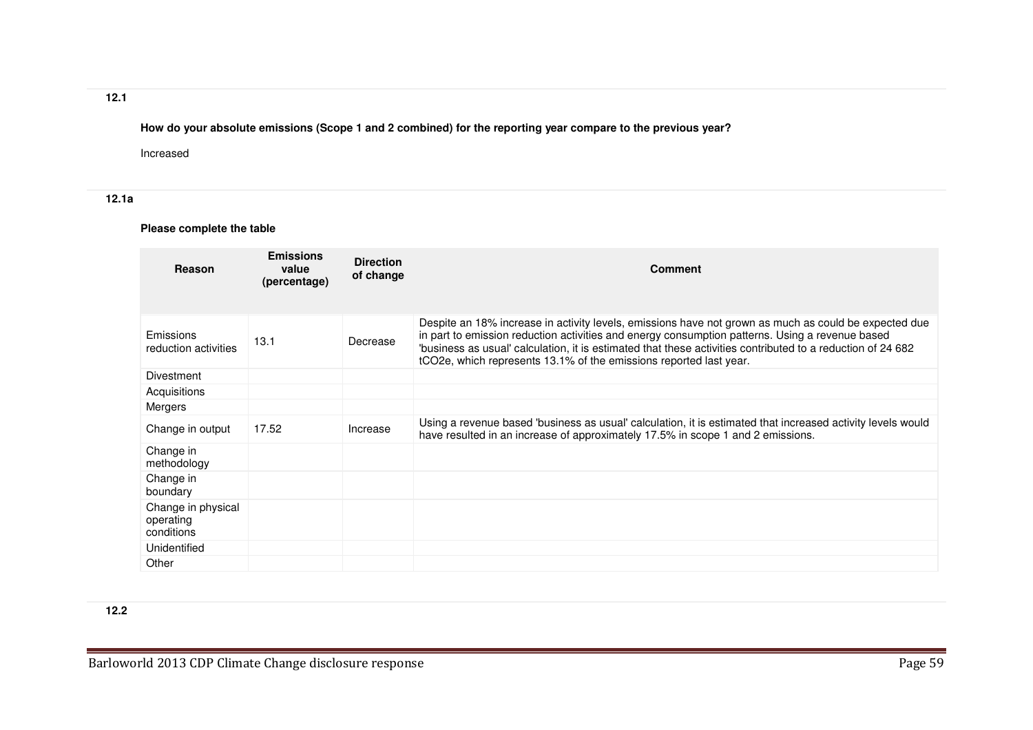**12.1**

**How do your absolute emissions (Scope 1 and 2 combined) for the reporting year compare to the previous year?**

Increased

**12.1a**

**Please complete the table**

| Reason | Emissions value (percentage) | Direction of change | Comment |
|---|---|---|---|
| Emissions reduction activities | 13.1 | Decrease | Despite an 18% increase in activity levels, emissions have not grown as much as could be expected due in part to emission reduction activities and energy consumption patterns. Using a revenue based 'business as usual' calculation, it is estimated that these activities contributed to a reduction of 24 682 tCO2e, which represents 13.1% of the emissions reported last year. |
| Divestment | | | |
| Acquisitions | | | |
| Mergers | | | |
| Change in output | 17.52 | Increase | Using a revenue based 'business as usual' calculation, it is estimated that increased activity levels would have resulted in an increase of approximately 17.5% in scope 1 and 2 emissions. |
| Change in methodology | | | |
| Change in boundary | | | |
| Change in physical operating conditions | | | |
| Unidentified | | | |
| Other | | | |

**12.2**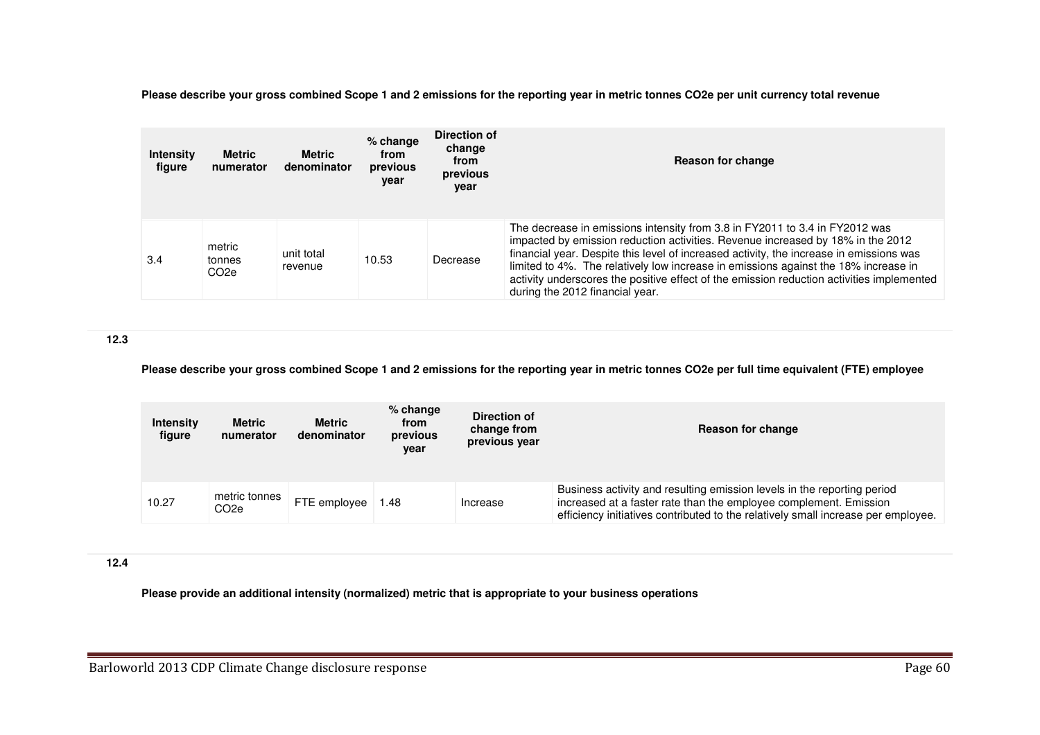**Please describe your gross combined Scope 1 and 2 emissions for the reporting year in metric tonnes CO2e per unit currency total revenue**

| Intensity figure | Metric numerator | Metric denominator | % change from previous year | Direction of change from previous year | Reason for change |
|---|---|---|---|---|---|
| 3.4 | metric tonnes CO2e | unit total revenue | 10.53 | Decrease | The decrease in emissions intensity from 3.8 in FY2011 to 3.4 in FY2012 was impacted by emission reduction activities. Revenue increased by 18% in the 2012 financial year. Despite this level of increased activity, the increase in emissions was limited to 4%. The relatively low increase in emissions against the 18% increase in activity underscores the positive effect of the emission reduction activities implemented during the 2012 financial year. |

**12.3**

**Please describe your gross combined Scope 1 and 2 emissions for the reporting year in metric tonnes CO2e per full time equivalent (FTE) employee**

| Intensity figure | Metric numerator | Metric denominator | % change from previous year | Direction of change from previous year | Reason for change |
|---|---|---|---|---|---|
| 10.27 | metric tonnes CO2e | FTE employee | 1.48 | Increase | Business activity and resulting emission levels in the reporting period increased at a faster rate than the employee complement. Emission efficiency initiatives contributed to the relatively small increase per employee. |

**12.4**

**Please provide an additional intensity (normalized) metric that is appropriate to your business operations**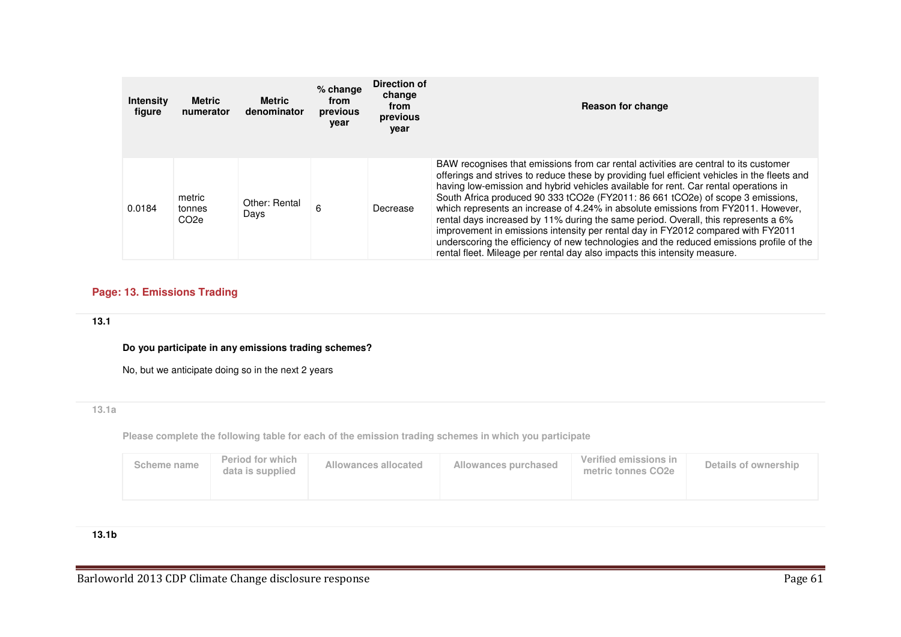| Intensity figure | Metric numerator | Metric denominator | % change from previous year | Direction of change from previous year | Reason for change |
|---|---|---|---|---|---|
| 0.0184 | metric tonnes CO2e | Other: Rental Days | 6 | Decrease | BAW recognises that emissions from car rental activities are central to its customer offerings and strives to reduce these by providing fuel efficient vehicles in the fleets and having low-emission and hybrid vehicles available for rent. Car rental operations in South Africa produced 90 333 tCO2e (FY2011: 86 661 tCO2e) of scope 3 emissions, which represents an increase of 4.24% in absolute emissions from FY2011. However, rental days increased by 11% during the same period. Overall, this represents a 6% improvement in emissions intensity per rental day in FY2012 compared with FY2011 underscoring the efficiency of new technologies and the reduced emissions profile of the rental fleet. Mileage per rental day also impacts this intensity measure. |

## Page: 13. Emissions Trading

**13.1**

**Do you participate in any emissions trading schemes?**

No, but we anticipate doing so in the next 2 years

**13.1a**

**Please complete the following table for each of the emission trading schemes in which you participate**

| Scheme name | Period for which data is supplied | Allowances allocated | Allowances purchased | Verified emissions in metric tonnes CO2e | Details of ownership |
|---|---|---|---|---|---|
| | | | | | |

**13.1b**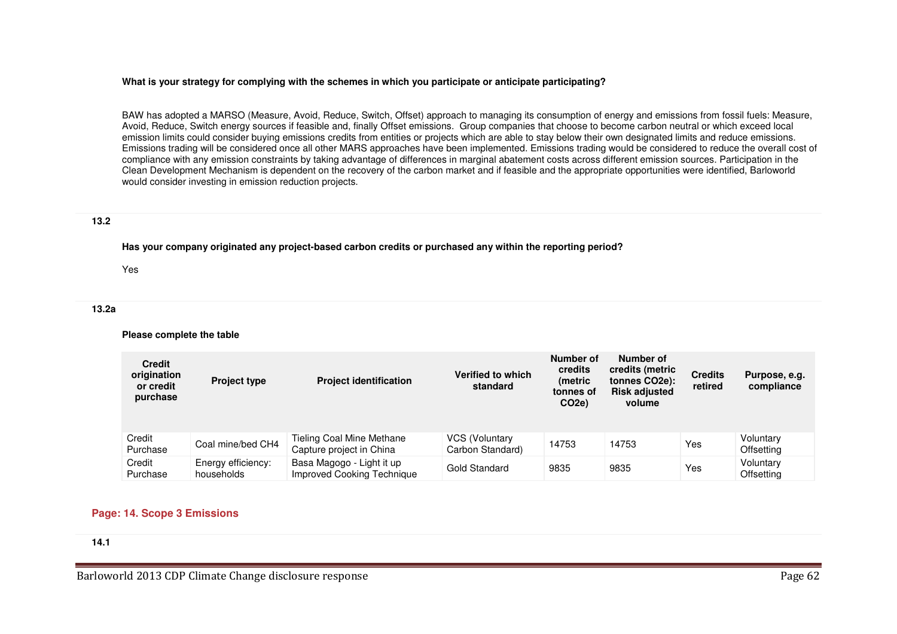**What is your strategy for complying with the schemes in which you participate or anticipate participating?**

BAW has adopted a MARSO (Measure, Avoid, Reduce, Switch, Offset) approach to managing its consumption of energy and emissions from fossil fuels: Measure, Avoid, Reduce, Switch energy sources if feasible and, finally Offset emissions. Group companies that choose to become carbon neutral or which exceed local emission limits could consider buying emissions credits from entities or projects which are able to stay below their own designated limits and reduce emissions. Emissions trading will be considered once all other MARS approaches have been implemented. Emissions trading would be considered to reduce the overall cost of compliance with any emission constraints by taking advantage of differences in marginal abatement costs across different emission sources. Participation in the Clean Development Mechanism is dependent on the recovery of the carbon market and if feasible and the appropriate opportunities were identified, Barloworld would consider investing in emission reduction projects.

**13.2**

**Has your company originated any project-based carbon credits or purchased any within the reporting period?**

Yes

**13.2a**

**Please complete the table**

| Credit origination or credit purchase | Project type | Project identification | Verified to which standard | Number of credits (metric tonnes of CO2e) | Number of credits (metric tonnes CO2e): Risk adjusted volume | Credits retired | Purpose, e.g. compliance |
|---|---|---|---|---|---|---|---|
| Credit Purchase | Coal mine/bed CH4 | Tieling Coal Mine Methane Capture project in China | VCS (Voluntary Carbon Standard) | 14753 | 14753 | Yes | Voluntary Offsetting |
| Credit Purchase | Energy efficiency: households | Basa Magogo - Light it up Improved Cooking Technique | Gold Standard | 9835 | 9835 | Yes | Voluntary Offsetting |

## Page: 14. Scope 3 Emissions

**14.1**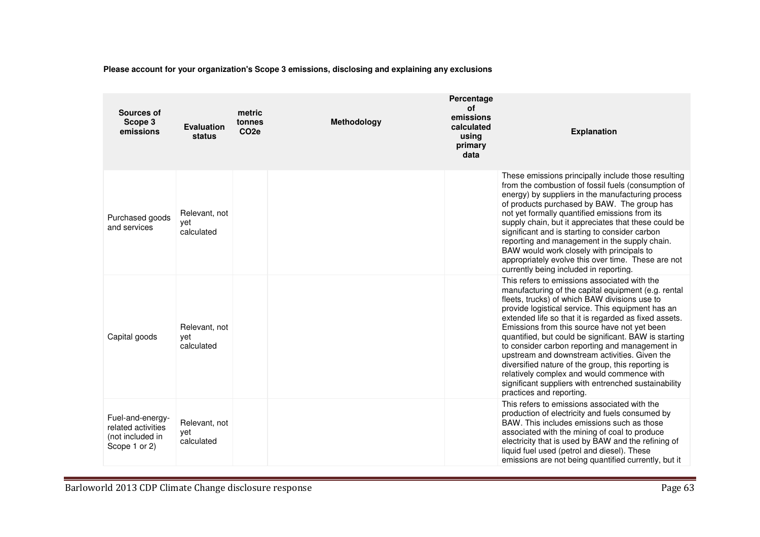**Please account for your organization's Scope 3 emissions, disclosing and explaining any exclusions**

| Sources of Scope 3 emissions | Evaluation status | metric tonnes $CO_2e$ | Methodology | Percentage of emissions calculated using primary data | Explanation |
|---|---|---|---|---|---|
| Purchased goods and services | Relevant, not yet calculated | | | | These emissions principally include those resulting from the combustion of fossil fuels (consumption of energy) by suppliers in the manufacturing process of products purchased by BAW. The group has not yet formally quantified emissions from its supply chain, but it appreciates that these could be significant and is starting to consider carbon reporting and management in the supply chain. BAW would work closely with principals to appropriately evolve this over time. These are not currently being included in reporting. |
| Capital goods | Relevant, not yet calculated | | | | This refers to emissions associated with the manufacturing of the capital equipment (e.g. rental fleets, trucks) of which BAW divisions use to provide logistical service. This equipment has an extended life so that it is regarded as fixed assets. Emissions from this source have not yet been quantified, but could be significant. BAW is starting to consider carbon reporting and management in upstream and downstream activities. Given the diversified nature of the group, this reporting is relatively complex and would commence with significant suppliers with entrenched sustainability practices and reporting. |
| Fuel-and-energy-related activities (not included in Scope 1 or 2) | Relevant, not yet calculated | | | | This refers to emissions associated with the production of electricity and fuels consumed by BAW. This includes emissions such as those associated with the mining of coal to produce electricity that is used by BAW and the refining of liquid fuel used (petrol and diesel). These emissions are not being quantified currently, but it |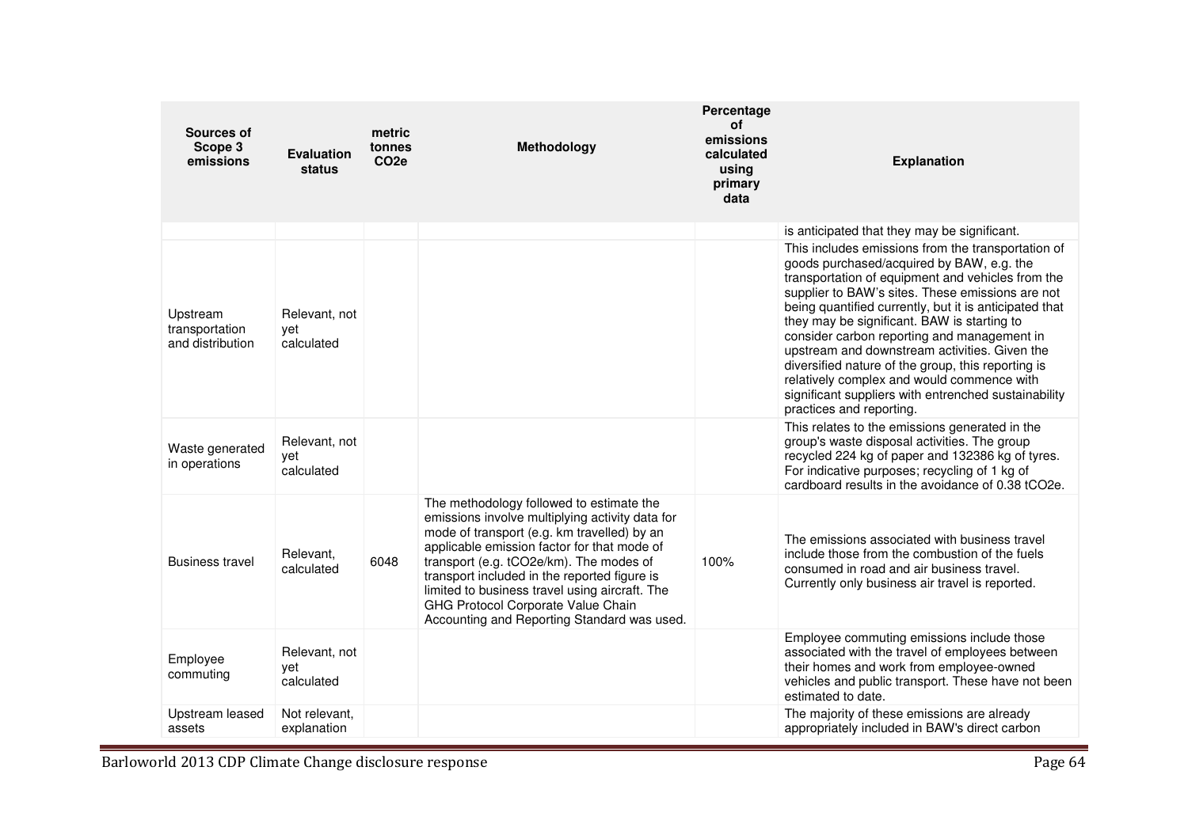| Sources of Scope 3 emissions | Evaluation status | metric tonnes $CO_2e$ | Methodology | Percentage of emissions calculated using primary data | Explanation |
|---|---|---|---|---|---|
| | | | | | is anticipated that they may be significant. |
| Upstream transportation and distribution | Relevant, not yet calculated | | | | This includes emissions from the transportation of goods purchased/acquired by BAW, e.g. the transportation of equipment and vehicles from the supplier to BAW's sites. These emissions are not being quantified currently, but it is anticipated that they may be significant. BAW is starting to consider carbon reporting and management in upstream and downstream activities. Given the diversified nature of the group, this reporting is relatively complex and would commence with significant suppliers with entrenched sustainability practices and reporting. |
| Waste generated in operations | Relevant, not yet calculated | | | | This relates to the emissions generated in the group's waste disposal activities. The group recycled 224 kg of paper and 132386 kg of tyres. For indicative purposes; recycling of 1 kg of cardboard results in the avoidance of 0.38 $tCO_2e$. |
| Business travel | Relevant, calculated | 6048 | The methodology followed to estimate the emissions involve multiplying activity data for mode of transport (e.g. km travelled) by an applicable emission factor for that mode of transport (e.g. $tCO_2e$/km). The modes of transport included in the reported figure is limited to business travel using aircraft. The GHG Protocol Corporate Value Chain Accounting and Reporting Standard was used. | 100% | The emissions associated with business travel include those from the combustion of the fuels consumed in road and air business travel. Currently only business air travel is reported. |
| Employee commuting | Relevant, not yet calculated | | | | Employee commuting emissions include those associated with the travel of employees between their homes and work from employee-owned vehicles and public transport. These have not been estimated to date. |
| Upstream leased assets | Not relevant, explanation | | | | The majority of these emissions are already appropriately included in BAW's direct carbon |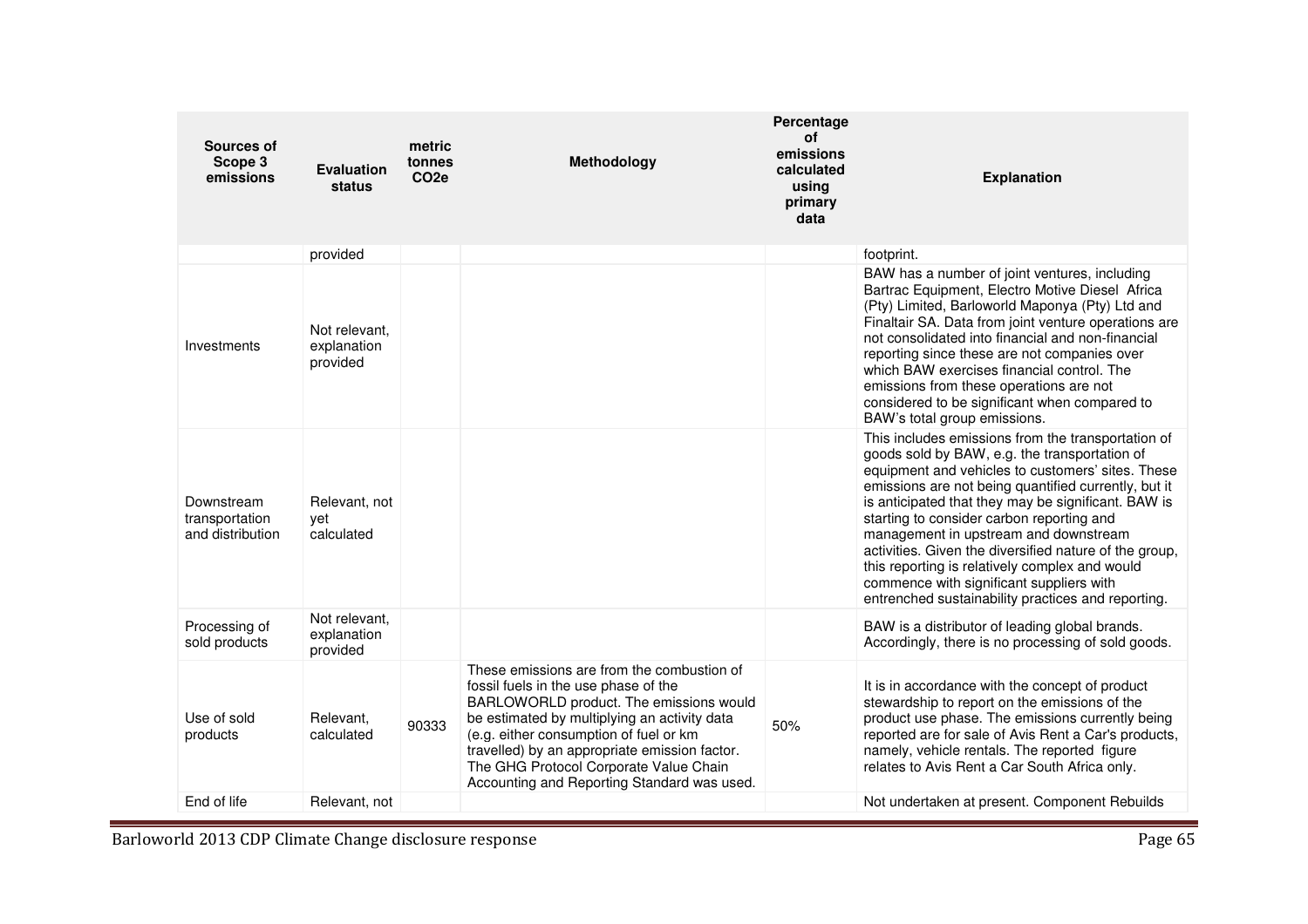| Sources of Scope 3 emissions | Evaluation status | metric tonnes $CO_2e$ | Methodology | Percentage of emissions calculated using primary data | Explanation |
|---|---|---|---|---|---|
| | provided | | | | footprint. |
| Investments | Not relevant, explanation provided | | | | BAW has a number of joint ventures, including Bartrac Equipment, Electro Motive Diesel Africa (Pty) Limited, Barloworld Maponya (Pty) Ltd and Finaltair SA. Data from joint venture operations are not consolidated into financial and non-financial reporting since these are not companies over which BAW exercises financial control. The emissions from these operations are not considered to be significant when compared to BAW's total group emissions. |
| Downstream transportation and distribution | Relevant, not yet calculated | | | | This includes emissions from the transportation of goods sold by BAW, e.g. the transportation of equipment and vehicles to customers' sites. These emissions are not being quantified currently, but it is anticipated that they may be significant. BAW is starting to consider carbon reporting and management in upstream and downstream activities. Given the diversified nature of the group, this reporting is relatively complex and would commence with significant suppliers with entrenched sustainability practices and reporting. |
| Processing of sold products | Not relevant, explanation provided | | | | BAW is a distributor of leading global brands. Accordingly, there is no processing of sold goods. |
| Use of sold products | Relevant, calculated | 90333 | These emissions are from the combustion of fossil fuels in the use phase of the BARLOWORLD product. The emissions would be estimated by multiplying an activity data (e.g. either consumption of fuel or km travelled) by an appropriate emission factor. The GHG Protocol Corporate Value Chain Accounting and Reporting Standard was used. | 50% | It is in accordance with the concept of product stewardship to report on the emissions of the product use phase. The emissions currently being reported are for sale of Avis Rent a Car's products, namely, vehicle rentals. The reported figure relates to Avis Rent a Car South Africa only. |
| End of life | Relevant, not | | | | Not undertaken at present. Component Rebuilds |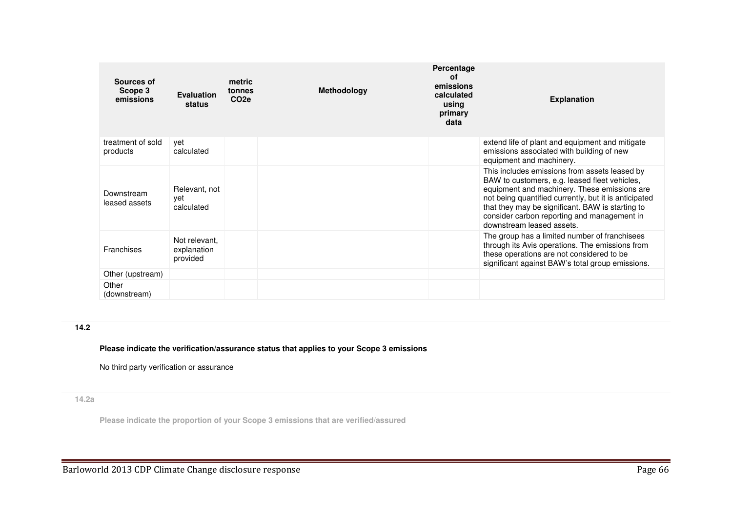| Sources of Scope 3 emissions | Evaluation status | metric tonnes CO2e | Methodology | Percentage of emissions calculated using primary data | Explanation |
|---|---|---|---|---|---|
| treatment of sold products | yet calculated | | | | extend life of plant and equipment and mitigate emissions associated with building of new equipment and machinery. |
| Downstream leased assets | Relevant, not yet calculated | | | | This includes emissions from assets leased by BAW to customers, e.g. leased fleet vehicles, equipment and machinery. These emissions are not being quantified currently, but it is anticipated that they may be significant. BAW is starting to consider carbon reporting and management in downstream leased assets. |
| Franchises | Not relevant, explanation provided | | | | The group has a limited number of franchisees through its Avis operations. The emissions from these operations are not considered to be significant against BAW's total group emissions. |
| Other (upstream) | | | | | |
| Other (downstream) | | | | | |

**14.2**

**Please indicate the verification/assurance status that applies to your Scope 3 emissions**

No third party verification or assurance

**14.2a**

**Please indicate the proportion of your Scope 3 emissions that are verified/assured**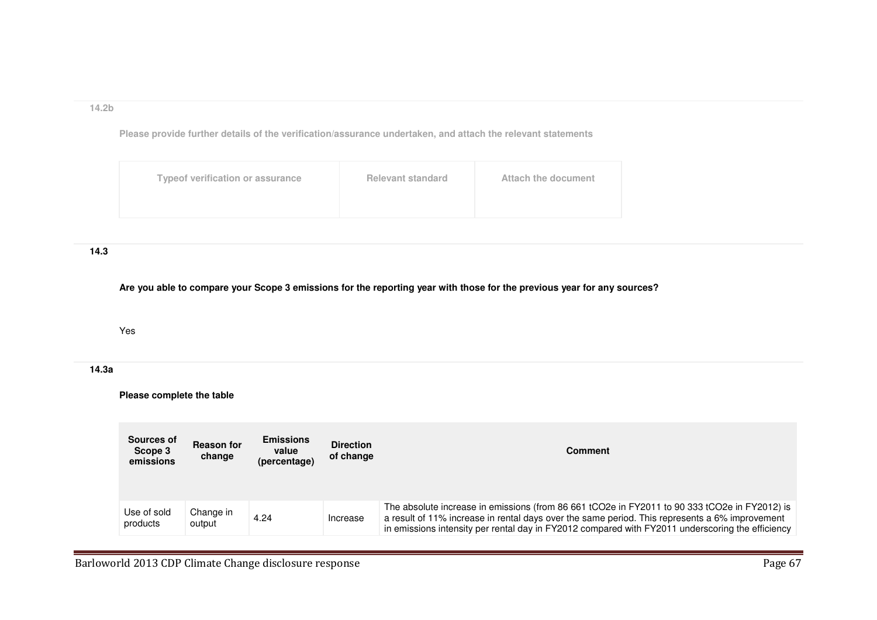**14.2b**

**Please provide further details of the verification/assurance undertaken, and attach the relevant statements**

| Typeof verification or assurance | Relevant standard | Attach the document |
|---|---|---|
| | | |

**14.3**

**Are you able to compare your Scope 3 emissions for the reporting year with those for the previous year for any sources?**

Yes

**14.3a**

**Please complete the table**

| Sources of Scope 3 emissions | Reason for change | Emissions value (percentage) | Direction of change | Comment |
|---|---|---|---|---|
| Use of sold products | Change in output | 4.24 | Increase | The absolute increase in emissions (from 86 661 tCO2e in FY2011 to 90 333 tCO2e in FY2012) is a result of 11% increase in rental days over the same period. This represents a 6% improvement in emissions intensity per rental day in FY2012 compared with FY2011 underscoring the efficiency |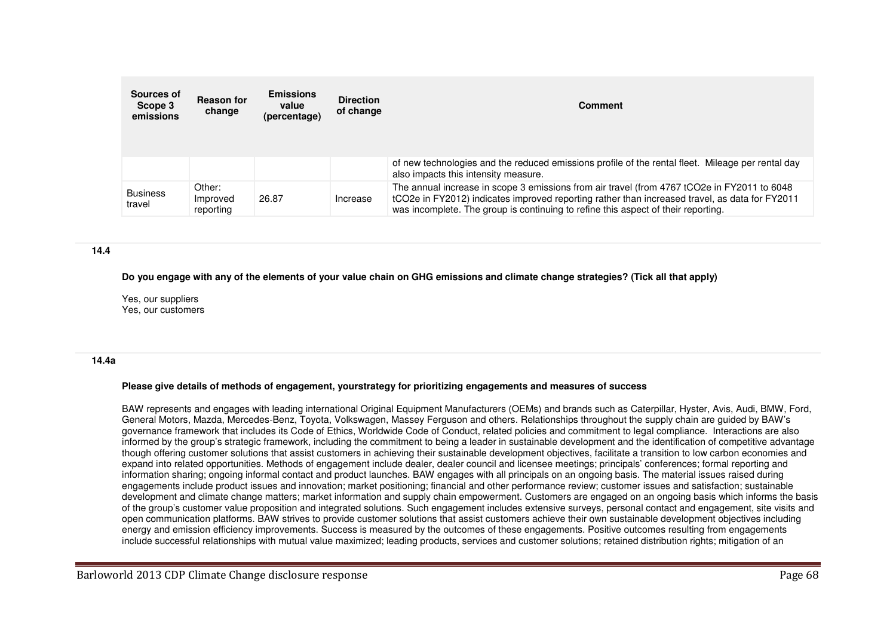| Sources of Scope 3 emissions | Reason for change | Emissions value (percentage) | Direction of change | Comment |
|---|---|---|---|---|
| | | | | of new technologies and the reduced emissions profile of the rental fleet. Mileage per rental day also impacts this intensity measure. |
| Business travel | Other: Improved reporting | 26.87 | Increase | The annual increase in scope 3 emissions from air travel (from 4767 tCO2e in FY2011 to 6048 tCO2e in FY2012) indicates improved reporting rather than increased travel, as data for FY2011 was incomplete. The group is continuing to refine this aspect of their reporting. |

**14.4**

**Do you engage with any of the elements of your value chain on GHG emissions and climate change strategies? (Tick all that apply)**

Yes, our suppliers
Yes, our customers

**14.4a**

**Please give details of methods of engagement, yourstrategy for prioritizing engagements and measures of success**

BAW represents and engages with leading international Original Equipment Manufacturers (OEMs) and brands such as Caterpillar, Hyster, Avis, Audi, BMW, Ford, General Motors, Mazda, Mercedes-Benz, Toyota, Volkswagen, Massey Ferguson and others. Relationships throughout the supply chain are guided by BAW's governance framework that includes its Code of Ethics, Worldwide Code of Conduct, related policies and commitment to legal compliance. Interactions are also informed by the group's strategic framework, including the commitment to being a leader in sustainable development and the identification of competitive advantage though offering customer solutions that assist customers in achieving their sustainable development objectives, facilitate a transition to low carbon economies and expand into related opportunities. Methods of engagement include dealer, dealer council and licensee meetings; principals' conferences; formal reporting and information sharing; ongoing informal contact and product launches. BAW engages with all principals on an ongoing basis. The material issues raised during engagements include product issues and innovation; market positioning; financial and other performance review; customer issues and satisfaction; sustainable development and climate change matters; market information and supply chain empowerment. Customers are engaged on an ongoing basis which informs the basis of the group's customer value proposition and integrated solutions. Such engagement includes extensive surveys, personal contact and engagement, site visits and open communication platforms. BAW strives to provide customer solutions that assist customers achieve their own sustainable development objectives including energy and emission efficiency improvements. Success is measured by the outcomes of these engagements. Positive outcomes resulting from engagements include successful relationships with mutual value maximized; leading products, services and customer solutions; retained distribution rights; mitigation of an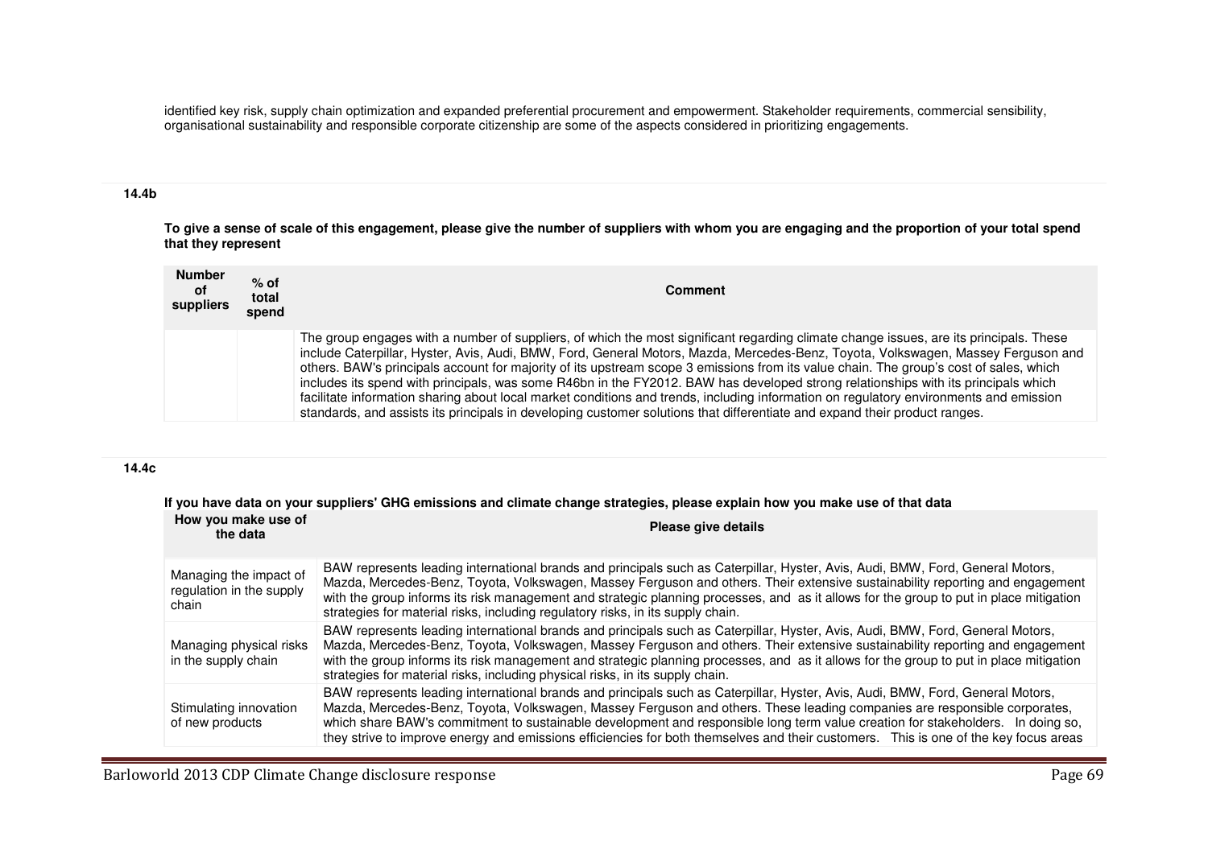identified key risk, supply chain optimization and expanded preferential procurement and empowerment. Stakeholder requirements, commercial sensibility, organisational sustainability and responsible corporate citizenship are some of the aspects considered in prioritizing engagements.

### 14.4b

**To give a sense of scale of this engagement, please give the number of suppliers with whom you are engaging and the proportion of your total spend that they represent**

| Number of suppliers | % of total spend | Comment |
|---|---|---|
| | | The group engages with a number of suppliers, of which the most significant regarding climate change issues, are its principals. These include Caterpillar, Hyster, Avis, Audi, BMW, Ford, General Motors, Mazda, Mercedes-Benz, Toyota, Volkswagen, Massey Ferguson and others. BAW's principals account for majority of its upstream scope 3 emissions from its value chain. The group's cost of sales, which includes its spend with principals, was some R46bn in the FY2012. BAW has developed strong relationships with its principals which facilitate information sharing about local market conditions and trends, including information on regulatory environments and emission standards, and assists its principals in developing customer solutions that differentiate and expand their product ranges. |

### 14.4c

**If you have data on your suppliers' GHG emissions and climate change strategies, please explain how you make use of that data**

| How you make use of the data | Please give details |
|---|---|
| Managing the impact of regulation in the supply chain | BAW represents leading international brands and principals such as Caterpillar, Hyster, Avis, Audi, BMW, Ford, General Motors, Mazda, Mercedes-Benz, Toyota, Volkswagen, Massey Ferguson and others. Their extensive sustainability reporting and engagement with the group informs its risk management and strategic planning processes, and as it allows for the group to put in place mitigation strategies for material risks, including regulatory risks, in its supply chain. |
| Managing physical risks in the supply chain | BAW represents leading international brands and principals such as Caterpillar, Hyster, Avis, Audi, BMW, Ford, General Motors, Mazda, Mercedes-Benz, Toyota, Volkswagen, Massey Ferguson and others. Their extensive sustainability reporting and engagement with the group informs its risk management and strategic planning processes, and as it allows for the group to put in place mitigation strategies for material risks, including physical risks, in its supply chain. |
| Stimulating innovation of new products | BAW represents leading international brands and principals such as Caterpillar, Hyster, Avis, Audi, BMW, Ford, General Motors, Mazda, Mercedes-Benz, Toyota, Volkswagen, Massey Ferguson and others. These leading companies are responsible corporates, which share BAW's commitment to sustainable development and responsible long term value creation for stakeholders. In doing so, they strive to improve energy and emissions efficiencies for both themselves and their customers. This is one of the key focus areas |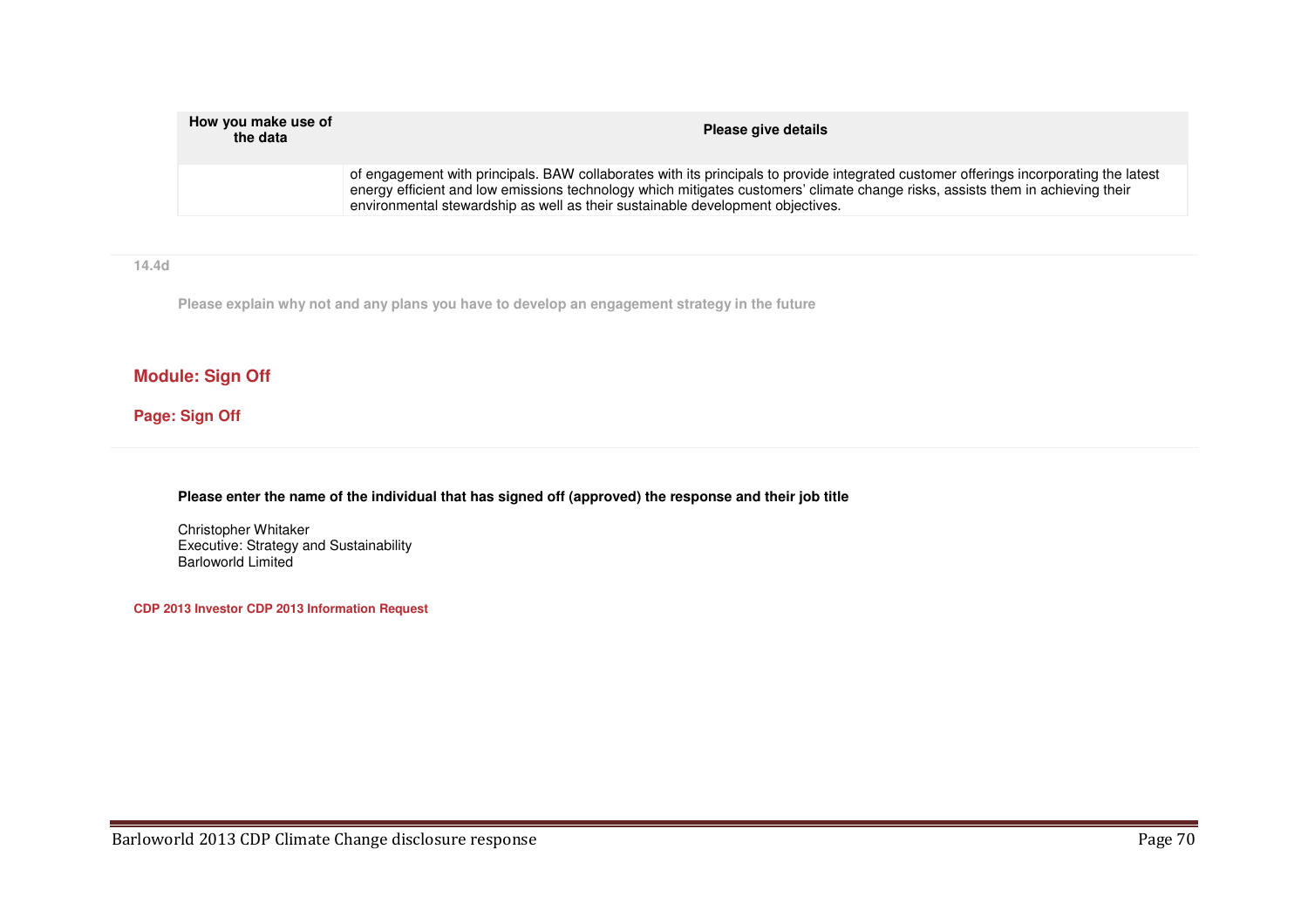| How you make use of the data | Please give details |
|---|---|
| | of engagement with principals. BAW collaborates with its principals to provide integrated customer offerings incorporating the latest energy efficient and low emissions technology which mitigates customers' climate change risks, assists them in achieving their environmental stewardship as well as their sustainable development objectives. |

14.4d

Please explain why not and any plans you have to develop an engagement strategy in the future

## Module: Sign Off

### Page: Sign Off

**Please enter the name of the individual that has signed off (approved) the response and their job title**

Christopher Whitaker
Executive: Strategy and Sustainability
Barloworld Limited

**CDP 2013 Investor CDP 2013 Information Request**